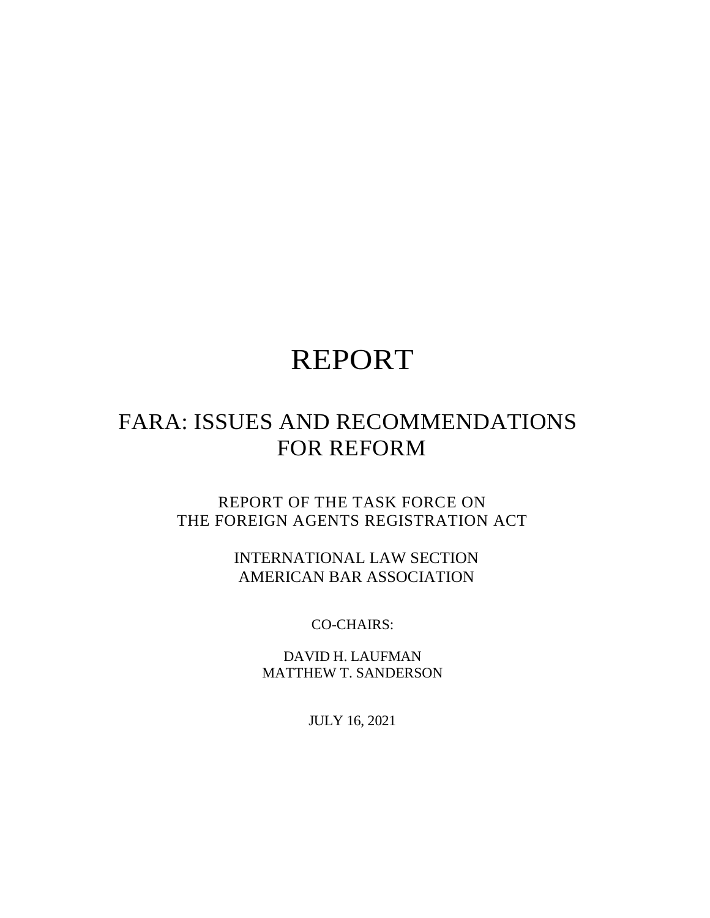# REPORT

## FARA: ISSUES AND RECOMMENDATIONS FOR REFORM

REPORT OF THE TASK FORCE ON
THE FOREIGN AGENTS REGISTRATION ACT

INTERNATIONAL LAW SECTION
AMERICAN BAR ASSOCIATION

CO-CHAIRS:

DAVID H. LAUFMAN
MATTHEW T. SANDERSON

JULY 16, 2021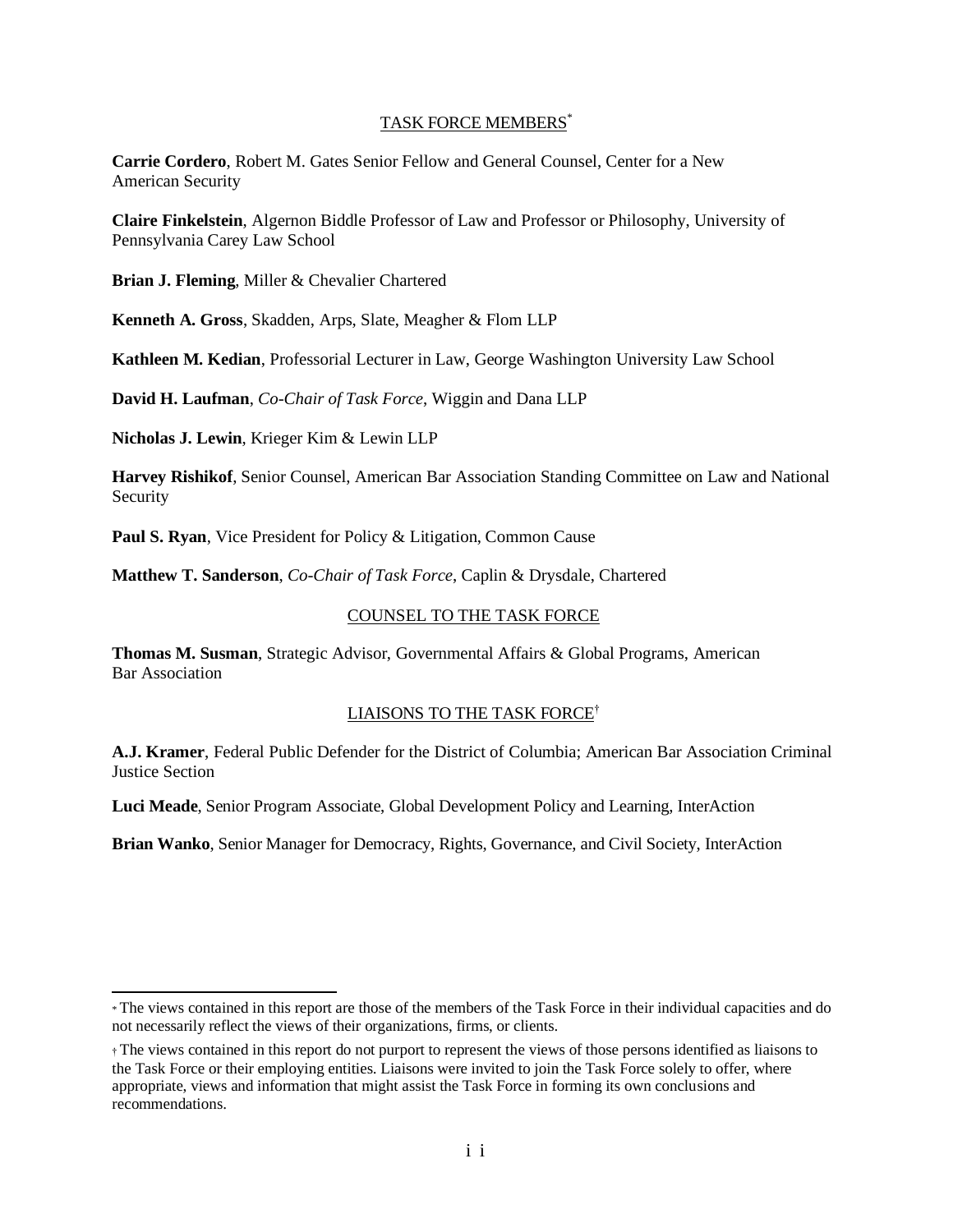## TASK FORCE MEMBERS[*]

**Carrie Cordero**, Robert M. Gates Senior Fellow and General Counsel, Center for a New American Security

**Claire Finkelstein**, Algernon Biddle Professor of Law and Professor or Philosophy, University of Pennsylvania Carey Law School

**Brian J. Fleming**, Miller & Chevalier Chartered

**Kenneth A. Gross**, Skadden, Arps, Slate, Meagher & Flom LLP

**Kathleen M. Kedian**, Professorial Lecturer in Law, George Washington University Law School

**David H. Laufman**, *Co-Chair of Task Force*, Wiggin and Dana LLP

**Nicholas J. Lewin**, Krieger Kim & Lewin LLP

**Harvey Rishikof**, Senior Counsel, American Bar Association Standing Committee on Law and National Security

**Paul S. Ryan**, Vice President for Policy & Litigation, Common Cause

**Matthew T. Sanderson**, *Co-Chair of Task Force*, Caplin & Drysdale, Chartered

## COUNSEL TO THE TASK FORCE

**Thomas M. Susman**, Strategic Advisor, Governmental Affairs & Global Programs, American Bar Association

## LIAISONS TO THE TASK FORCE[†]

**A.J. Kramer**, Federal Public Defender for the District of Columbia; American Bar Association Criminal Justice Section

**Luci Meade**, Senior Program Associate, Global Development Policy and Learning, InterAction

**Brian Wanko**, Senior Manager for Democracy, Rights, Governance, and Civil Society, InterAction

---

[*] The views contained in this report are those of the members of the Task Force in their individual capacities and do not necessarily reflect the views of their organizations, firms, or clients.

[†] The views contained in this report do not purport to represent the views of those persons identified as liaisons to the Task Force or their employing entities. Liaisons were invited to join the Task Force solely to offer, where appropriate, views and information that might assist the Task Force in forming its own conclusions and recommendations.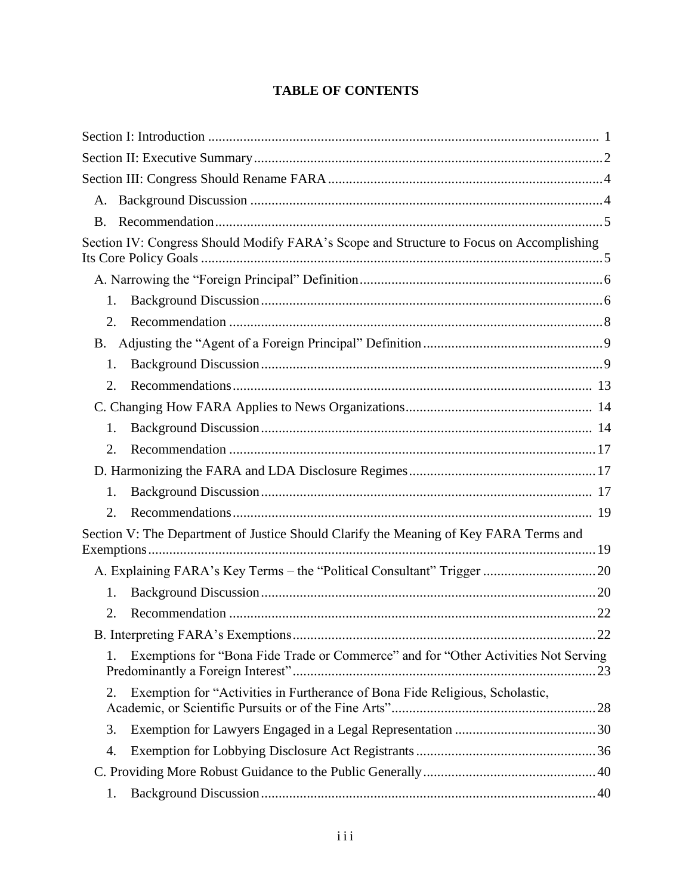# TABLE OF CONTENTS

Section I: Introduction ........................................................................................................ 1

Section II: Executive Summary .............................................................................................2

Section III: Congress Should Rename FARA .......................................................................4

- A. Background Discussion ..............................................................................................4
- B. Recommendation .........................................................................................................5

Section IV: Congress Should Modify FARA's Scope and Structure to Focus on Accomplishing Its Core Policy Goals .............................................................................................................5

- A. Narrowing the "Foreign Principal" Definition ..............................................................6
  1. Background Discussion ...........................................................................................6
  2. Recommendation ....................................................................................................8
- B. Adjusting the "Agent of a Foreign Principal" Definition ..............................................9
  1. Background Discussion ...........................................................................................9
  2. Recommendations ................................................................................................. 13
- C. Changing How FARA Applies to News Organizations ............................................... 14
  1. Background Discussion ......................................................................................... 14
  2. Recommendation ..................................................................................................17
- D. Harmonizing the FARA and LDA Disclosure Regimes ...............................................17
  1. Background Discussion ......................................................................................... 17
  2. Recommendations ................................................................................................. 19

Section V: The Department of Justice Should Clarify the Meaning of Key FARA Terms and Exemptions .........................................................................................................................19

- A. Explaining FARA's Key Terms – the "Political Consultant" Trigger ..........................20
  1. Background Discussion .........................................................................................20
  2. Recommendation ..................................................................................................22
- B. Interpreting FARA's Exemptions ...............................................................................22
  1. Exemptions for "Bona Fide Trade or Commerce" and for "Other Activities Not Serving Predominantly a Foreign Interest" .................................................................................23
  2. Exemption for "Activities in Furtherance of Bona Fide Religious, Scholastic, Academic, or Scientific Pursuits or of the Fine Arts" ...................................................28
  3. Exemption for Lawyers Engaged in a Legal Representation ..................................30
  4. Exemption for Lobbying Disclosure Act Registrants .............................................36
- C. Providing More Robust Guidance to the Public Generally ..........................................40
  1. Background Discussion .........................................................................................40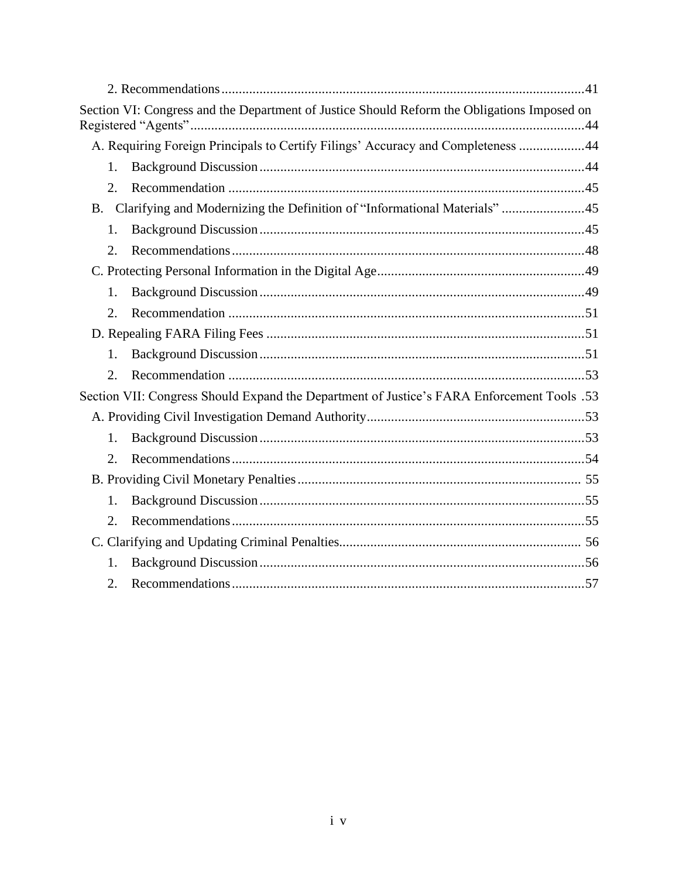2. Recommendations ....... 41

Section VI: Congress and the Department of Justice Should Reform the Obligations Imposed on Registered "Agents" ....... 44

A. Requiring Foreign Principals to Certify Filings' Accuracy and Completeness ....... 44

1. Background Discussion ....... 44
2. Recommendation ....... 45

B. Clarifying and Modernizing the Definition of "Informational Materials" ....... 45

1. Background Discussion ....... 45
2. Recommendations ....... 48

C. Protecting Personal Information in the Digital Age ....... 49

1. Background Discussion ....... 49
2. Recommendation ....... 51

D. Repealing FARA Filing Fees ....... 51

1. Background Discussion ....... 51
2. Recommendation ....... 53

Section VII: Congress Should Expand the Department of Justice's FARA Enforcement Tools ....... 53

A. Providing Civil Investigation Demand Authority ....... 53

1. Background Discussion ....... 53
2. Recommendations ....... 54

B. Providing Civil Monetary Penalties ....... 55

1. Background Discussion ....... 55
2. Recommendations ....... 55

C. Clarifying and Updating Criminal Penalties ....... 56

1. Background Discussion ....... 56
2. Recommendations ....... 57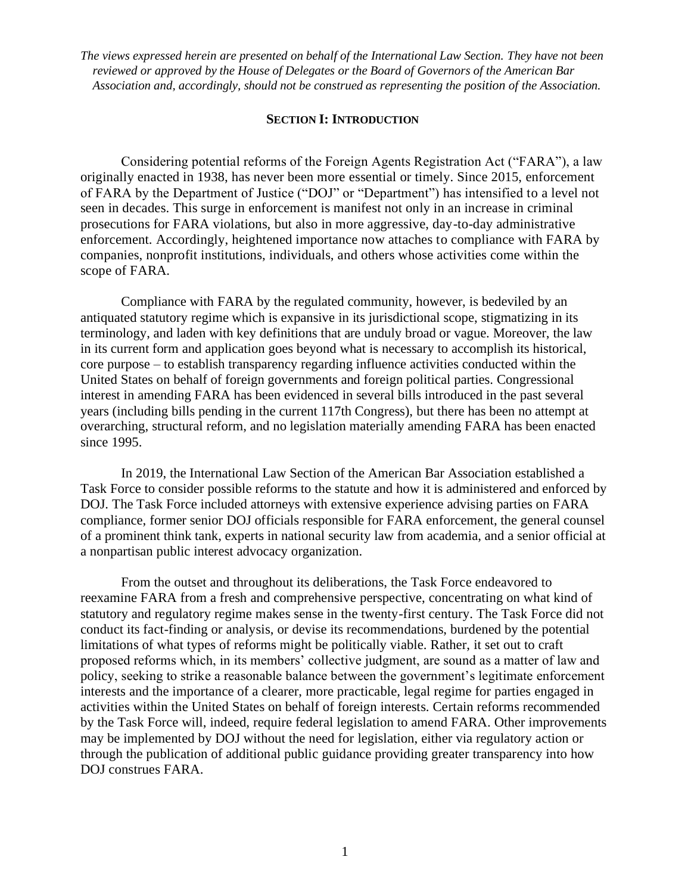*The views expressed herein are presented on behalf of the International Law Section. They have not been reviewed or approved by the House of Delegates or the Board of Governors of the American Bar Association and, accordingly, should not be construed as representing the position of the Association.*

## SECTION I: INTRODUCTION

Considering potential reforms of the Foreign Agents Registration Act ("FARA"), a law originally enacted in 1938, has never been more essential or timely. Since 2015, enforcement of FARA by the Department of Justice ("DOJ" or "Department") has intensified to a level not seen in decades. This surge in enforcement is manifest not only in an increase in criminal prosecutions for FARA violations, but also in more aggressive, day-to-day administrative enforcement. Accordingly, heightened importance now attaches to compliance with FARA by companies, nonprofit institutions, individuals, and others whose activities come within the scope of FARA.

Compliance with FARA by the regulated community, however, is bedeviled by an antiquated statutory regime which is expansive in its jurisdictional scope, stigmatizing in its terminology, and laden with key definitions that are unduly broad or vague. Moreover, the law in its current form and application goes beyond what is necessary to accomplish its historical, core purpose – to establish transparency regarding influence activities conducted within the United States on behalf of foreign governments and foreign political parties. Congressional interest in amending FARA has been evidenced in several bills introduced in the past several years (including bills pending in the current 117th Congress), but there has been no attempt at overarching, structural reform, and no legislation materially amending FARA has been enacted since 1995.

In 2019, the International Law Section of the American Bar Association established a Task Force to consider possible reforms to the statute and how it is administered and enforced by DOJ. The Task Force included attorneys with extensive experience advising parties on FARA compliance, former senior DOJ officials responsible for FARA enforcement, the general counsel of a prominent think tank, experts in national security law from academia, and a senior official at a nonpartisan public interest advocacy organization.

From the outset and throughout its deliberations, the Task Force endeavored to reexamine FARA from a fresh and comprehensive perspective, concentrating on what kind of statutory and regulatory regime makes sense in the twenty-first century. The Task Force did not conduct its fact-finding or analysis, or devise its recommendations, burdened by the potential limitations of what types of reforms might be politically viable. Rather, it set out to craft proposed reforms which, in its members' collective judgment, are sound as a matter of law and policy, seeking to strike a reasonable balance between the government's legitimate enforcement interests and the importance of a clearer, more practicable, legal regime for parties engaged in activities within the United States on behalf of foreign interests. Certain reforms recommended by the Task Force will, indeed, require federal legislation to amend FARA. Other improvements may be implemented by DOJ without the need for legislation, either via regulatory action or through the publication of additional public guidance providing greater transparency into how DOJ construes FARA.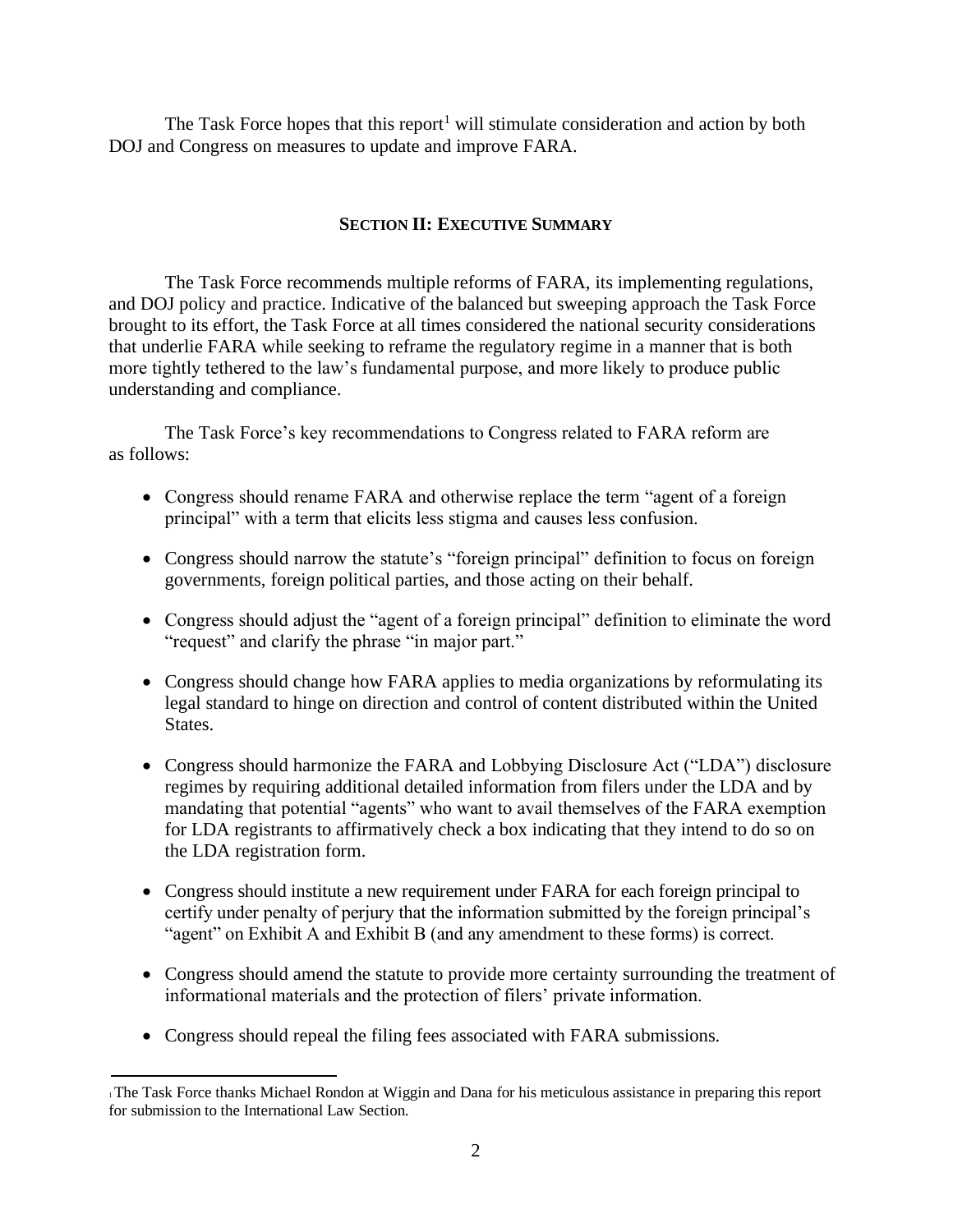The Task Force hopes that this report[1] will stimulate consideration and action by both DOJ and Congress on measures to update and improve FARA.

## SECTION II: EXECUTIVE SUMMARY

The Task Force recommends multiple reforms of FARA, its implementing regulations, and DOJ policy and practice. Indicative of the balanced but sweeping approach the Task Force brought to its effort, the Task Force at all times considered the national security considerations that underlie FARA while seeking to reframe the regulatory regime in a manner that is both more tightly tethered to the law's fundamental purpose, and more likely to produce public understanding and compliance.

The Task Force's key recommendations to Congress related to FARA reform are as follows:

- Congress should rename FARA and otherwise replace the term "agent of a foreign principal" with a term that elicits less stigma and causes less confusion.
- Congress should narrow the statute's "foreign principal" definition to focus on foreign governments, foreign political parties, and those acting on their behalf.
- Congress should adjust the "agent of a foreign principal" definition to eliminate the word "request" and clarify the phrase "in major part."
- Congress should change how FARA applies to media organizations by reformulating its legal standard to hinge on direction and control of content distributed within the United States.
- Congress should harmonize the FARA and Lobbying Disclosure Act ("LDA") disclosure regimes by requiring additional detailed information from filers under the LDA and by mandating that potential "agents" who want to avail themselves of the FARA exemption for LDA registrants to affirmatively check a box indicating that they intend to do so on the LDA registration form.
- Congress should institute a new requirement under FARA for each foreign principal to certify under penalty of perjury that the information submitted by the foreign principal's "agent" on Exhibit A and Exhibit B (and any amendment to these forms) is correct.
- Congress should amend the statute to provide more certainty surrounding the treatment of informational materials and the protection of filers' private information.
- Congress should repeal the filing fees associated with FARA submissions.

[1] The Task Force thanks Michael Rondon at Wiggin and Dana for his meticulous assistance in preparing this report for submission to the International Law Section.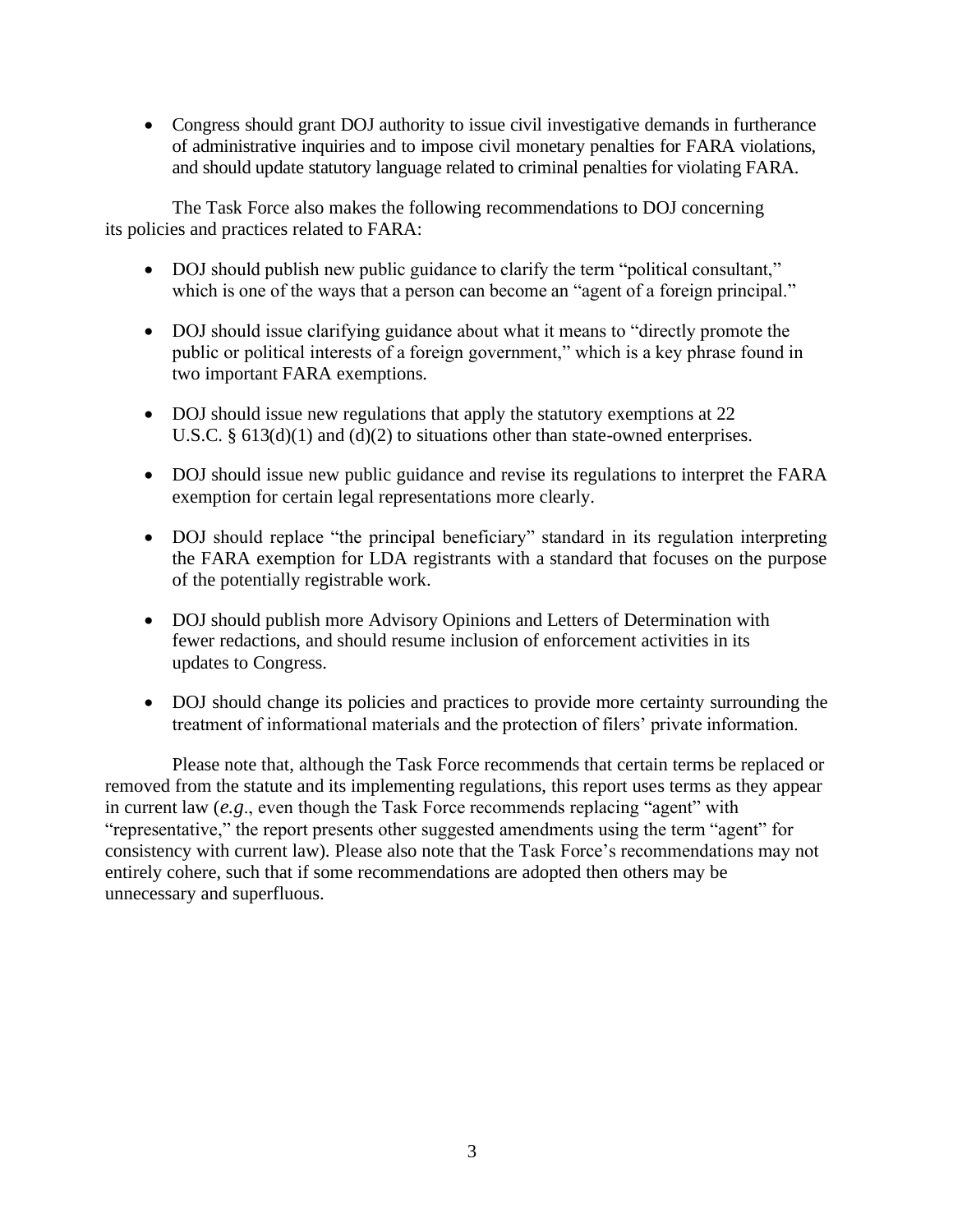- Congress should grant DOJ authority to issue civil investigative demands in furtherance of administrative inquiries and to impose civil monetary penalties for FARA violations, and should update statutory language related to criminal penalties for violating FARA.

The Task Force also makes the following recommendations to DOJ concerning its policies and practices related to FARA:

- DOJ should publish new public guidance to clarify the term "political consultant," which is one of the ways that a person can become an "agent of a foreign principal."
- DOJ should issue clarifying guidance about what it means to "directly promote the public or political interests of a foreign government," which is a key phrase found in two important FARA exemptions.
- DOJ should issue new regulations that apply the statutory exemptions at 22 U.S.C. § 613(d)(1) and (d)(2) to situations other than state-owned enterprises.
- DOJ should issue new public guidance and revise its regulations to interpret the FARA exemption for certain legal representations more clearly.
- DOJ should replace "the principal beneficiary" standard in its regulation interpreting the FARA exemption for LDA registrants with a standard that focuses on the purpose of the potentially registrable work.
- DOJ should publish more Advisory Opinions and Letters of Determination with fewer redactions, and should resume inclusion of enforcement activities in its updates to Congress.
- DOJ should change its policies and practices to provide more certainty surrounding the treatment of informational materials and the protection of filers' private information.

Please note that, although the Task Force recommends that certain terms be replaced or removed from the statute and its implementing regulations, this report uses terms as they appear in current law (*e.g*., even though the Task Force recommends replacing "agent" with "representative," the report presents other suggested amendments using the term "agent" for consistency with current law). Please also note that the Task Force's recommendations may not entirely cohere, such that if some recommendations are adopted then others may be unnecessary and superfluous.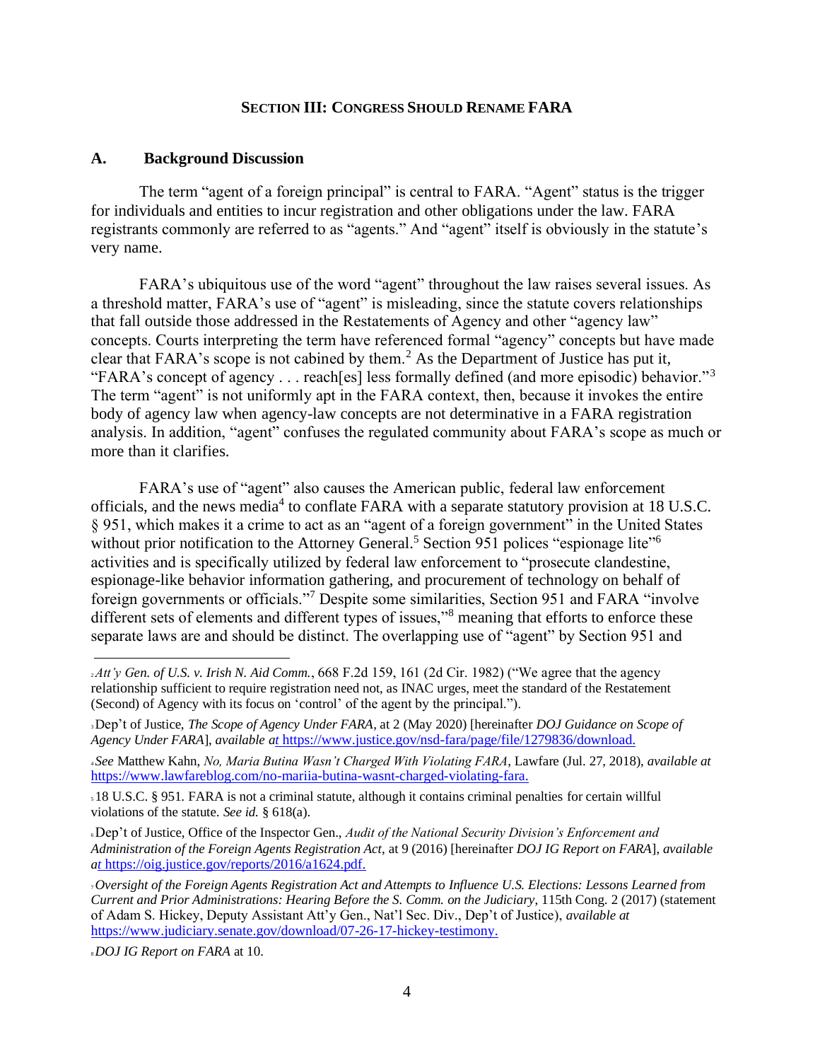## **SECTION III: CONGRESS SHOULD RENAME FARA**

### **A. Background Discussion**

The term "agent of a foreign principal" is central to FARA. "Agent" status is the trigger for individuals and entities to incur registration and other obligations under the law. FARA registrants commonly are referred to as "agents." And "agent" itself is obviously in the statute's very name.

FARA's ubiquitous use of the word "agent" throughout the law raises several issues. As a threshold matter, FARA's use of "agent" is misleading, since the statute covers relationships that fall outside those addressed in the Restatements of Agency and other "agency law" concepts. Courts interpreting the term have referenced formal "agency" concepts but have made clear that FARA's scope is not cabined by them.[2] As the Department of Justice has put it, "FARA's concept of agency . . . reach[es] less formally defined (and more episodic) behavior."[3] The term "agent" is not uniformly apt in the FARA context, then, because it invokes the entire body of agency law when agency-law concepts are not determinative in a FARA registration analysis. In addition, "agent" confuses the regulated community about FARA's scope as much or more than it clarifies.

FARA's use of "agent" also causes the American public, federal law enforcement officials, and the news media[4] to conflate FARA with a separate statutory provision at 18 U.S.C. § 951, which makes it a crime to act as an "agent of a foreign government" in the United States without prior notification to the Attorney General.[5] Section 951 polices "espionage lite"[6] activities and is specifically utilized by federal law enforcement to "prosecute clandestine, espionage-like behavior information gathering, and procurement of technology on behalf of foreign governments or officials."[7] Despite some similarities, Section 951 and FARA "involve different sets of elements and different types of issues,"[8] meaning that efforts to enforce these separate laws are and should be distinct. The overlapping use of "agent" by Section 951 and

---

[2] *Att'y Gen. of U.S. v. Irish N. Aid Comm.*, 668 F.2d 159, 161 (2d Cir. 1982) ("We agree that the agency relationship sufficient to require registration need not, as INAC urges, meet the standard of the Restatement (Second) of Agency with its focus on 'control' of the agent by the principal.").

[3] Dep't of Justice, *The Scope of Agency Under FARA*, at 2 (May 2020) [hereinafter *DOJ Guidance on Scope of Agency Under FARA*], *available at* https://www.justice.gov/nsd-fara/page/file/1279836/download.

[4] *See* Matthew Kahn, *No, Maria Butina Wasn't Charged With Violating FARA*, Lawfare (Jul. 27, 2018), *available at* https://www.lawfareblog.com/no-mariia-butina-wasnt-charged-violating-fara.

[5] 18 U.S.C. § 951. FARA is not a criminal statute, although it contains criminal penalties for certain willful violations of the statute. *See id.* § 618(a).

[6] Dep't of Justice, Office of the Inspector Gen., *Audit of the National Security Division's Enforcement and Administration of the Foreign Agents Registration Act*, at 9 (2016) [hereinafter *DOJ IG Report on FARA*], *available at* https://oig.justice.gov/reports/2016/a1624.pdf.

[7] *Oversight of the Foreign Agents Registration Act and Attempts to Influence U.S. Elections: Lessons Learned from Current and Prior Administrations: Hearing Before the S. Comm. on the Judiciary*, 115th Cong. 2 (2017) (statement of Adam S. Hickey, Deputy Assistant Att'y Gen., Nat'l Sec. Div., Dep't of Justice), *available at* https://www.judiciary.senate.gov/download/07-26-17-hickey-testimony.

[8] *DOJ IG Report on FARA* at 10.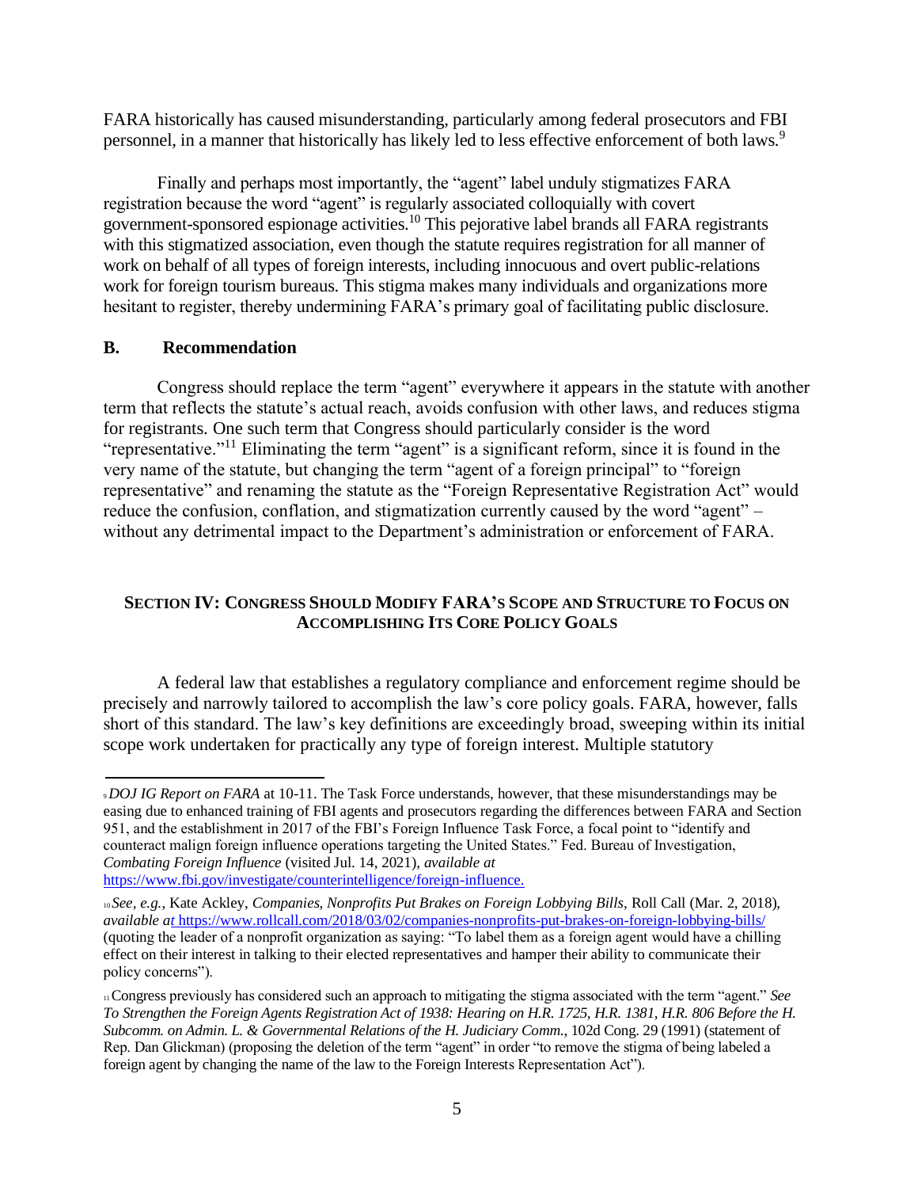FARA historically has caused misunderstanding, particularly among federal prosecutors and FBI personnel, in a manner that historically has likely led to less effective enforcement of both laws.[9]

Finally and perhaps most importantly, the "agent" label unduly stigmatizes FARA registration because the word "agent" is regularly associated colloquially with covert government-sponsored espionage activities.[10] This pejorative label brands all FARA registrants with this stigmatized association, even though the statute requires registration for all manner of work on behalf of all types of foreign interests, including innocuous and overt public-relations work for foreign tourism bureaus. This stigma makes many individuals and organizations more hesitant to register, thereby undermining FARA's primary goal of facilitating public disclosure.

### B. Recommendation

Congress should replace the term "agent" everywhere it appears in the statute with another term that reflects the statute's actual reach, avoids confusion with other laws, and reduces stigma for registrants. One such term that Congress should particularly consider is the word "representative."[11] Eliminating the term "agent" is a significant reform, since it is found in the very name of the statute, but changing the term "agent of a foreign principal" to "foreign representative" and renaming the statute as the "Foreign Representative Registration Act" would reduce the confusion, conflation, and stigmatization currently caused by the word "agent" – without any detrimental impact to the Department's administration or enforcement of FARA.

## SECTION IV: CONGRESS SHOULD MODIFY FARA'S SCOPE AND STRUCTURE TO FOCUS ON ACCOMPLISHING ITS CORE POLICY GOALS

A federal law that establishes a regulatory compliance and enforcement regime should be precisely and narrowly tailored to accomplish the law's core policy goals. FARA, however, falls short of this standard. The law's key definitions are exceedingly broad, sweeping within its initial scope work undertaken for practically any type of foreign interest. Multiple statutory

---

[9] *DOJ IG Report on FARA* at 10-11. The Task Force understands, however, that these misunderstandings may be easing due to enhanced training of FBI agents and prosecutors regarding the differences between FARA and Section 951, and the establishment in 2017 of the FBI's Foreign Influence Task Force, a focal point to "identify and counteract malign foreign influence operations targeting the United States." Fed. Bureau of Investigation, *Combating Foreign Influence* (visited Jul. 14, 2021), *available at* https://www.fbi.gov/investigate/counterintelligence/foreign-influence.

[10] *See, e.g.*, Kate Ackley, *Companies, Nonprofits Put Brakes on Foreign Lobbying Bills*, Roll Call (Mar. 2, 2018), *available at* https://www.rollcall.com/2018/03/02/companies-nonprofits-put-brakes-on-foreign-lobbying-bills/ (quoting the leader of a nonprofit organization as saying: "To label them as a foreign agent would have a chilling effect on their interest in talking to their elected representatives and hamper their ability to communicate their policy concerns").

[11] Congress previously has considered such an approach to mitigating the stigma associated with the term "agent." *See To Strengthen the Foreign Agents Registration Act of 1938: Hearing on H.R. 1725, H.R. 1381, H.R. 806 Before the H. Subcomm. on Admin. L. & Governmental Relations of the H. Judiciary Comm.*, 102d Cong. 29 (1991) (statement of Rep. Dan Glickman) (proposing the deletion of the term "agent" in order "to remove the stigma of being labeled a foreign agent by changing the name of the law to the Foreign Interests Representation Act").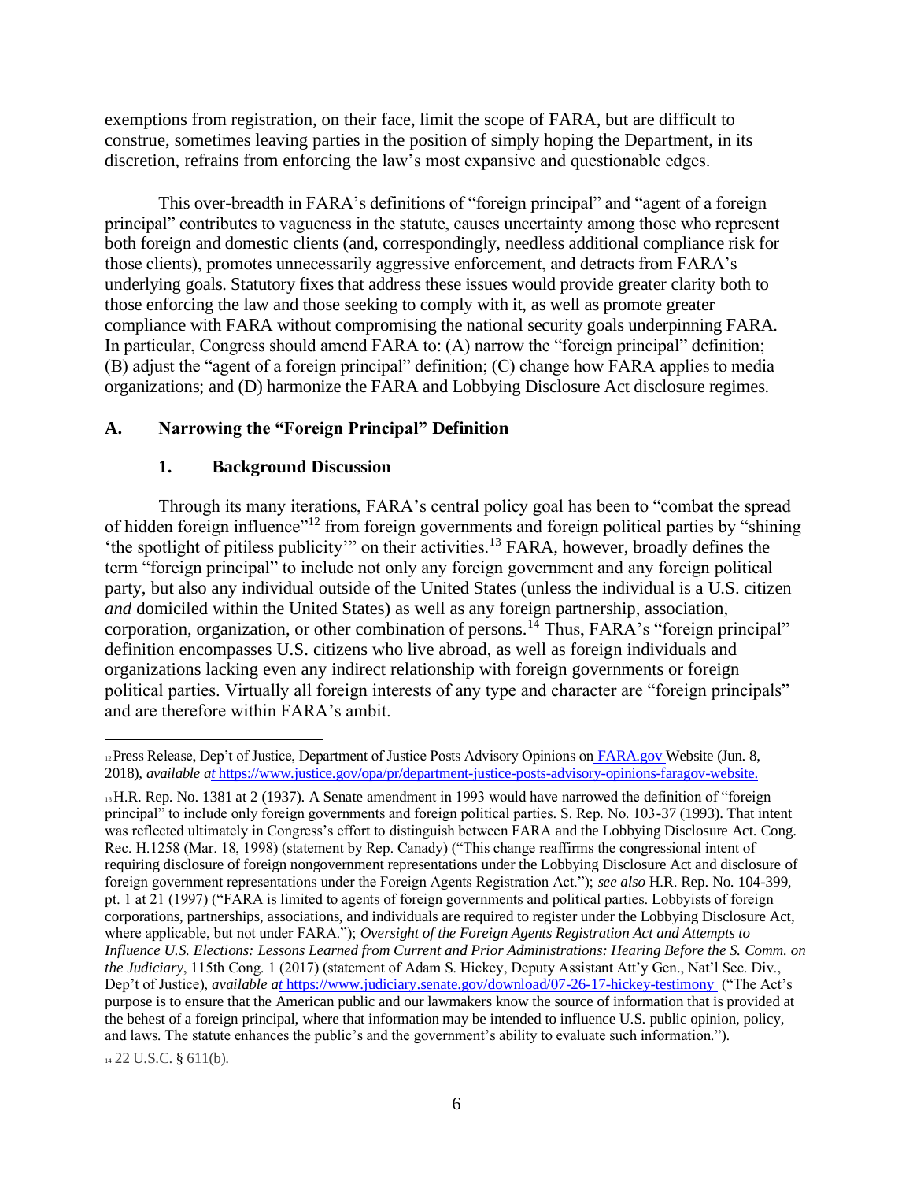exemptions from registration, on their face, limit the scope of FARA, but are difficult to construe, sometimes leaving parties in the position of simply hoping the Department, in its discretion, refrains from enforcing the law's most expansive and questionable edges.

This over-breadth in FARA's definitions of "foreign principal" and "agent of a foreign principal" contributes to vagueness in the statute, causes uncertainty among those who represent both foreign and domestic clients (and, correspondingly, needless additional compliance risk for those clients), promotes unnecessarily aggressive enforcement, and detracts from FARA's underlying goals. Statutory fixes that address these issues would provide greater clarity both to those enforcing the law and those seeking to comply with it, as well as promote greater compliance with FARA without compromising the national security goals underpinning FARA. In particular, Congress should amend FARA to: (A) narrow the "foreign principal" definition; (B) adjust the "agent of a foreign principal" definition; (C) change how FARA applies to media organizations; and (D) harmonize the FARA and Lobbying Disclosure Act disclosure regimes.

## A. Narrowing the "Foreign Principal" Definition

### 1. Background Discussion

Through its many iterations, FARA's central policy goal has been to "combat the spread of hidden foreign influence"[12] from foreign governments and foreign political parties by "shining 'the spotlight of pitiless publicity'" on their activities.[13] FARA, however, broadly defines the term "foreign principal" to include not only any foreign government and any foreign political party, but also any individual outside of the United States (unless the individual is a U.S. citizen *and* domiciled within the United States) as well as any foreign partnership, association, corporation, organization, or other combination of persons.[14] Thus, FARA's "foreign principal" definition encompasses U.S. citizens who live abroad, as well as foreign individuals and organizations lacking even any indirect relationship with foreign governments or foreign political parties. Virtually all foreign interests of any type and character are "foreign principals" and are therefore within FARA's ambit.

---

[12] Press Release, Dep't of Justice, Department of Justice Posts Advisory Opinions on FARA.gov Website (Jun. 8, 2018), *available at* https://www.justice.gov/opa/pr/department-justice-posts-advisory-opinions-faragov-website.

[13] H.R. Rep. No. 1381 at 2 (1937). A Senate amendment in 1993 would have narrowed the definition of "foreign principal" to include only foreign governments and foreign political parties. S. Rep. No. 103-37 (1993). That intent was reflected ultimately in Congress's effort to distinguish between FARA and the Lobbying Disclosure Act. Cong. Rec. H.1258 (Mar. 18, 1998) (statement by Rep. Canady) ("This change reaffirms the congressional intent of requiring disclosure of foreign nongovernment representations under the Lobbying Disclosure Act and disclosure of foreign government representations under the Foreign Agents Registration Act."); *see also* H.R. Rep. No. 104-399, pt. 1 at 21 (1997) ("FARA is limited to agents of foreign governments and political parties. Lobbyists of foreign corporations, partnerships, associations, and individuals are required to register under the Lobbying Disclosure Act, where applicable, but not under FARA."); *Oversight of the Foreign Agents Registration Act and Attempts to Influence U.S. Elections: Lessons Learned from Current and Prior Administrations: Hearing Before the S. Comm. on the Judiciary*, 115th Cong. 1 (2017) (statement of Adam S. Hickey, Deputy Assistant Att'y Gen., Nat'l Sec. Div., Dep't of Justice), *available at* https://www.judiciary.senate.gov/download/07-26-17-hickey-testimony ("The Act's purpose is to ensure that the American public and our lawmakers know the source of information that is provided at the behest of a foreign principal, where that information may be intended to influence U.S. public opinion, policy, and laws. The statute enhances the public's and the government's ability to evaluate such information.").

[14] 22 U.S.C. § 611(b).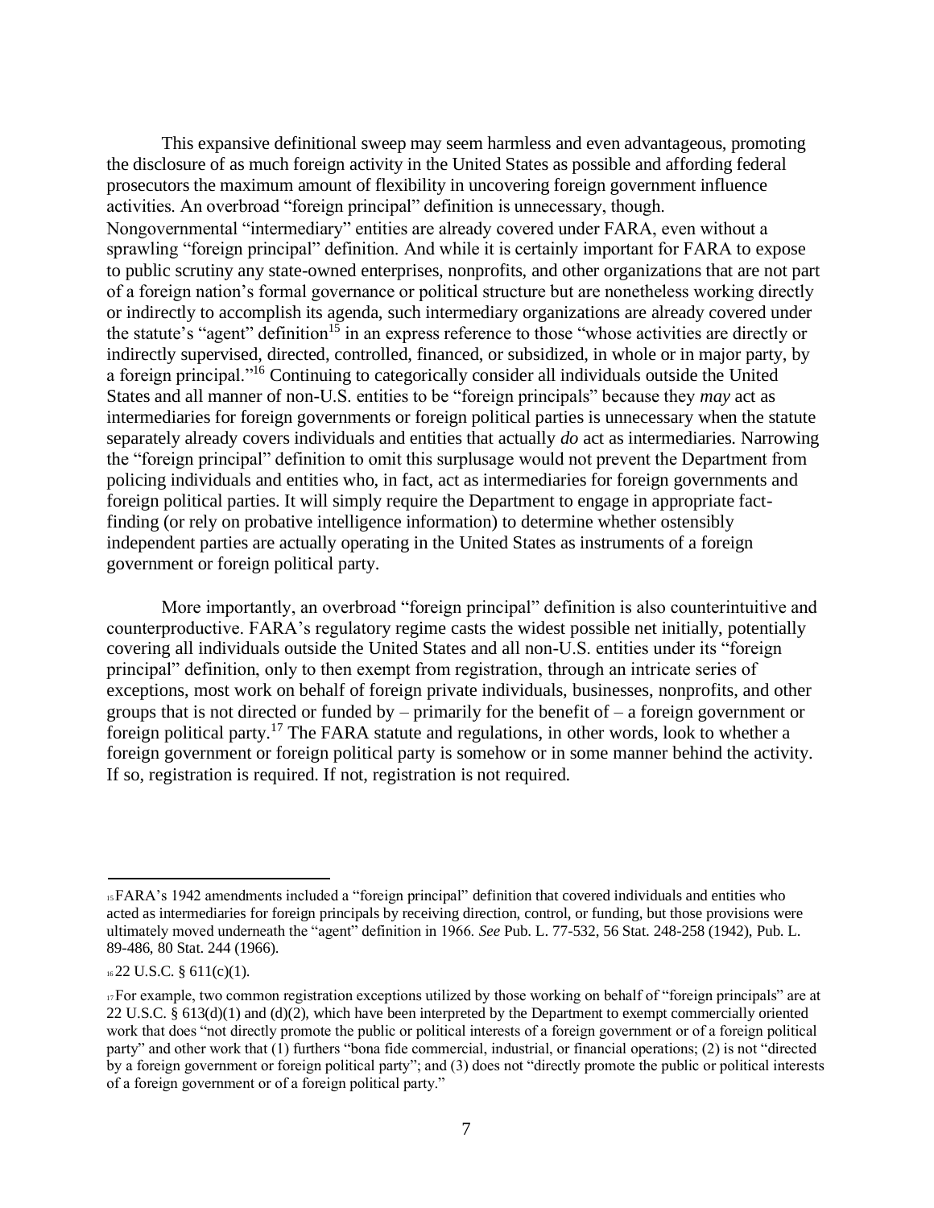This expansive definitional sweep may seem harmless and even advantageous, promoting the disclosure of as much foreign activity in the United States as possible and affording federal prosecutors the maximum amount of flexibility in uncovering foreign government influence activities. An overbroad "foreign principal" definition is unnecessary, though. Nongovernmental "intermediary" entities are already covered under FARA, even without a sprawling "foreign principal" definition. And while it is certainly important for FARA to expose to public scrutiny any state-owned enterprises, nonprofits, and other organizations that are not part of a foreign nation's formal governance or political structure but are nonetheless working directly or indirectly to accomplish its agenda, such intermediary organizations are already covered under the statute's "agent" definition[15] in an express reference to those "whose activities are directly or indirectly supervised, directed, controlled, financed, or subsidized, in whole or in major party, by a foreign principal."[16] Continuing to categorically consider all individuals outside the United States and all manner of non-U.S. entities to be "foreign principals" because they *may* act as intermediaries for foreign governments or foreign political parties is unnecessary when the statute separately already covers individuals and entities that actually *do* act as intermediaries. Narrowing the "foreign principal" definition to omit this surplusage would not prevent the Department from policing individuals and entities who, in fact, act as intermediaries for foreign governments and foreign political parties. It will simply require the Department to engage in appropriate fact-finding (or rely on probative intelligence information) to determine whether ostensibly independent parties are actually operating in the United States as instruments of a foreign government or foreign political party.

More importantly, an overbroad "foreign principal" definition is also counterintuitive and counterproductive. FARA's regulatory regime casts the widest possible net initially, potentially covering all individuals outside the United States and all non-U.S. entities under its "foreign principal" definition, only to then exempt from registration, through an intricate series of exceptions, most work on behalf of foreign private individuals, businesses, nonprofits, and other groups that is not directed or funded by – primarily for the benefit of – a foreign government or foreign political party.[17] The FARA statute and regulations, in other words, look to whether a foreign government or foreign political party is somehow or in some manner behind the activity. If so, registration is required. If not, registration is not required.

---

[15] FARA's 1942 amendments included a "foreign principal" definition that covered individuals and entities who acted as intermediaries for foreign principals by receiving direction, control, or funding, but those provisions were ultimately moved underneath the "agent" definition in 1966. *See* Pub. L. 77-532, 56 Stat. 248-258 (1942), Pub. L. 89-486, 80 Stat. 244 (1966).

[16] 22 U.S.C. § 611(c)(1).

[17] For example, two common registration exceptions utilized by those working on behalf of "foreign principals" are at 22 U.S.C. § 613(d)(1) and (d)(2), which have been interpreted by the Department to exempt commercially oriented work that does "not directly promote the public or political interests of a foreign government or of a foreign political party" and other work that (1) furthers "bona fide commercial, industrial, or financial operations; (2) is not "directed by a foreign government or foreign political party"; and (3) does not "directly promote the public or political interests of a foreign government or of a foreign political party."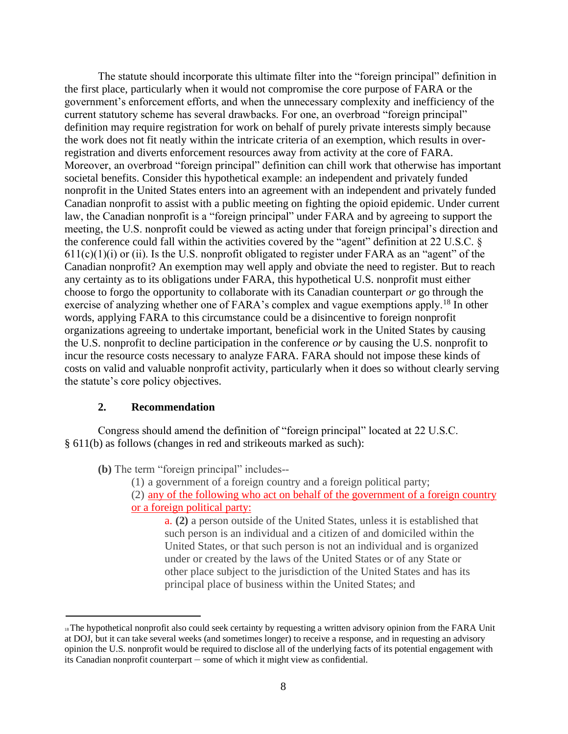The statute should incorporate this ultimate filter into the "foreign principal" definition in the first place, particularly when it would not compromise the core purpose of FARA or the government's enforcement efforts, and when the unnecessary complexity and inefficiency of the current statutory scheme has several drawbacks. For one, an overbroad "foreign principal" definition may require registration for work on behalf of purely private interests simply because the work does not fit neatly within the intricate criteria of an exemption, which results in over-registration and diverts enforcement resources away from activity at the core of FARA. Moreover, an overbroad "foreign principal" definition can chill work that otherwise has important societal benefits. Consider this hypothetical example: an independent and privately funded nonprofit in the United States enters into an agreement with an independent and privately funded Canadian nonprofit to assist with a public meeting on fighting the opioid epidemic. Under current law, the Canadian nonprofit is a "foreign principal" under FARA and by agreeing to support the meeting, the U.S. nonprofit could be viewed as acting under that foreign principal's direction and the conference could fall within the activities covered by the "agent" definition at 22 U.S.C. § 611(c)(1)(i) or (ii). Is the U.S. nonprofit obligated to register under FARA as an "agent" of the Canadian nonprofit? An exemption may well apply and obviate the need to register. But to reach any certainty as to its obligations under FARA, this hypothetical U.S. nonprofit must either choose to forgo the opportunity to collaborate with its Canadian counterpart *or* go through the exercise of analyzing whether one of FARA's complex and vague exemptions apply.[18] In other words, applying FARA to this circumstance could be a disincentive to foreign nonprofit organizations agreeing to undertake important, beneficial work in the United States by causing the U.S. nonprofit to decline participation in the conference *or* by causing the U.S. nonprofit to incur the resource costs necessary to analyze FARA. FARA should not impose these kinds of costs on valid and valuable nonprofit activity, particularly when it does so without clearly serving the statute's core policy objectives.

### 2. Recommendation

Congress should amend the definition of "foreign principal" located at 22 U.S.C. § 611(b) as follows (changes in red and strikeouts marked as such):

> **(b)** The term "foreign principal" includes--
>
> (1) a government of a foreign country and a foreign political party;
>
> (2) <u>any of the following who act on behalf of the government of a foreign country or a foreign political party:</u>
>
> > a. ~~**(2)**~~ a person outside of the United States, unless it is established that such person is an individual and a citizen of and domiciled within the United States, or that such person is not an individual and is organized under or created by the laws of the United States or of any State or other place subject to the jurisdiction of the United States and has its principal place of business within the United States; and

---

[18] The hypothetical nonprofit also could seek certainty by requesting a written advisory opinion from the FARA Unit at DOJ, but it can take several weeks (and sometimes longer) to receive a response, and in requesting an advisory opinion the U.S. nonprofit would be required to disclose all of the underlying facts of its potential engagement with its Canadian nonprofit counterpart – some of which it might view as confidential.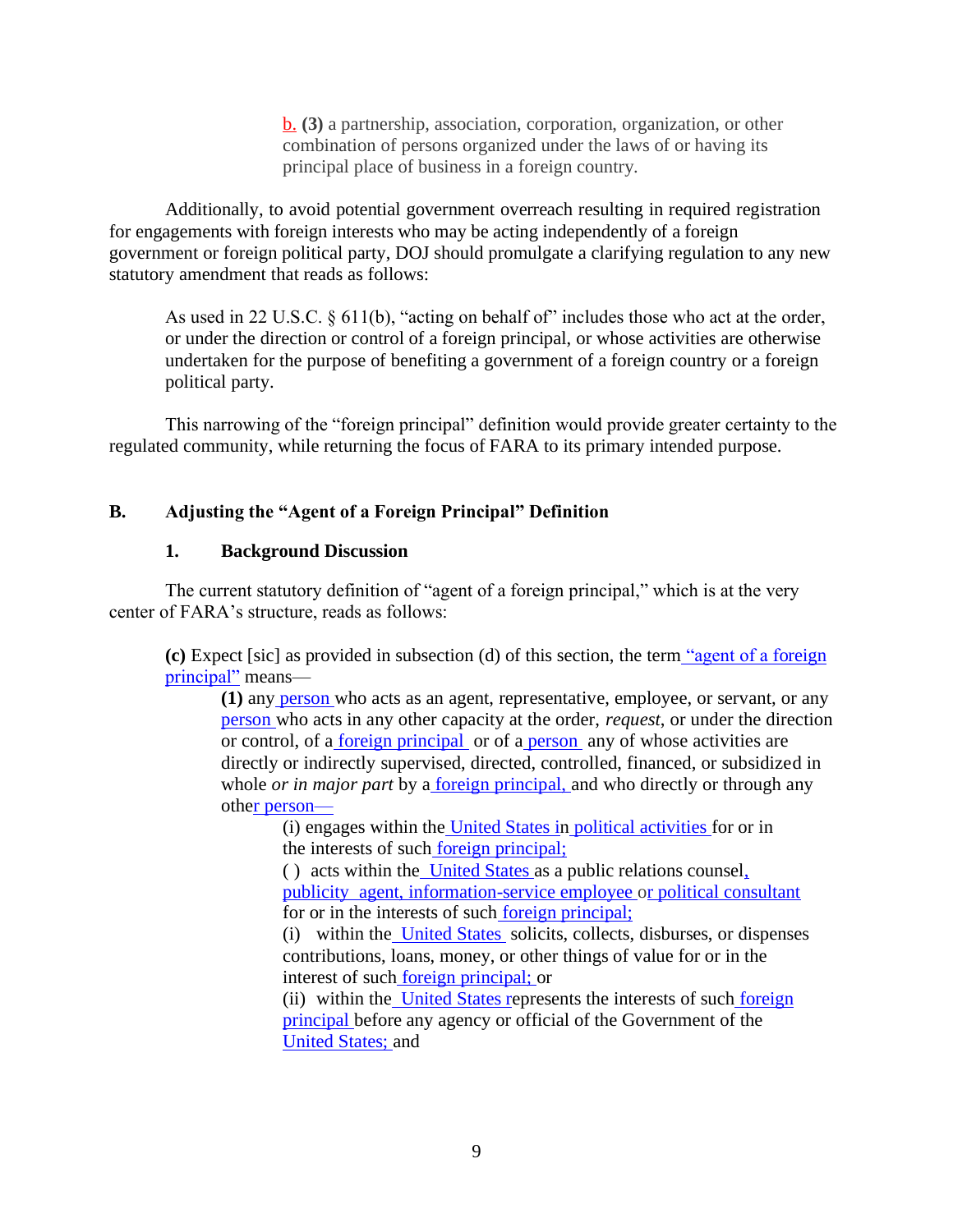> b. **(3)** a partnership, association, corporation, organization, or other combination of persons organized under the laws of or having its principal place of business in a foreign country.

Additionally, to avoid potential government overreach resulting in required registration for engagements with foreign interests who may be acting independently of a foreign government or foreign political party, DOJ should promulgate a clarifying regulation to any new statutory amendment that reads as follows:

> As used in 22 U.S.C. § 611(b), "acting on behalf of" includes those who act at the order, or under the direction or control of a foreign principal, or whose activities are otherwise undertaken for the purpose of benefiting a government of a foreign country or a foreign political party.

This narrowing of the "foreign principal" definition would provide greater certainty to the regulated community, while returning the focus of FARA to its primary intended purpose.

## B. Adjusting the "Agent of a Foreign Principal" Definition

### 1. Background Discussion

The current statutory definition of "agent of a foreign principal," which is at the very center of FARA's structure, reads as follows:

> **(c)** Expect [sic] as provided in subsection (d) of this section, the term "agent of a foreign principal" means—
>
> **(1)** any person who acts as an agent, representative, employee, or servant, or any person who acts in any other capacity at the order, *request*, or under the direction or control, of a foreign principal or of a person any of whose activities are directly or indirectly supervised, directed, controlled, financed, or subsidized in whole *or in major part* by a foreign principal, and who directly or through any other person—
>
> (i) engages within the United States in political activities for or in the interests of such foreign principal;
>
> ( ) acts within the United States as a public relations counsel, publicity agent, information-service employee or political consultant for or in the interests of such foreign principal;
>
> (i) within the United States solicits, collects, disburses, or dispenses contributions, loans, money, or other things of value for or in the interest of such foreign principal; or
>
> (ii) within the United States represents the interests of such foreign principal before any agency or official of the Government of the United States; and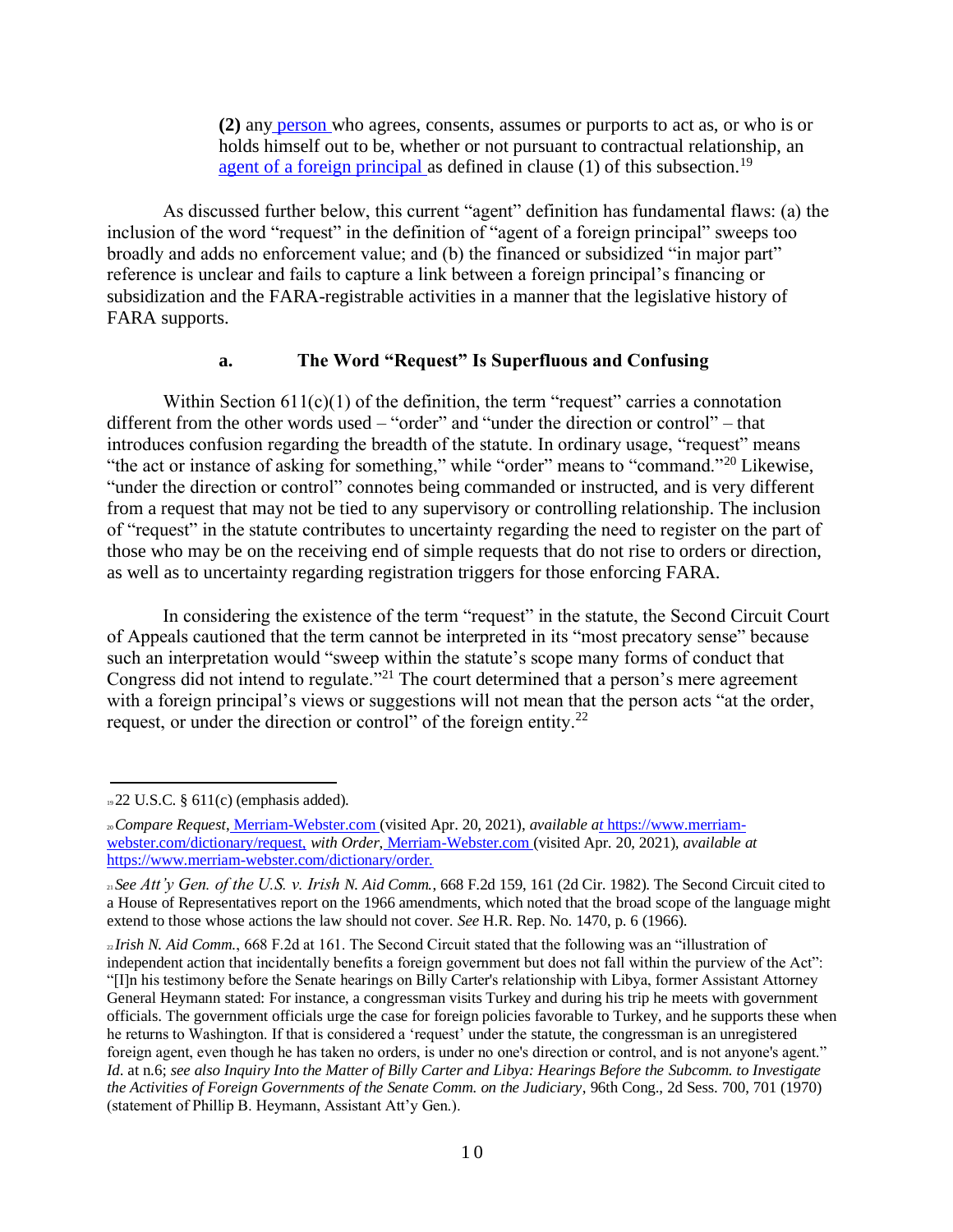> **(2)** any person who agrees, consents, assumes or purports to act as, or who is or holds himself out to be, whether or not pursuant to contractual relationship, an agent of a foreign principal as defined in clause (1) of this subsection.[19]

As discussed further below, this current "agent" definition has fundamental flaws: (a) the inclusion of the word "request" in the definition of "agent of a foreign principal" sweeps too broadly and adds no enforcement value; and (b) the financed or subsidized "in major part" reference is unclear and fails to capture a link between a foreign principal's financing or subsidization and the FARA-registrable activities in a manner that the legislative history of FARA supports.

#### a. The Word "Request" Is Superfluous and Confusing

Within Section 611(c)(1) of the definition, the term "request" carries a connotation different from the other words used – "order" and "under the direction or control" – that introduces confusion regarding the breadth of the statute. In ordinary usage, "request" means "the act or instance of asking for something," while "order" means to "command."[20] Likewise, "under the direction or control" connotes being commanded or instructed, and is very different from a request that may not be tied to any supervisory or controlling relationship. The inclusion of "request" in the statute contributes to uncertainty regarding the need to register on the part of those who may be on the receiving end of simple requests that do not rise to orders or direction, as well as to uncertainty regarding registration triggers for those enforcing FARA.

In considering the existence of the term "request" in the statute, the Second Circuit Court of Appeals cautioned that the term cannot be interpreted in its "most precatory sense" because such an interpretation would "sweep within the statute's scope many forms of conduct that Congress did not intend to regulate."[21] The court determined that a person's mere agreement with a foreign principal's views or suggestions will not mean that the person acts "at the order, request, or under the direction or control" of the foreign entity.[22]

---

[19] 22 U.S.C. § 611(c) (emphasis added).

[20] *Compare Request*, Merriam-Webster.com (visited Apr. 20, 2021), *available at* https://www.merriam-webster.com/dictionary/request, *with Order*, Merriam-Webster.com (visited Apr. 20, 2021), *available at* https://www.merriam-webster.com/dictionary/order.

[21] *See Att'y Gen. of the U.S. v. Irish N. Aid Comm.*, 668 F.2d 159, 161 (2d Cir. 1982). The Second Circuit cited to a House of Representatives report on the 1966 amendments, which noted that the broad scope of the language might extend to those whose actions the law should not cover. *See* H.R. Rep. No. 1470, p. 6 (1966).

[22] *Irish N. Aid Comm.*, 668 F.2d at 161. The Second Circuit stated that the following was an "illustration of independent action that incidentally benefits a foreign government but does not fall within the purview of the Act": "[I]n his testimony before the Senate hearings on Billy Carter's relationship with Libya, former Assistant Attorney General Heymann stated: For instance, a congressman visits Turkey and during his trip he meets with government officials. The government officials urge the case for foreign policies favorable to Turkey, and he supports these when he returns to Washington. If that is considered a 'request' under the statute, the congressman is an unregistered foreign agent, even though he has taken no orders, is under no one's direction or control, and is not anyone's agent." *Id*. at n.6; *see also Inquiry Into the Matter of Billy Carter and Libya: Hearings Before the Subcomm. to Investigate the Activities of Foreign Governments of the Senate Comm. on the Judiciary*, 96th Cong., 2d Sess. 700, 701 (1970) (statement of Phillip B. Heymann, Assistant Att'y Gen.).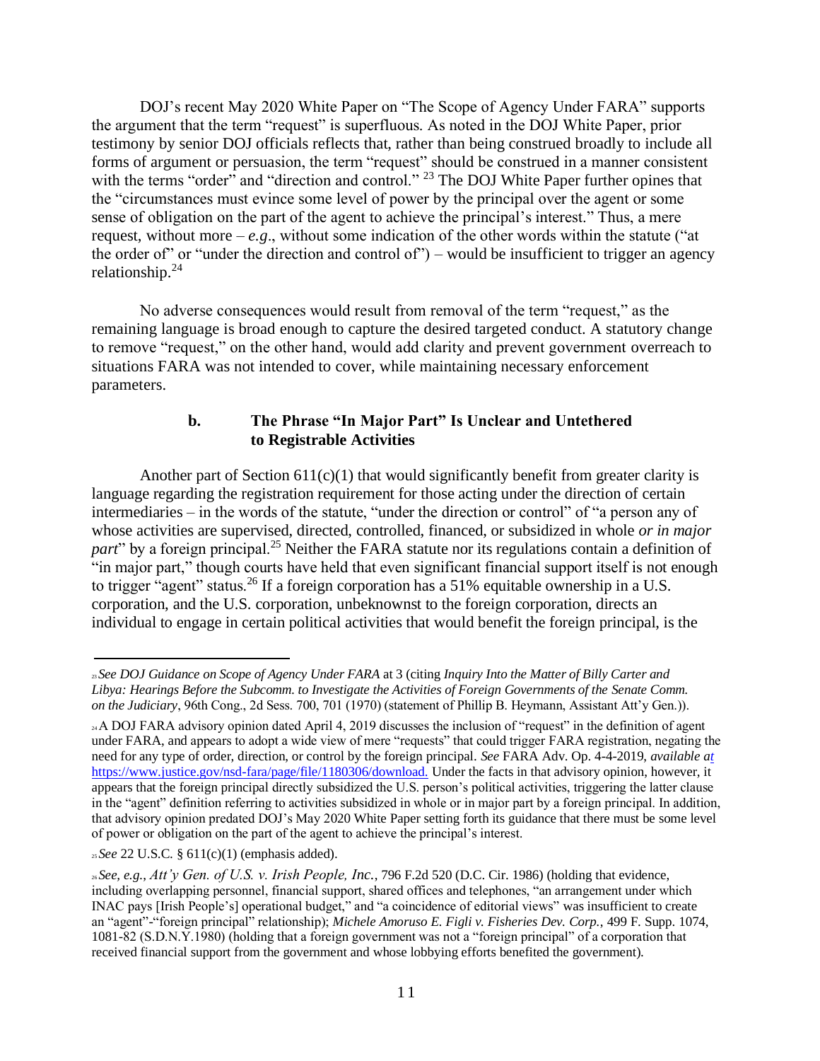DOJ's recent May 2020 White Paper on "The Scope of Agency Under FARA" supports the argument that the term "request" is superfluous. As noted in the DOJ White Paper, prior testimony by senior DOJ officials reflects that, rather than being construed broadly to include all forms of argument or persuasion, the term "request" should be construed in a manner consistent with the terms "order" and "direction and control." [23] The DOJ White Paper further opines that the "circumstances must evince some level of power by the principal over the agent or some sense of obligation on the part of the agent to achieve the principal's interest." Thus, a mere request, without more – *e.g*., without some indication of the other words within the statute ("at the order of" or "under the direction and control of") – would be insufficient to trigger an agency relationship.[24]

No adverse consequences would result from removal of the term "request," as the remaining language is broad enough to capture the desired targeted conduct. A statutory change to remove "request," on the other hand, would add clarity and prevent government overreach to situations FARA was not intended to cover, while maintaining necessary enforcement parameters.

### b. The Phrase "In Major Part" Is Unclear and Untethered to Registrable Activities

Another part of Section 611(c)(1) that would significantly benefit from greater clarity is language regarding the registration requirement for those acting under the direction of certain intermediaries – in the words of the statute, "under the direction or control" of "a person any of whose activities are supervised, directed, controlled, financed, or subsidized in whole *or in major part*" by a foreign principal.[25] Neither the FARA statute nor its regulations contain a definition of "in major part," though courts have held that even significant financial support itself is not enough to trigger "agent" status.[26] If a foreign corporation has a 51% equitable ownership in a U.S. corporation, and the U.S. corporation, unbeknownst to the foreign corporation, directs an individual to engage in certain political activities that would benefit the foreign principal, is the

---

[23] *See DOJ Guidance on Scope of Agency Under FARA* at 3 (citing *Inquiry Into the Matter of Billy Carter and Libya: Hearings Before the Subcomm. to Investigate the Activities of Foreign Governments of the Senate Comm. on the Judiciary*, 96th Cong., 2d Sess. 700, 701 (1970) (statement of Phillip B. Heymann, Assistant Att'y Gen.)).

[24] A DOJ FARA advisory opinion dated April 4, 2019 discusses the inclusion of "request" in the definition of agent under FARA, and appears to adopt a wide view of mere "requests" that could trigger FARA registration, negating the need for any type of order, direction, or control by the foreign principal. *See* FARA Adv. Op. 4-4-2019, *available at* https://www.justice.gov/nsd-fara/page/file/1180306/download. Under the facts in that advisory opinion, however, it appears that the foreign principal directly subsidized the U.S. person's political activities, triggering the latter clause in the "agent" definition referring to activities subsidized in whole or in major part by a foreign principal. In addition, that advisory opinion predated DOJ's May 2020 White Paper setting forth its guidance that there must be some level of power or obligation on the part of the agent to achieve the principal's interest.

[25] *See* 22 U.S.C. § 611(c)(1) (emphasis added).

[26] *See, e.g.*, *Att'y Gen. of U.S. v. Irish People, Inc.*, 796 F.2d 520 (D.C. Cir. 1986) (holding that evidence, including overlapping personnel, financial support, shared offices and telephones, "an arrangement under which INAC pays [Irish People's] operational budget," and "a coincidence of editorial views" was insufficient to create an "agent"-"foreign principal" relationship); *Michele Amoruso E. Figli v. Fisheries Dev. Corp.*, 499 F. Supp. 1074, 1081-82 (S.D.N.Y.1980) (holding that a foreign government was not a "foreign principal" of a corporation that received financial support from the government and whose lobbying efforts benefited the government).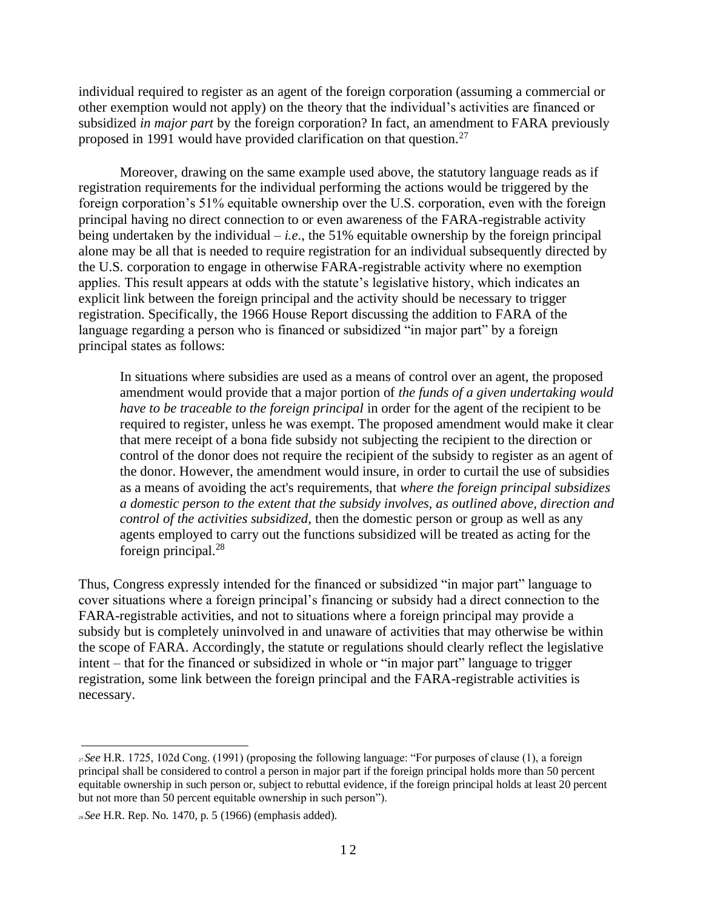individual required to register as an agent of the foreign corporation (assuming a commercial or other exemption would not apply) on the theory that the individual's activities are financed or subsidized *in major part* by the foreign corporation? In fact, an amendment to FARA previously proposed in 1991 would have provided clarification on that question.[27]

Moreover, drawing on the same example used above, the statutory language reads as if registration requirements for the individual performing the actions would be triggered by the foreign corporation's 51% equitable ownership over the U.S. corporation, even with the foreign principal having no direct connection to or even awareness of the FARA-registrable activity being undertaken by the individual – *i.e.*, the 51% equitable ownership by the foreign principal alone may be all that is needed to require registration for an individual subsequently directed by the U.S. corporation to engage in otherwise FARA-registrable activity where no exemption applies. This result appears at odds with the statute's legislative history, which indicates an explicit link between the foreign principal and the activity should be necessary to trigger registration. Specifically, the 1966 House Report discussing the addition to FARA of the language regarding a person who is financed or subsidized "in major part" by a foreign principal states as follows:

> In situations where subsidies are used as a means of control over an agent, the proposed amendment would provide that a major portion of *the funds of a given undertaking would have to be traceable to the foreign principal* in order for the agent of the recipient to be required to register, unless he was exempt. The proposed amendment would make it clear that mere receipt of a bona fide subsidy not subjecting the recipient to the direction or control of the donor does not require the recipient of the subsidy to register as an agent of the donor. However, the amendment would insure, in order to curtail the use of subsidies as a means of avoiding the act's requirements, that *where the foreign principal subsidizes a domestic person to the extent that the subsidy involves, as outlined above, direction and control of the activities subsidized*, then the domestic person or group as well as any agents employed to carry out the functions subsidized will be treated as acting for the foreign principal.[28]

Thus, Congress expressly intended for the financed or subsidized "in major part" language to cover situations where a foreign principal's financing or subsidy had a direct connection to the FARA-registrable activities, and not to situations where a foreign principal may provide a subsidy but is completely uninvolved in and unaware of activities that may otherwise be within the scope of FARA. Accordingly, the statute or regulations should clearly reflect the legislative intent – that for the financed or subsidized in whole or "in major part" language to trigger registration, some link between the foreign principal and the FARA-registrable activities is necessary.

---

[27] *See* H.R. 1725, 102d Cong. (1991) (proposing the following language: "For purposes of clause (1), a foreign principal shall be considered to control a person in major part if the foreign principal holds more than 50 percent equitable ownership in such person or, subject to rebuttal evidence, if the foreign principal holds at least 20 percent but not more than 50 percent equitable ownership in such person").

[28] *See* H.R. Rep. No. 1470, p. 5 (1966) (emphasis added).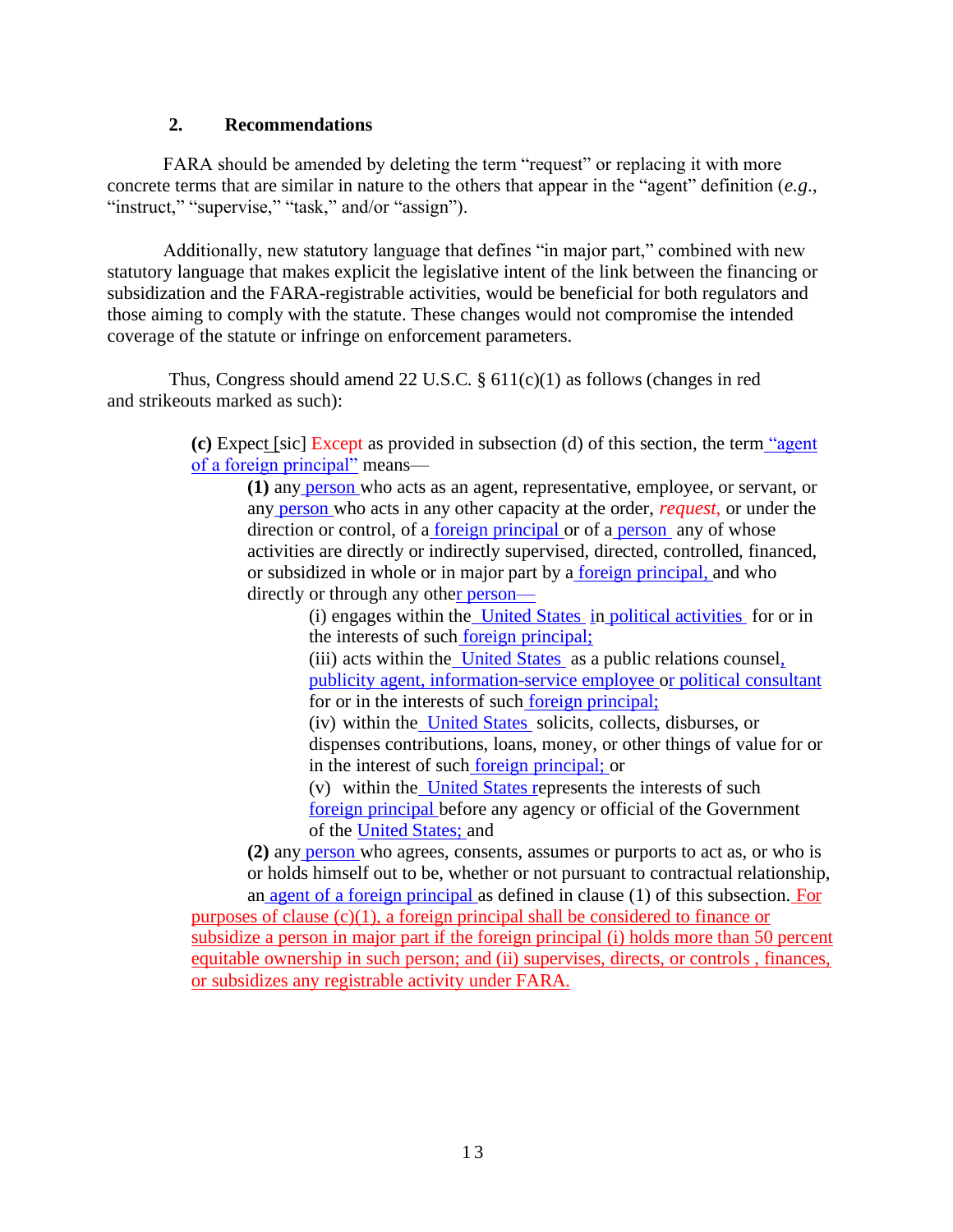### 2. Recommendations

FARA should be amended by deleting the term "request" or replacing it with more concrete terms that are similar in nature to the others that appear in the "agent" definition (*e.g.*, "instruct," "supervise," "task," and/or "assign").

Additionally, new statutory language that defines "in major part," combined with new statutory language that makes explicit the legislative intent of the link between the financing or subsidization and the FARA-registrable activities, would be beneficial for both regulators and those aiming to comply with the statute. These changes would not compromise the intended coverage of the statute or infringe on enforcement parameters.

Thus, Congress should amend 22 U.S.C. § 611(c)(1) as follows (changes in red and strikeouts marked as such):

> **(c)** Expect [sic] Except as provided in subsection (d) of this section, the term "agent of a foreign principal" means—
>
> **(1)** any person who acts as an agent, representative, employee, or servant, or any person who acts in any other capacity at the order, *request,* or under the direction or control, of a foreign principal or of a person any of whose activities are directly or indirectly supervised, directed, controlled, financed, or subsidized in whole or in major part by a foreign principal, and who directly or through any other person—
>
> (i) engages within the United States in political activities for or in the interests of such foreign principal;
>
> (iii) acts within the United States as a public relations counsel, publicity agent, information-service employee or political consultant for or in the interests of such foreign principal;
>
> (iv) within the United States solicits, collects, disburses, or dispenses contributions, loans, money, or other things of value for or in the interest of such foreign principal; or
>
> (v) within the United States represents the interests of such foreign principal before any agency or official of the Government of the United States; and
>
> **(2)** any person who agrees, consents, assumes or purports to act as, or who is or holds himself out to be, whether or not pursuant to contractual relationship, an agent of a foreign principal as defined in clause (1) of this subsection. For purposes of clause (c)(1), a foreign principal shall be considered to finance or subsidize a person in major part if the foreign principal (i) holds more than 50 percent equitable ownership in such person; and (ii) supervises, directs, or controls , finances, or subsidizes any registrable activity under FARA.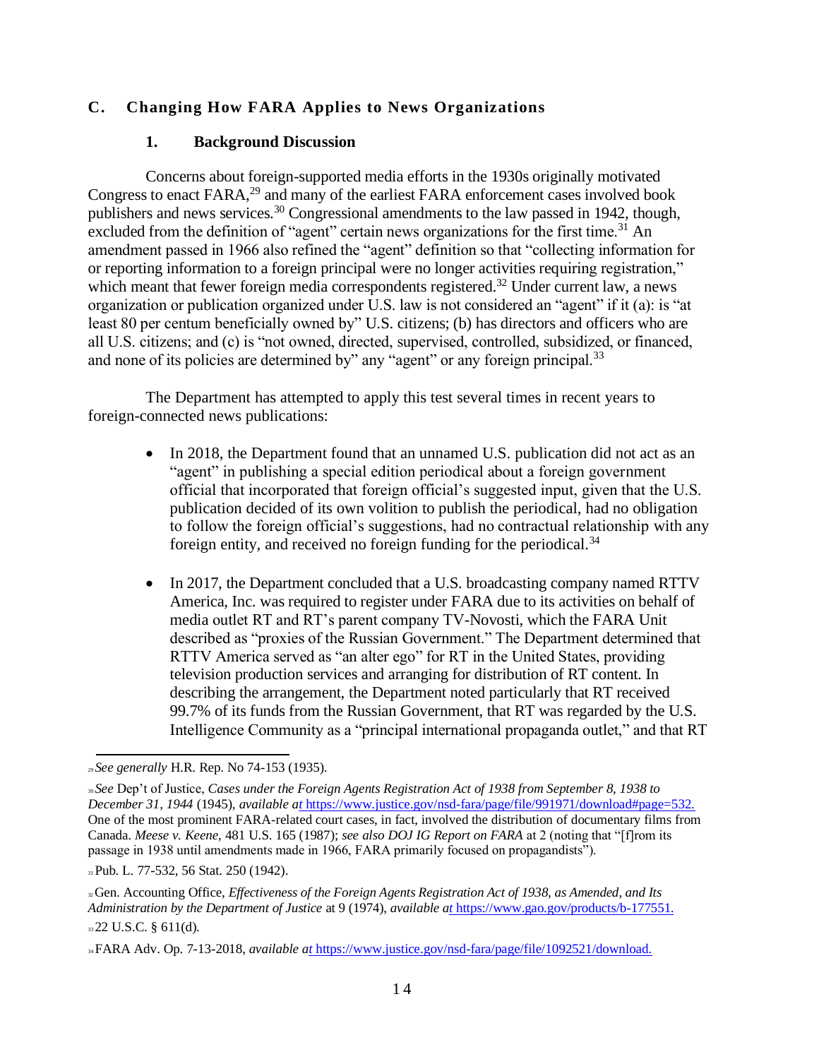## C. Changing How FARA Applies to News Organizations

### 1. Background Discussion

Concerns about foreign-supported media efforts in the 1930s originally motivated Congress to enact FARA,[29] and many of the earliest FARA enforcement cases involved book publishers and news services.[30] Congressional amendments to the law passed in 1942, though, excluded from the definition of "agent" certain news organizations for the first time.[31] An amendment passed in 1966 also refined the "agent" definition so that "collecting information for or reporting information to a foreign principal were no longer activities requiring registration," which meant that fewer foreign media correspondents registered.[32] Under current law, a news organization or publication organized under U.S. law is not considered an "agent" if it (a): is "at least 80 per centum beneficially owned by" U.S. citizens; (b) has directors and officers who are all U.S. citizens; and (c) is "not owned, directed, supervised, controlled, subsidized, or financed, and none of its policies are determined by" any "agent" or any foreign principal.[33]

The Department has attempted to apply this test several times in recent years to foreign-connected news publications:

- In 2018, the Department found that an unnamed U.S. publication did not act as an "agent" in publishing a special edition periodical about a foreign government official that incorporated that foreign official's suggested input, given that the U.S. publication decided of its own volition to publish the periodical, had no obligation to follow the foreign official's suggestions, had no contractual relationship with any foreign entity, and received no foreign funding for the periodical.[34]

- In 2017, the Department concluded that a U.S. broadcasting company named RTTV America, Inc. was required to register under FARA due to its activities on behalf of media outlet RT and RT's parent company TV-Novosti, which the FARA Unit described as "proxies of the Russian Government." The Department determined that RTTV America served as "an alter ego" for RT in the United States, providing television production services and arranging for distribution of RT content. In describing the arrangement, the Department noted particularly that RT received 99.7% of its funds from the Russian Government, that RT was regarded by the U.S. Intelligence Community as a "principal international propaganda outlet," and that RT

---

[29] *See generally* H.R. Rep. No 74-153 (1935).

[30] *See* Dep't of Justice, *Cases under the Foreign Agents Registration Act of 1938 from September 8, 1938 to December 31, 1944* (1945), *available at* https://www.justice.gov/nsd-fara/page/file/991971/download#page=532. One of the most prominent FARA-related court cases, in fact, involved the distribution of documentary films from Canada. *Meese v. Keene*, 481 U.S. 165 (1987); *see also DOJ IG Report on FARA* at 2 (noting that "[f]rom its passage in 1938 until amendments made in 1966, FARA primarily focused on propagandists").

[31] Pub. L. 77-532, 56 Stat. 250 (1942).

[32] Gen. Accounting Office, *Effectiveness of the Foreign Agents Registration Act of 1938, as Amended, and Its Administration by the Department of Justice* at 9 (1974), *available at* https://www.gao.gov/products/b-177551.

[33] 22 U.S.C. § 611(d).

[34] FARA Adv. Op. 7-13-2018, *available at* https://www.justice.gov/nsd-fara/page/file/1092521/download.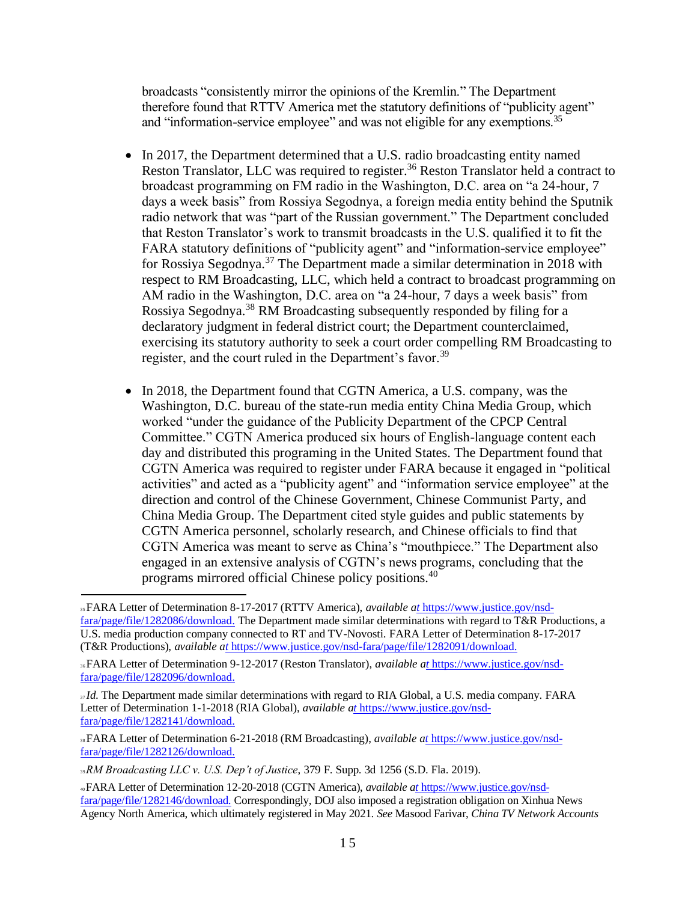broadcasts "consistently mirror the opinions of the Kremlin." The Department therefore found that RTTV America met the statutory definitions of "publicity agent" and "information-service employee" and was not eligible for any exemptions.[35]

- In 2017, the Department determined that a U.S. radio broadcasting entity named Reston Translator, LLC was required to register.[36] Reston Translator held a contract to broadcast programming on FM radio in the Washington, D.C. area on "a 24-hour, 7 days a week basis" from Rossiya Segodnya, a foreign media entity behind the Sputnik radio network that was "part of the Russian government." The Department concluded that Reston Translator's work to transmit broadcasts in the U.S. qualified it to fit the FARA statutory definitions of "publicity agent" and "information-service employee" for Rossiya Segodnya.[37] The Department made a similar determination in 2018 with respect to RM Broadcasting, LLC, which held a contract to broadcast programming on AM radio in the Washington, D.C. area on "a 24-hour, 7 days a week basis" from Rossiya Segodnya.[38] RM Broadcasting subsequently responded by filing for a declaratory judgment in federal district court; the Department counterclaimed, exercising its statutory authority to seek a court order compelling RM Broadcasting to register, and the court ruled in the Department's favor.[39]

- In 2018, the Department found that CGTN America, a U.S. company, was the Washington, D.C. bureau of the state-run media entity China Media Group, which worked "under the guidance of the Publicity Department of the CPCP Central Committee." CGTN America produced six hours of English-language content each day and distributed this programing in the United States. The Department found that CGTN America was required to register under FARA because it engaged in "political activities" and acted as a "publicity agent" and "information service employee" at the direction and control of the Chinese Government, Chinese Communist Party, and China Media Group. The Department cited style guides and public statements by CGTN America personnel, scholarly research, and Chinese officials to find that CGTN America was meant to serve as China's "mouthpiece." The Department also engaged in an extensive analysis of CGTN's news programs, concluding that the programs mirrored official Chinese policy positions.[40]

---

[35] FARA Letter of Determination 8-17-2017 (RTTV America), *available at* https://www.justice.gov/nsd-fara/page/file/1282086/download. The Department made similar determinations with regard to T&R Productions, a U.S. media production company connected to RT and TV-Novosti. FARA Letter of Determination 8-17-2017 (T&R Productions), *available at* https://www.justice.gov/nsd-fara/page/file/1282091/download.

[36] FARA Letter of Determination 9-12-2017 (Reston Translator), *available at* https://www.justice.gov/nsd-fara/page/file/1282096/download.

[37] *Id.* The Department made similar determinations with regard to RIA Global, a U.S. media company. FARA Letter of Determination 1-1-2018 (RIA Global), *available at* https://www.justice.gov/nsd-fara/page/file/1282141/download.

[38] FARA Letter of Determination 6-21-2018 (RM Broadcasting), *available at* https://www.justice.gov/nsd-fara/page/file/1282126/download.

[39] *RM Broadcasting LLC v. U.S. Dep't of Justice*, 379 F. Supp. 3d 1256 (S.D. Fla. 2019).

[40] FARA Letter of Determination 12-20-2018 (CGTN America), *available at* https://www.justice.gov/nsd-fara/page/file/1282146/download. Correspondingly, DOJ also imposed a registration obligation on Xinhua News Agency North America, which ultimately registered in May 2021. *See* Masood Farivar, *China TV Network Accounts*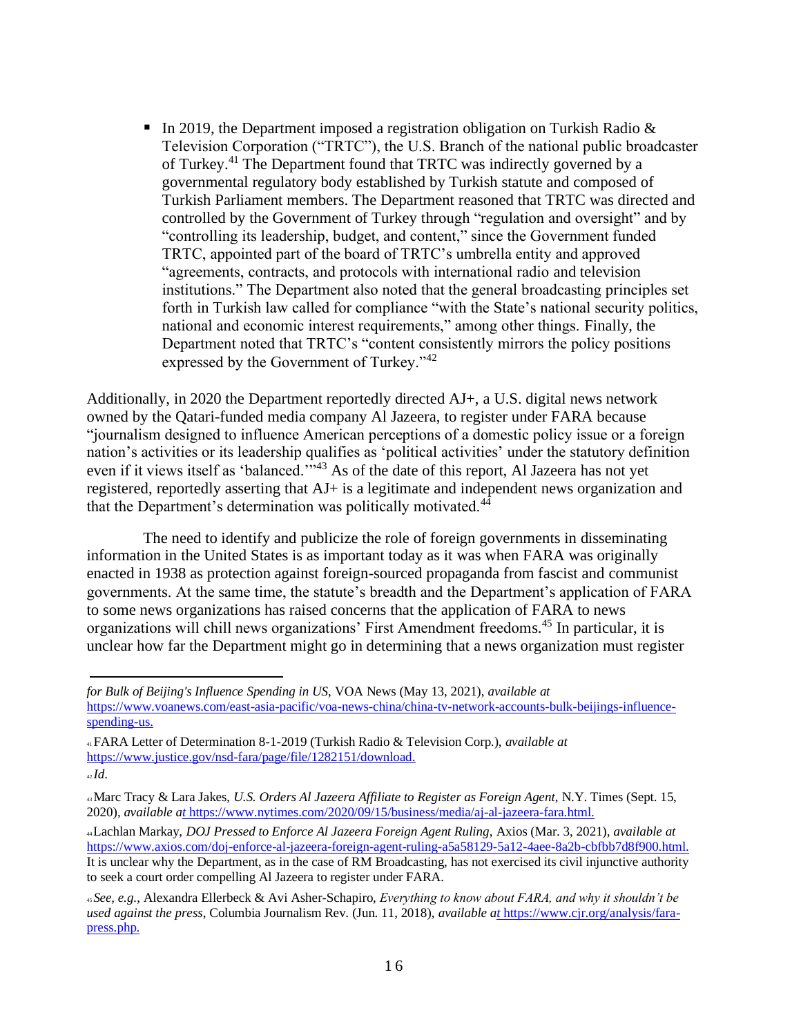- In 2019, the Department imposed a registration obligation on Turkish Radio & Television Corporation ("TRTC"), the U.S. Branch of the national public broadcaster of Turkey.[41] The Department found that TRTC was indirectly governed by a governmental regulatory body established by Turkish statute and composed of Turkish Parliament members. The Department reasoned that TRTC was directed and controlled by the Government of Turkey through "regulation and oversight" and by "controlling its leadership, budget, and content," since the Government funded TRTC, appointed part of the board of TRTC's umbrella entity and approved "agreements, contracts, and protocols with international radio and television institutions." The Department also noted that the general broadcasting principles set forth in Turkish law called for compliance "with the State's national security politics, national and economic interest requirements," among other things. Finally, the Department noted that TRTC's "content consistently mirrors the policy positions expressed by the Government of Turkey."[42]

Additionally, in 2020 the Department reportedly directed AJ+, a U.S. digital news network owned by the Qatari-funded media company Al Jazeera, to register under FARA because "journalism designed to influence American perceptions of a domestic policy issue or a foreign nation's activities or its leadership qualifies as 'political activities' under the statutory definition even if it views itself as 'balanced.'"[43] As of the date of this report, Al Jazeera has not yet registered, reportedly asserting that AJ+ is a legitimate and independent news organization and that the Department's determination was politically motivated.[44]

The need to identify and publicize the role of foreign governments in disseminating information in the United States is as important today as it was when FARA was originally enacted in 1938 as protection against foreign-sourced propaganda from fascist and communist governments. At the same time, the statute's breadth and the Department's application of FARA to some news organizations has raised concerns that the application of FARA to news organizations will chill news organizations' First Amendment freedoms.[45] In particular, it is unclear how far the Department might go in determining that a news organization must register

---

*for Bulk of Beijing's Influence Spending in US*, VOA News (May 13, 2021), *available at* https://www.voanews.com/east-asia-pacific/voa-news-china/china-tv-network-accounts-bulk-beijings-influence-spending-us.

[41] FARA Letter of Determination 8-1-2019 (Turkish Radio & Television Corp.), *available at* https://www.justice.gov/nsd-fara/page/file/1282151/download.

[42] *Id*.

[43] Marc Tracy & Lara Jakes, *U.S. Orders Al Jazeera Affiliate to Register as Foreign Agent*, N.Y. Times (Sept. 15, 2020), *available at* https://www.nytimes.com/2020/09/15/business/media/aj-al-jazeera-fara.html.

[44] Lachlan Markay, *DOJ Pressed to Enforce Al Jazeera Foreign Agent Ruling*, Axios (Mar. 3, 2021), *available at* https://www.axios.com/doj-enforce-al-jazeera-foreign-agent-ruling-a5a58129-5a12-4aee-8a2b-cbfbb7d8f900.html. It is unclear why the Department, as in the case of RM Broadcasting, has not exercised its civil injunctive authority to seek a court order compelling Al Jazeera to register under FARA.

[45] *See, e.g.*, Alexandra Ellerbeck & Avi Asher-Schapiro, *Everything to know about FARA, and why it shouldn't be used against the press*, Columbia Journalism Rev. (Jun. 11, 2018), *available at* https://www.cjr.org/analysis/fara-press.php.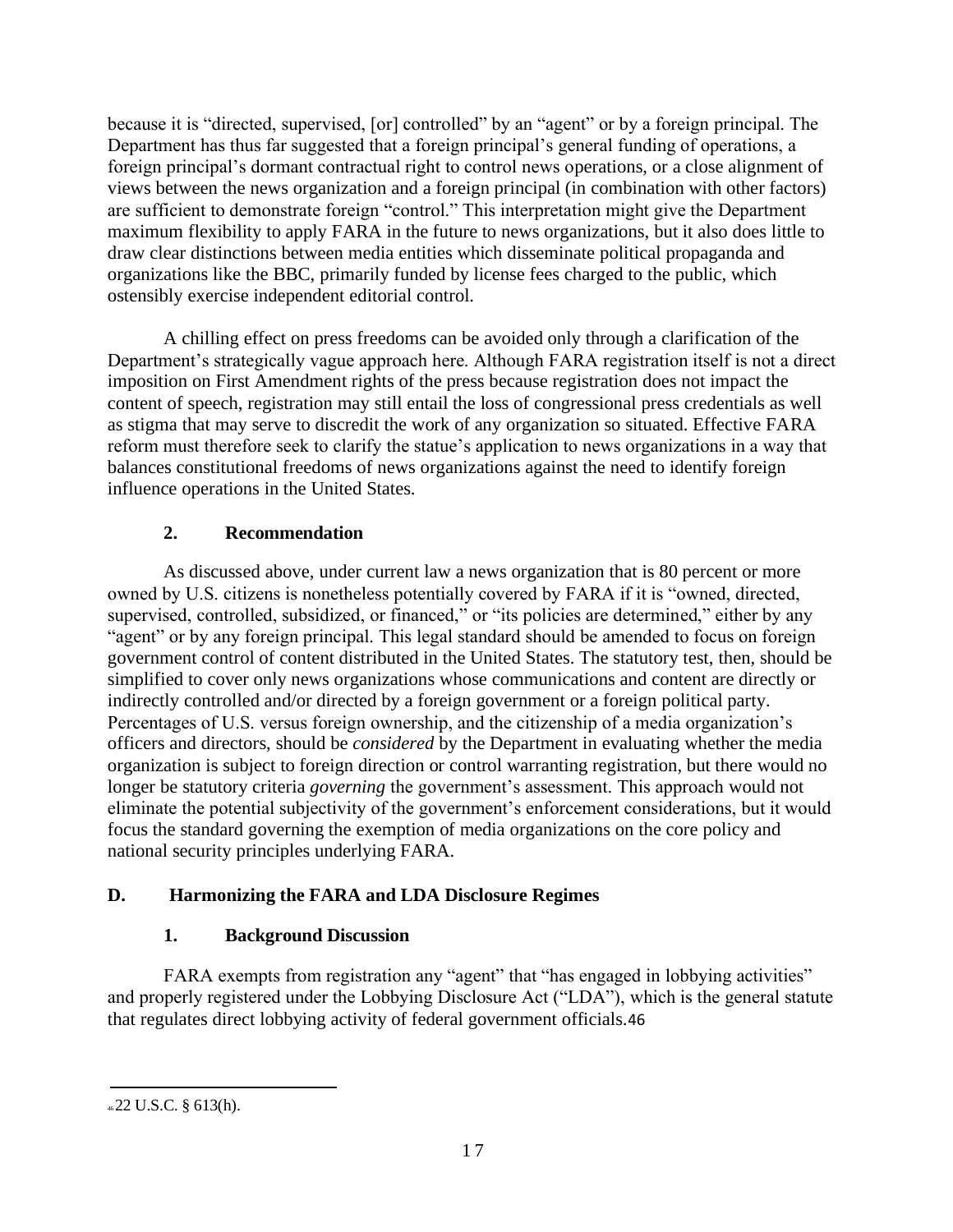because it is "directed, supervised, [or] controlled" by an "agent" or by a foreign principal. The Department has thus far suggested that a foreign principal's general funding of operations, a foreign principal's dormant contractual right to control news operations, or a close alignment of views between the news organization and a foreign principal (in combination with other factors) are sufficient to demonstrate foreign "control." This interpretation might give the Department maximum flexibility to apply FARA in the future to news organizations, but it also does little to draw clear distinctions between media entities which disseminate political propaganda and organizations like the BBC, primarily funded by license fees charged to the public, which ostensibly exercise independent editorial control.

A chilling effect on press freedoms can be avoided only through a clarification of the Department's strategically vague approach here. Although FARA registration itself is not a direct imposition on First Amendment rights of the press because registration does not impact the content of speech, registration may still entail the loss of congressional press credentials as well as stigma that may serve to discredit the work of any organization so situated. Effective FARA reform must therefore seek to clarify the statue's application to news organizations in a way that balances constitutional freedoms of news organizations against the need to identify foreign influence operations in the United States.

### 2. Recommendation

As discussed above, under current law a news organization that is 80 percent or more owned by U.S. citizens is nonetheless potentially covered by FARA if it is "owned, directed, supervised, controlled, subsidized, or financed," or "its policies are determined," either by any "agent" or by any foreign principal. This legal standard should be amended to focus on foreign government control of content distributed in the United States. The statutory test, then, should be simplified to cover only news organizations whose communications and content are directly or indirectly controlled and/or directed by a foreign government or a foreign political party. Percentages of U.S. versus foreign ownership, and the citizenship of a media organization's officers and directors, should be *considered* by the Department in evaluating whether the media organization is subject to foreign direction or control warranting registration, but there would no longer be statutory criteria *governing* the government's assessment. This approach would not eliminate the potential subjectivity of the government's enforcement considerations, but it would focus the standard governing the exemption of media organizations on the core policy and national security principles underlying FARA.

## D. Harmonizing the FARA and LDA Disclosure Regimes

### 1. Background Discussion

FARA exempts from registration any "agent" that "has engaged in lobbying activities" and properly registered under the Lobbying Disclosure Act ("LDA"), which is the general statute that regulates direct lobbying activity of federal government officials.[46]

---

[46] 22 U.S.C. § 613(h).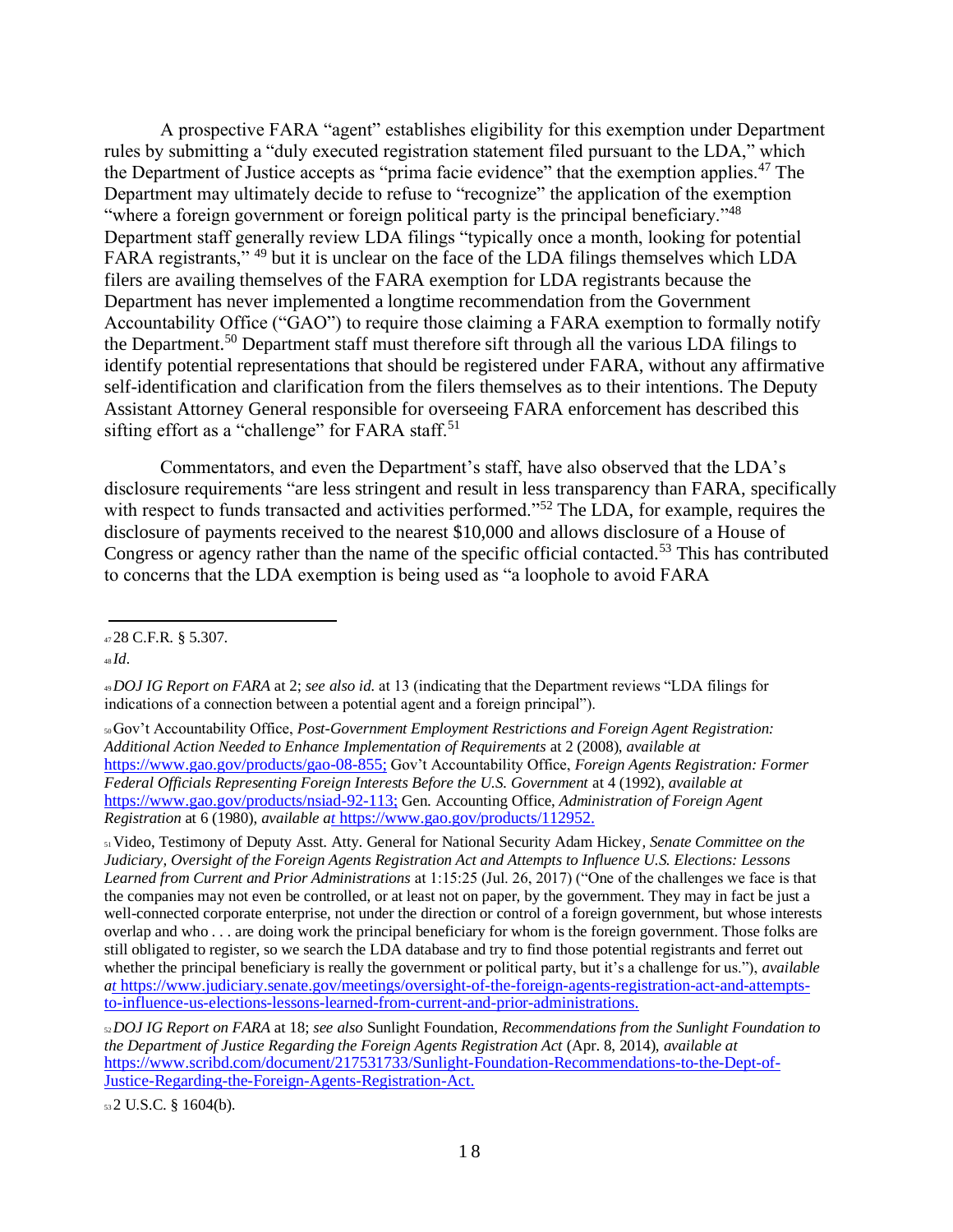A prospective FARA "agent" establishes eligibility for this exemption under Department rules by submitting a "duly executed registration statement filed pursuant to the LDA," which the Department of Justice accepts as "prima facie evidence" that the exemption applies.[47] The Department may ultimately decide to refuse to "recognize" the application of the exemption "where a foreign government or foreign political party is the principal beneficiary."[48] Department staff generally review LDA filings "typically once a month, looking for potential FARA registrants," [49] but it is unclear on the face of the LDA filings themselves which LDA filers are availing themselves of the FARA exemption for LDA registrants because the Department has never implemented a longtime recommendation from the Government Accountability Office ("GAO") to require those claiming a FARA exemption to formally notify the Department.[50] Department staff must therefore sift through all the various LDA filings to identify potential representations that should be registered under FARA, without any affirmative self-identification and clarification from the filers themselves as to their intentions. The Deputy Assistant Attorney General responsible for overseeing FARA enforcement has described this sifting effort as a "challenge" for FARA staff.[51]

Commentators, and even the Department's staff, have also observed that the LDA's disclosure requirements "are less stringent and result in less transparency than FARA, specifically with respect to funds transacted and activities performed."[52] The LDA, for example, requires the disclosure of payments received to the nearest $10,000 and allows disclosure of a House of Congress or agency rather than the name of the specific official contacted.[53] This has contributed to concerns that the LDA exemption is being used as "a loophole to avoid FARA

---

[47] 28 C.F.R. § 5.307.

[48] *Id.*

[49] *DOJ IG Report on FARA* at 2; *see also id.* at 13 (indicating that the Department reviews "LDA filings for indications of a connection between a potential agent and a foreign principal").

[50] Gov't Accountability Office, *Post-Government Employment Restrictions and Foreign Agent Registration: Additional Action Needed to Enhance Implementation of Requirements* at 2 (2008), *available at* https://www.gao.gov/products/gao-08-855; Gov't Accountability Office, *Foreign Agents Registration: Former Federal Officials Representing Foreign Interests Before the U.S. Government* at 4 (1992), *available at* https://www.gao.gov/products/nsiad-92-113; Gen. Accounting Office, *Administration of Foreign Agent Registration* at 6 (1980), *available at* https://www.gao.gov/products/112952.

[51] Video, Testimony of Deputy Asst. Atty. General for National Security Adam Hickey, *Senate Committee on the Judiciary, Oversight of the Foreign Agents Registration Act and Attempts to Influence U.S. Elections: Lessons Learned from Current and Prior Administrations* at 1:15:25 (Jul. 26, 2017) ("One of the challenges we face is that the companies may not even be controlled, or at least not on paper, by the government. They may in fact be just a well-connected corporate enterprise, not under the direction or control of a foreign government, but whose interests overlap and who . . . are doing work the principal beneficiary for whom is the foreign government. Those folks are still obligated to register, so we search the LDA database and try to find those potential registrants and ferret out whether the principal beneficiary is really the government or political party, but it's a challenge for us."), *available at* https://www.judiciary.senate.gov/meetings/oversight-of-the-foreign-agents-registration-act-and-attempts-to-influence-us-elections-lessons-learned-from-current-and-prior-administrations.

[52] *DOJ IG Report on FARA* at 18; *see also* Sunlight Foundation, *Recommendations from the Sunlight Foundation to the Department of Justice Regarding the Foreign Agents Registration Act* (Apr. 8, 2014), *available at* https://www.scribd.com/document/217531733/Sunlight-Foundation-Recommendations-to-the-Dept-of-Justice-Regarding-the-Foreign-Agents-Registration-Act.

[53] 2 U.S.C. § 1604(b).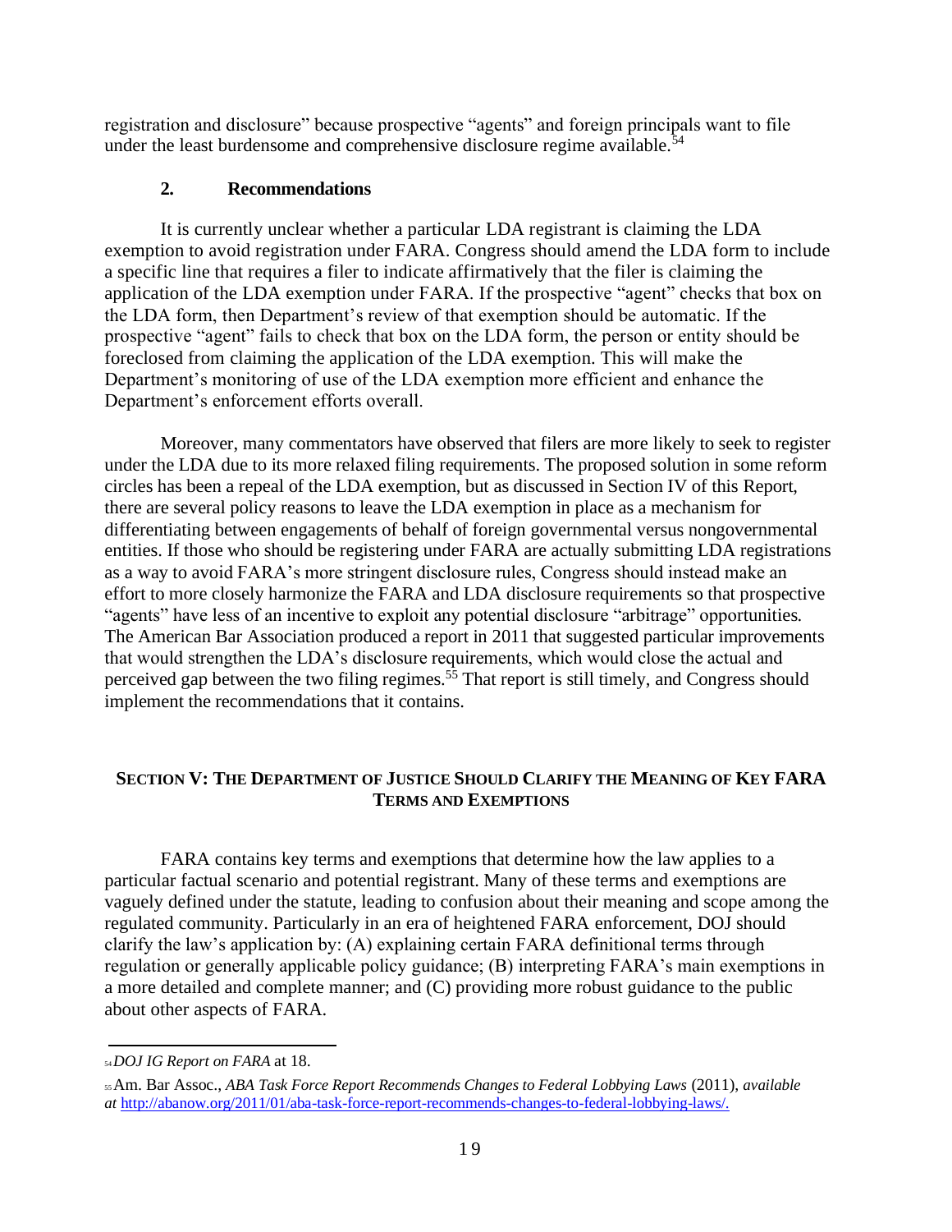registration and disclosure" because prospective "agents" and foreign principals want to file under the least burdensome and comprehensive disclosure regime available.[54]

### 2. Recommendations

It is currently unclear whether a particular LDA registrant is claiming the LDA exemption to avoid registration under FARA. Congress should amend the LDA form to include a specific line that requires a filer to indicate affirmatively that the filer is claiming the application of the LDA exemption under FARA. If the prospective "agent" checks that box on the LDA form, then Department's review of that exemption should be automatic. If the prospective "agent" fails to check that box on the LDA form, the person or entity should be foreclosed from claiming the application of the LDA exemption. This will make the Department's monitoring of use of the LDA exemption more efficient and enhance the Department's enforcement efforts overall.

Moreover, many commentators have observed that filers are more likely to seek to register under the LDA due to its more relaxed filing requirements. The proposed solution in some reform circles has been a repeal of the LDA exemption, but as discussed in Section IV of this Report, there are several policy reasons to leave the LDA exemption in place as a mechanism for differentiating between engagements of behalf of foreign governmental versus nongovernmental entities. If those who should be registering under FARA are actually submitting LDA registrations as a way to avoid FARA's more stringent disclosure rules, Congress should instead make an effort to more closely harmonize the FARA and LDA disclosure requirements so that prospective "agents" have less of an incentive to exploit any potential disclosure "arbitrage" opportunities. The American Bar Association produced a report in 2011 that suggested particular improvements that would strengthen the LDA's disclosure requirements, which would close the actual and perceived gap between the two filing regimes.[55] That report is still timely, and Congress should implement the recommendations that it contains.

## SECTION V: THE DEPARTMENT OF JUSTICE SHOULD CLARIFY THE MEANING OF KEY FARA TERMS AND EXEMPTIONS

FARA contains key terms and exemptions that determine how the law applies to a particular factual scenario and potential registrant. Many of these terms and exemptions are vaguely defined under the statute, leading to confusion about their meaning and scope among the regulated community. Particularly in an era of heightened FARA enforcement, DOJ should clarify the law's application by: (A) explaining certain FARA definitional terms through regulation or generally applicable policy guidance; (B) interpreting FARA's main exemptions in a more detailed and complete manner; and (C) providing more robust guidance to the public about other aspects of FARA.

---

[54] *DOJ IG Report on FARA* at 18.

[55] Am. Bar Assoc., *ABA Task Force Report Recommends Changes to Federal Lobbying Laws* (2011), *available at* http://abanow.org/2011/01/aba-task-force-report-recommends-changes-to-federal-lobbying-laws/.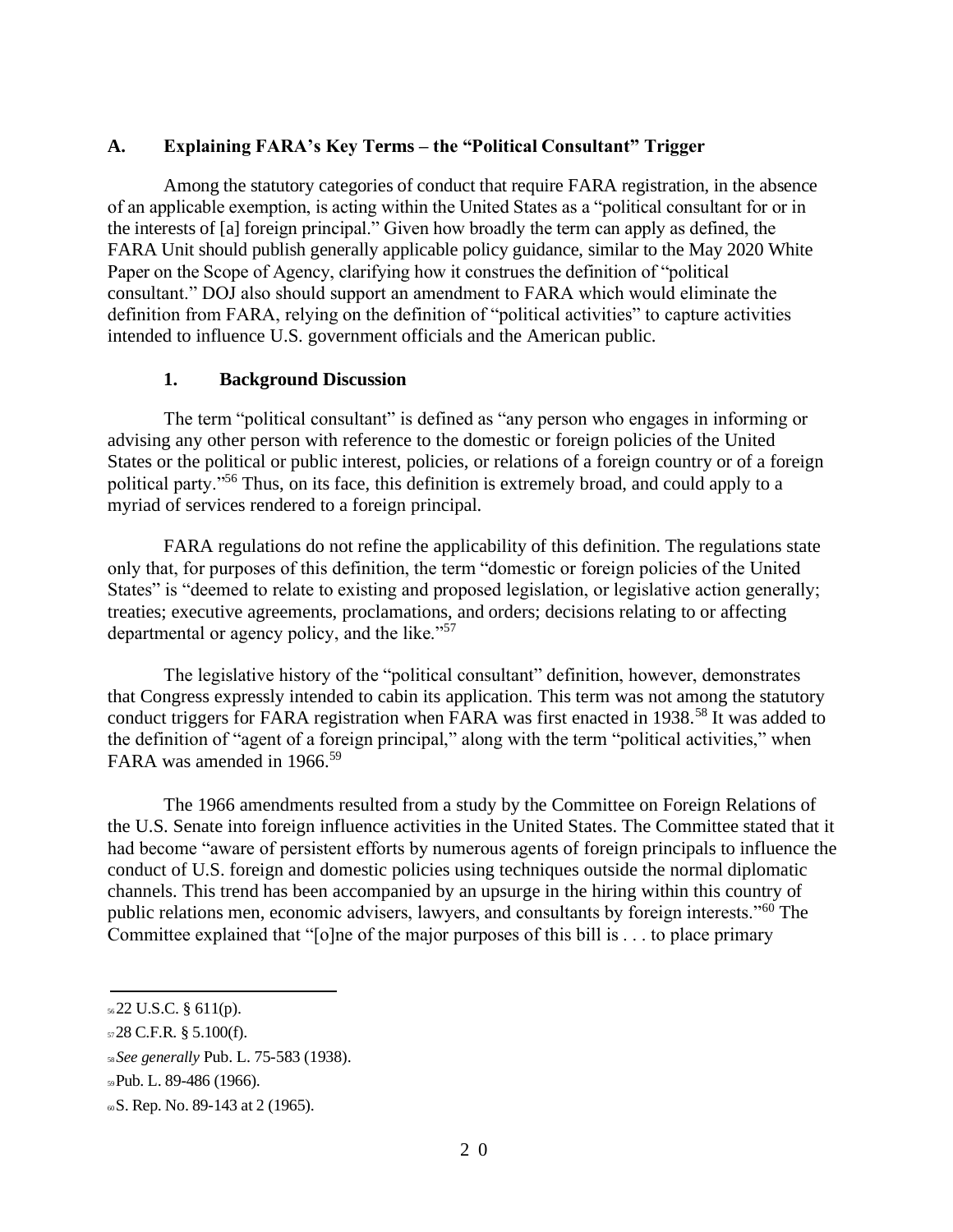### A. Explaining FARA's Key Terms – the "Political Consultant" Trigger

Among the statutory categories of conduct that require FARA registration, in the absence of an applicable exemption, is acting within the United States as a "political consultant for or in the interests of [a] foreign principal." Given how broadly the term can apply as defined, the FARA Unit should publish generally applicable policy guidance, similar to the May 2020 White Paper on the Scope of Agency, clarifying how it construes the definition of "political consultant." DOJ also should support an amendment to FARA which would eliminate the definition from FARA, relying on the definition of "political activities" to capture activities intended to influence U.S. government officials and the American public.

#### 1. Background Discussion

The term "political consultant" is defined as "any person who engages in informing or advising any other person with reference to the domestic or foreign policies of the United States or the political or public interest, policies, or relations of a foreign country or of a foreign political party."[56] Thus, on its face, this definition is extremely broad, and could apply to a myriad of services rendered to a foreign principal.

FARA regulations do not refine the applicability of this definition. The regulations state only that, for purposes of this definition, the term "domestic or foreign policies of the United States" is "deemed to relate to existing and proposed legislation, or legislative action generally; treaties; executive agreements, proclamations, and orders; decisions relating to or affecting departmental or agency policy, and the like."[57]

The legislative history of the "political consultant" definition, however, demonstrates that Congress expressly intended to cabin its application. This term was not among the statutory conduct triggers for FARA registration when FARA was first enacted in 1938.[58] It was added to the definition of "agent of a foreign principal," along with the term "political activities," when FARA was amended in 1966.[59]

The 1966 amendments resulted from a study by the Committee on Foreign Relations of the U.S. Senate into foreign influence activities in the United States. The Committee stated that it had become "aware of persistent efforts by numerous agents of foreign principals to influence the conduct of U.S. foreign and domestic policies using techniques outside the normal diplomatic channels. This trend has been accompanied by an upsurge in the hiring within this country of public relations men, economic advisers, lawyers, and consultants by foreign interests."[60] The Committee explained that "[o]ne of the major purposes of this bill is . . . to place primary

---

[56] 22 U.S.C. § 611(p).

[57] 28 C.F.R. § 5.100(f).

[58] *See generally* Pub. L. 75-583 (1938).

[59] Pub. L. 89-486 (1966).

[60] S. Rep. No. 89-143 at 2 (1965).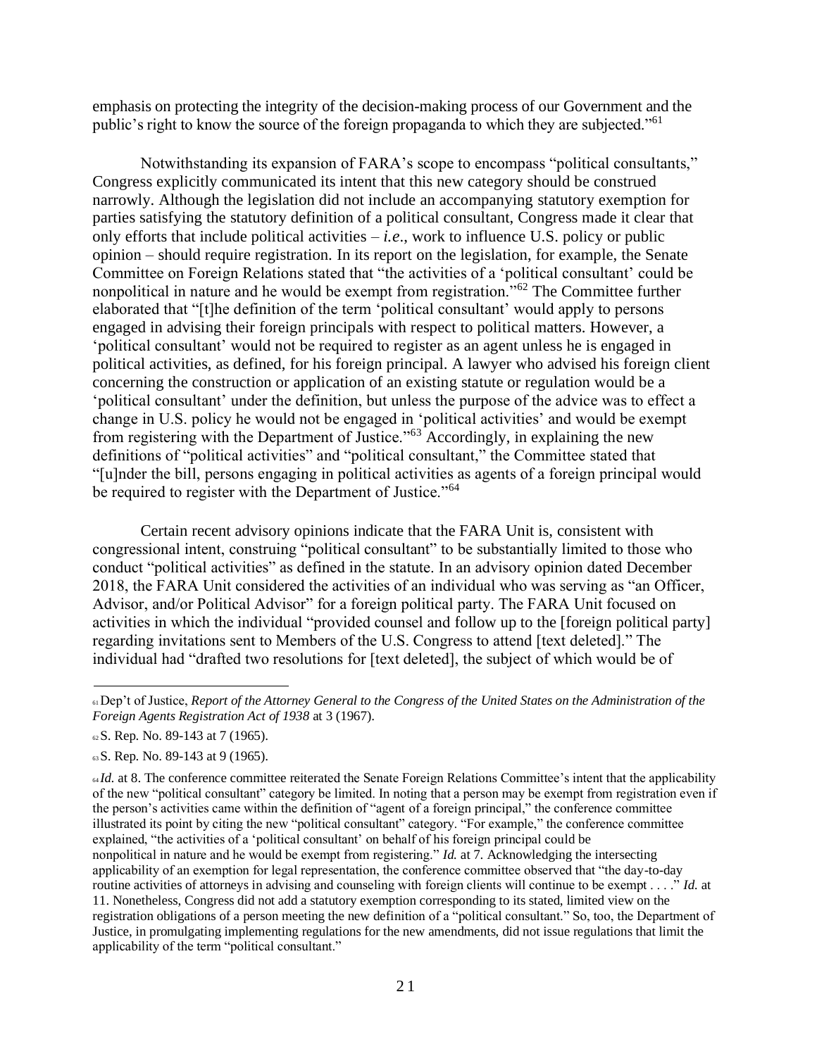emphasis on protecting the integrity of the decision-making process of our Government and the public's right to know the source of the foreign propaganda to which they are subjected."[61]

Notwithstanding its expansion of FARA's scope to encompass "political consultants," Congress explicitly communicated its intent that this new category should be construed narrowly. Although the legislation did not include an accompanying statutory exemption for parties satisfying the statutory definition of a political consultant, Congress made it clear that only efforts that include political activities – *i.e.*, work to influence U.S. policy or public opinion – should require registration. In its report on the legislation, for example, the Senate Committee on Foreign Relations stated that "the activities of a 'political consultant' could be nonpolitical in nature and he would be exempt from registration."[62] The Committee further elaborated that "[t]he definition of the term 'political consultant' would apply to persons engaged in advising their foreign principals with respect to political matters. However, a 'political consultant' would not be required to register as an agent unless he is engaged in political activities, as defined, for his foreign principal. A lawyer who advised his foreign client concerning the construction or application of an existing statute or regulation would be a 'political consultant' under the definition, but unless the purpose of the advice was to effect a change in U.S. policy he would not be engaged in 'political activities' and would be exempt from registering with the Department of Justice."[63] Accordingly, in explaining the new definitions of "political activities" and "political consultant," the Committee stated that "[u]nder the bill, persons engaging in political activities as agents of a foreign principal would be required to register with the Department of Justice."[64]

Certain recent advisory opinions indicate that the FARA Unit is, consistent with congressional intent, construing "political consultant" to be substantially limited to those who conduct "political activities" as defined in the statute. In an advisory opinion dated December 2018, the FARA Unit considered the activities of an individual who was serving as "an Officer, Advisor, and/or Political Advisor" for a foreign political party. The FARA Unit focused on activities in which the individual "provided counsel and follow up to the [foreign political party] regarding invitations sent to Members of the U.S. Congress to attend [text deleted]." The individual had "drafted two resolutions for [text deleted], the subject of which would be of

---

[61] Dep't of Justice, *Report of the Attorney General to the Congress of the United States on the Administration of the Foreign Agents Registration Act of 1938* at 3 (1967).

[62] S. Rep. No. 89-143 at 7 (1965).

[63] S. Rep. No. 89-143 at 9 (1965).

[64] *Id.* at 8. The conference committee reiterated the Senate Foreign Relations Committee's intent that the applicability of the new "political consultant" category be limited. In noting that a person may be exempt from registration even if the person's activities came within the definition of "agent of a foreign principal," the conference committee illustrated its point by citing the new "political consultant" category. "For example," the conference committee explained, "the activities of a 'political consultant' on behalf of his foreign principal could be nonpolitical in nature and he would be exempt from registering." *Id.* at 7. Acknowledging the intersecting applicability of an exemption for legal representation, the conference committee observed that "the day-to-day routine activities of attorneys in advising and counseling with foreign clients will continue to be exempt . . . ." *Id.* at 11. Nonetheless, Congress did not add a statutory exemption corresponding to its stated, limited view on the registration obligations of a person meeting the new definition of a "political consultant." So, too, the Department of Justice, in promulgating implementing regulations for the new amendments, did not issue regulations that limit the applicability of the term "political consultant."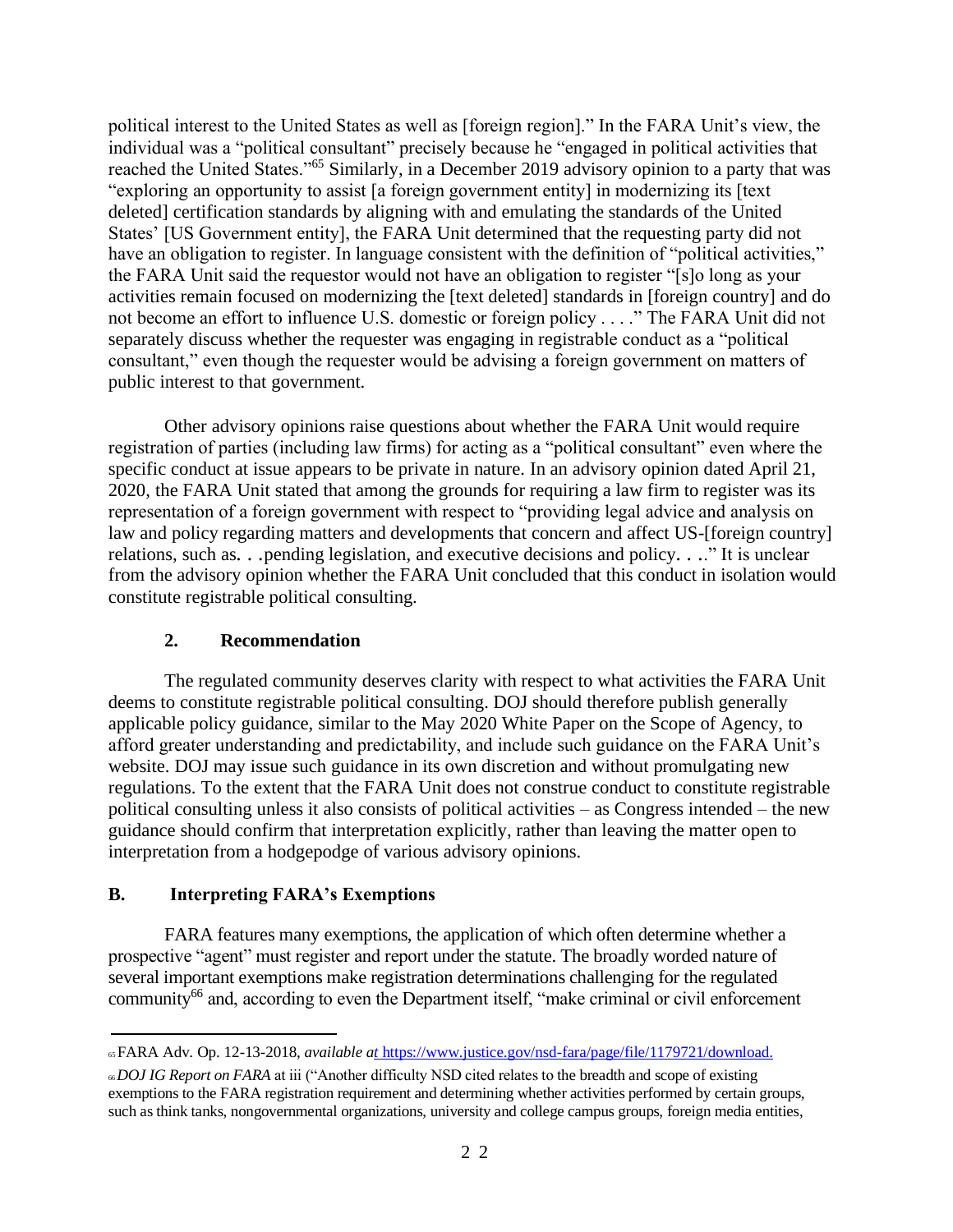political interest to the United States as well as [foreign region]." In the FARA Unit's view, the individual was a "political consultant" precisely because he "engaged in political activities that reached the United States."[65] Similarly, in a December 2019 advisory opinion to a party that was "exploring an opportunity to assist [a foreign government entity] in modernizing its [text deleted] certification standards by aligning with and emulating the standards of the United States' [US Government entity], the FARA Unit determined that the requesting party did not have an obligation to register. In language consistent with the definition of "political activities," the FARA Unit said the requestor would not have an obligation to register "[s]o long as your activities remain focused on modernizing the [text deleted] standards in [foreign country] and do not become an effort to influence U.S. domestic or foreign policy . . . ." The FARA Unit did not separately discuss whether the requester was engaging in registrable conduct as a "political consultant," even though the requester would be advising a foreign government on matters of public interest to that government.

Other advisory opinions raise questions about whether the FARA Unit would require registration of parties (including law firms) for acting as a "political consultant" even where the specific conduct at issue appears to be private in nature. In an advisory opinion dated April 21, 2020, the FARA Unit stated that among the grounds for requiring a law firm to register was its representation of a foreign government with respect to "providing legal advice and analysis on law and policy regarding matters and developments that concern and affect US-[foreign country] relations, such as. . .pending legislation, and executive decisions and policy. . . ." It is unclear from the advisory opinion whether the FARA Unit concluded that this conduct in isolation would constitute registrable political consulting.

### 2. Recommendation

The regulated community deserves clarity with respect to what activities the FARA Unit deems to constitute registrable political consulting. DOJ should therefore publish generally applicable policy guidance, similar to the May 2020 White Paper on the Scope of Agency, to afford greater understanding and predictability, and include such guidance on the FARA Unit's website. DOJ may issue such guidance in its own discretion and without promulgating new regulations. To the extent that the FARA Unit does not construe conduct to constitute registrable political consulting unless it also consists of political activities – as Congress intended – the new guidance should confirm that interpretation explicitly, rather than leaving the matter open to interpretation from a hodgepodge of various advisory opinions.

## B. Interpreting FARA's Exemptions

FARA features many exemptions, the application of which often determine whether a prospective "agent" must register and report under the statute. The broadly worded nature of several important exemptions make registration determinations challenging for the regulated community[66] and, according to even the Department itself, "make criminal or civil enforcement

---

[65] FARA Adv. Op. 12-13-2018, *available at* https://www.justice.gov/nsd-fara/page/file/1179721/download.

[66] *DOJ IG Report on FARA* at iii ("Another difficulty NSD cited relates to the breadth and scope of existing exemptions to the FARA registration requirement and determining whether activities performed by certain groups, such as think tanks, nongovernmental organizations, university and college campus groups, foreign media entities,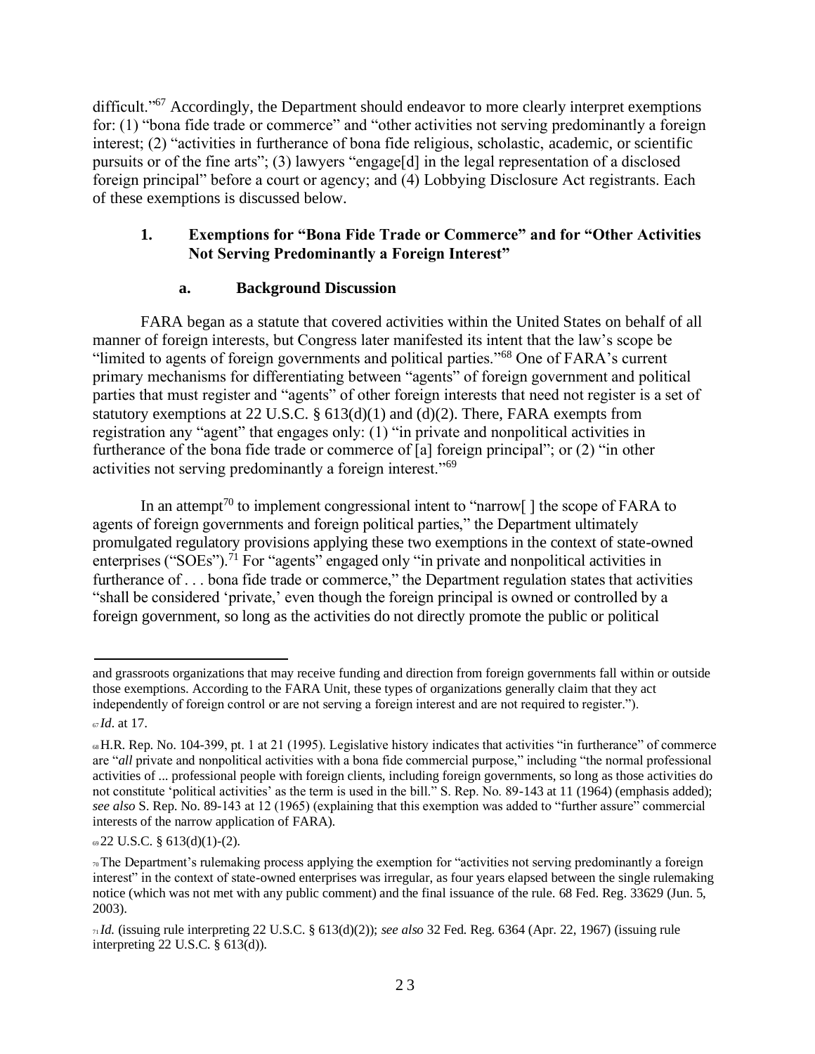difficult."[67] Accordingly, the Department should endeavor to more clearly interpret exemptions for: (1) "bona fide trade or commerce" and "other activities not serving predominantly a foreign interest; (2) "activities in furtherance of bona fide religious, scholastic, academic, or scientific pursuits or of the fine arts"; (3) lawyers "engage[d] in the legal representation of a disclosed foreign principal" before a court or agency; and (4) Lobbying Disclosure Act registrants. Each of these exemptions is discussed below.

### 1. Exemptions for "Bona Fide Trade or Commerce" and for "Other Activities Not Serving Predominantly a Foreign Interest"

#### a. Background Discussion

FARA began as a statute that covered activities within the United States on behalf of all manner of foreign interests, but Congress later manifested its intent that the law's scope be "limited to agents of foreign governments and political parties."[68] One of FARA's current primary mechanisms for differentiating between "agents" of foreign government and political parties that must register and "agents" of other foreign interests that need not register is a set of statutory exemptions at 22 U.S.C. § 613(d)(1) and (d)(2). There, FARA exempts from registration any "agent" that engages only: (1) "in private and nonpolitical activities in furtherance of the bona fide trade or commerce of [a] foreign principal"; or (2) "in other activities not serving predominantly a foreign interest."[69]

In an attempt[70] to implement congressional intent to "narrow[ ] the scope of FARA to agents of foreign governments and foreign political parties," the Department ultimately promulgated regulatory provisions applying these two exemptions in the context of state-owned enterprises ("SOEs").[71] For "agents" engaged only "in private and nonpolitical activities in furtherance of . . . bona fide trade or commerce," the Department regulation states that activities "shall be considered 'private,' even though the foreign principal is owned or controlled by a foreign government, so long as the activities do not directly promote the public or political

---

and grassroots organizations that may receive funding and direction from foreign governments fall within or outside those exemptions. According to the FARA Unit, these types of organizations generally claim that they act independently of foreign control or are not serving a foreign interest and are not required to register.").

[67] *Id*. at 17.

[68] H.R. Rep. No. 104-399, pt. 1 at 21 (1995). Legislative history indicates that activities "in furtherance" of commerce are "*all* private and nonpolitical activities with a bona fide commercial purpose," including "the normal professional activities of ... professional people with foreign clients, including foreign governments, so long as those activities do not constitute 'political activities' as the term is used in the bill." S. Rep. No. 89-143 at 11 (1964) (emphasis added); *see also* S. Rep. No. 89-143 at 12 (1965) (explaining that this exemption was added to "further assure" commercial interests of the narrow application of FARA).

[69] 22 U.S.C. § 613(d)(1)-(2).

[70] The Department's rulemaking process applying the exemption for "activities not serving predominantly a foreign interest" in the context of state-owned enterprises was irregular, as four years elapsed between the single rulemaking notice (which was not met with any public comment) and the final issuance of the rule. 68 Fed. Reg. 33629 (Jun. 5, 2003).

[71] *Id.* (issuing rule interpreting 22 U.S.C. § 613(d)(2)); *see also* 32 Fed. Reg. 6364 (Apr. 22, 1967) (issuing rule interpreting 22 U.S.C. § 613(d)).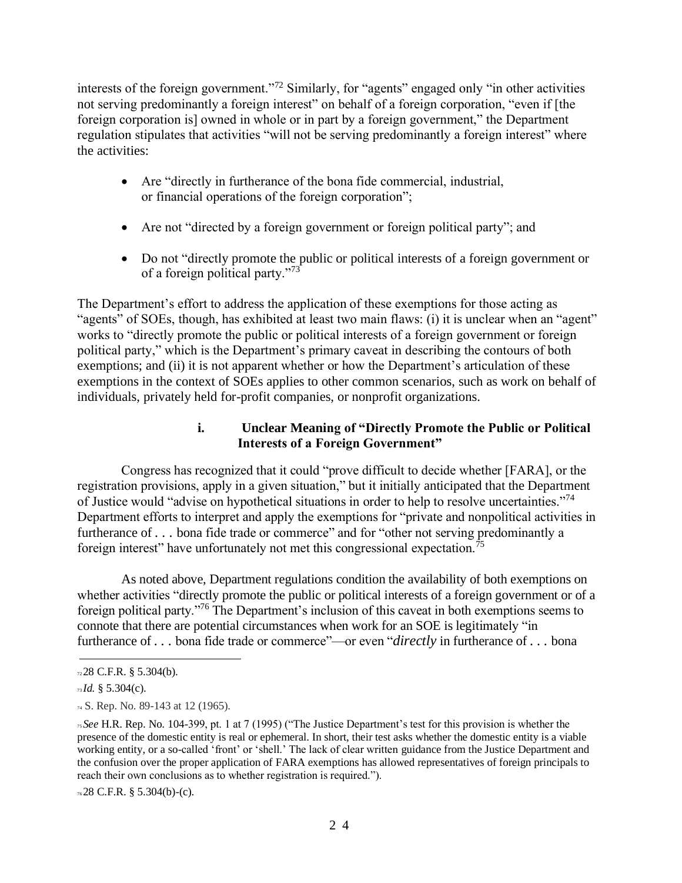interests of the foreign government."[72] Similarly, for "agents" engaged only "in other activities not serving predominantly a foreign interest" on behalf of a foreign corporation, "even if [the foreign corporation is] owned in whole or in part by a foreign government," the Department regulation stipulates that activities "will not be serving predominantly a foreign interest" where the activities:

- Are "directly in furtherance of the bona fide commercial, industrial, or financial operations of the foreign corporation";
- Are not "directed by a foreign government or foreign political party"; and
- Do not "directly promote the public or political interests of a foreign government or of a foreign political party."[73]

The Department's effort to address the application of these exemptions for those acting as "agents" of SOEs, though, has exhibited at least two main flaws: (i) it is unclear when an "agent" works to "directly promote the public or political interests of a foreign government or foreign political party," which is the Department's primary caveat in describing the contours of both exemptions; and (ii) it is not apparent whether or how the Department's articulation of these exemptions in the context of SOEs applies to other common scenarios, such as work on behalf of individuals, privately held for-profit companies, or nonprofit organizations.

#### i. Unclear Meaning of "Directly Promote the Public or Political Interests of a Foreign Government"

Congress has recognized that it could "prove difficult to decide whether [FARA], or the registration provisions, apply in a given situation," but it initially anticipated that the Department of Justice would "advise on hypothetical situations in order to help to resolve uncertainties."[74] Department efforts to interpret and apply the exemptions for "private and nonpolitical activities in furtherance of . . . bona fide trade or commerce" and for "other not serving predominantly a foreign interest" have unfortunately not met this congressional expectation.[75]

As noted above, Department regulations condition the availability of both exemptions on whether activities "directly promote the public or political interests of a foreign government or of a foreign political party."[76] The Department's inclusion of this caveat in both exemptions seems to connote that there are potential circumstances when work for an SOE is legitimately "in furtherance of . . . bona fide trade or commerce"—or even "*directly* in furtherance of . . . bona

---

[72] 28 C.F.R. § 5.304(b).

[73] *Id.* § 5.304(c).

[74] S. Rep. No. 89-143 at 12 (1965).

[75] *See* H.R. Rep. No. 104-399, pt. 1 at 7 (1995) ("The Justice Department's test for this provision is whether the presence of the domestic entity is real or ephemeral. In short, their test asks whether the domestic entity is a viable working entity, or a so-called 'front' or 'shell.' The lack of clear written guidance from the Justice Department and the confusion over the proper application of FARA exemptions has allowed representatives of foreign principals to reach their own conclusions as to whether registration is required.").

[76] 28 C.F.R. § 5.304(b)-(c).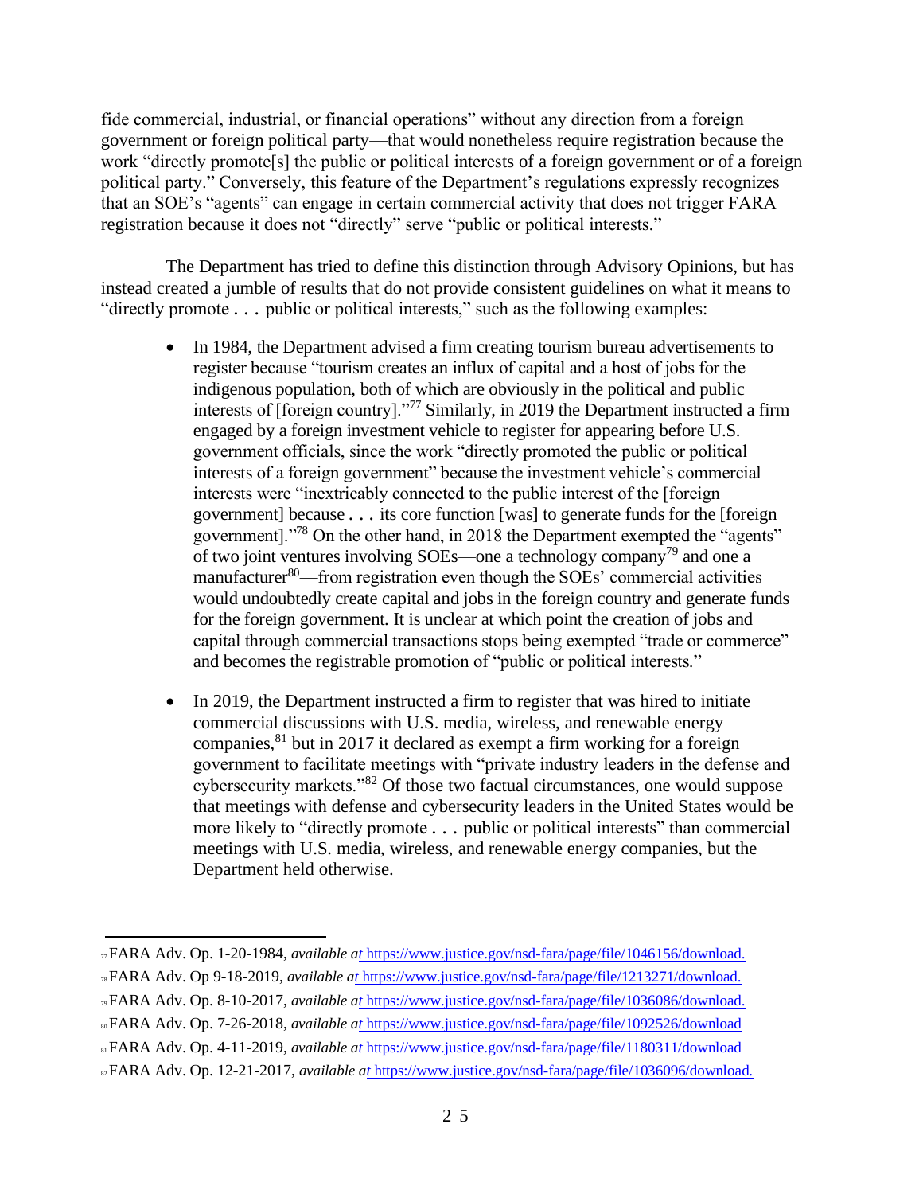fide commercial, industrial, or financial operations" without any direction from a foreign government or foreign political party—that would nonetheless require registration because the work "directly promote[s] the public or political interests of a foreign government or of a foreign political party." Conversely, this feature of the Department's regulations expressly recognizes that an SOE's "agents" can engage in certain commercial activity that does not trigger FARA registration because it does not "directly" serve "public or political interests."

The Department has tried to define this distinction through Advisory Opinions, but has instead created a jumble of results that do not provide consistent guidelines on what it means to "directly promote . . . public or political interests," such as the following examples:

- In 1984, the Department advised a firm creating tourism bureau advertisements to register because "tourism creates an influx of capital and a host of jobs for the indigenous population, both of which are obviously in the political and public interests of [foreign country]."[77] Similarly, in 2019 the Department instructed a firm engaged by a foreign investment vehicle to register for appearing before U.S. government officials, since the work "directly promoted the public or political interests of a foreign government" because the investment vehicle's commercial interests were "inextricably connected to the public interest of the [foreign government] because . . . its core function [was] to generate funds for the [foreign government]."[78] On the other hand, in 2018 the Department exempted the "agents" of two joint ventures involving SOEs—one a technology company[79] and one a manufacturer[80]—from registration even though the SOEs' commercial activities would undoubtedly create capital and jobs in the foreign country and generate funds for the foreign government. It is unclear at which point the creation of jobs and capital through commercial transactions stops being exempted "trade or commerce" and becomes the registrable promotion of "public or political interests."

- In 2019, the Department instructed a firm to register that was hired to initiate commercial discussions with U.S. media, wireless, and renewable energy companies,[81] but in 2017 it declared as exempt a firm working for a foreign government to facilitate meetings with "private industry leaders in the defense and cybersecurity markets."[82] Of those two factual circumstances, one would suppose that meetings with defense and cybersecurity leaders in the United States would be more likely to "directly promote . . . public or political interests" than commercial meetings with U.S. media, wireless, and renewable energy companies, but the Department held otherwise.

---

[77] FARA Adv. Op. 1-20-1984, *available at* https://www.justice.gov/nsd-fara/page/file/1046156/download.

[78] FARA Adv. Op 9-18-2019, *available at* https://www.justice.gov/nsd-fara/page/file/1213271/download.

[79] FARA Adv. Op. 8-10-2017, *available at* https://www.justice.gov/nsd-fara/page/file/1036086/download.

[80] FARA Adv. Op. 7-26-2018, *available at* https://www.justice.gov/nsd-fara/page/file/1092526/download

[81] FARA Adv. Op. 4-11-2019, *available at* https://www.justice.gov/nsd-fara/page/file/1180311/download

[82] FARA Adv. Op. 12-21-2017, *available at* https://www.justice.gov/nsd-fara/page/file/1036096/download.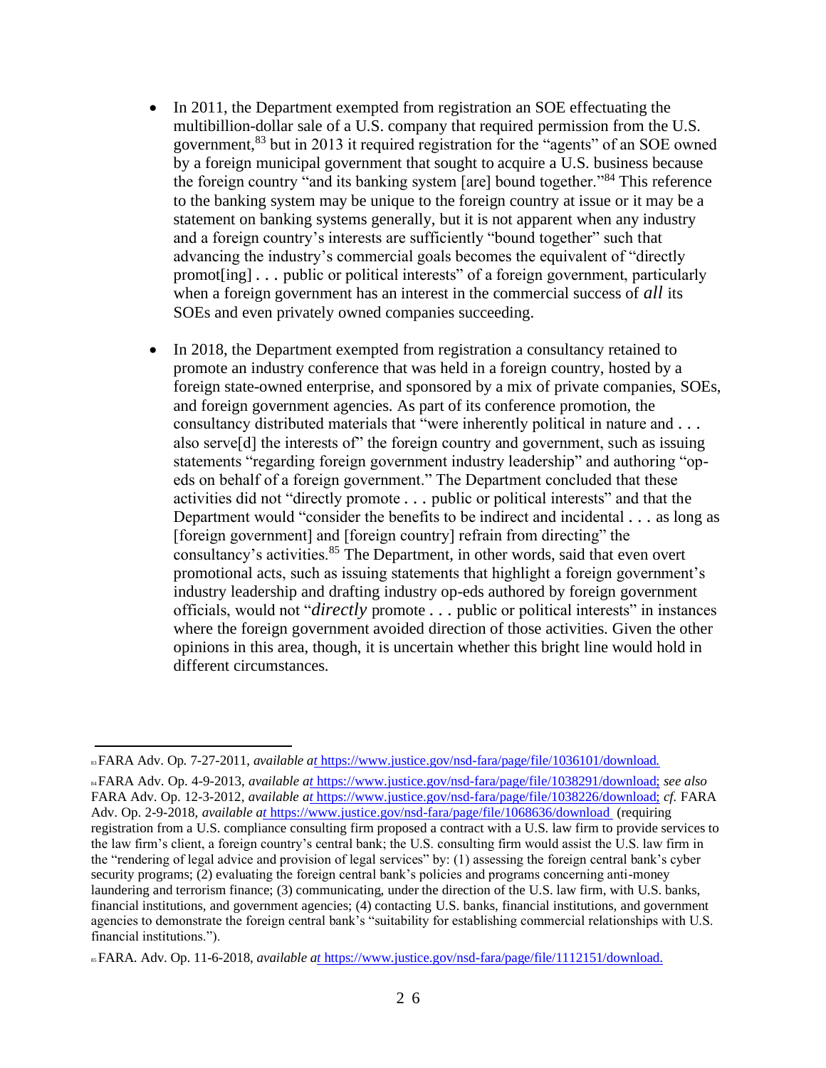- In 2011, the Department exempted from registration an SOE effectuating the multibillion-dollar sale of a U.S. company that required permission from the U.S. government,[83] but in 2013 it required registration for the "agents" of an SOE owned by a foreign municipal government that sought to acquire a U.S. business because the foreign country "and its banking system [are] bound together."[84] This reference to the banking system may be unique to the foreign country at issue or it may be a statement on banking systems generally, but it is not apparent when any industry and a foreign country's interests are sufficiently "bound together" such that advancing the industry's commercial goals becomes the equivalent of "directly promot[ing] . . . public or political interests" of a foreign government, particularly when a foreign government has an interest in the commercial success of *all* its SOEs and even privately owned companies succeeding.

- In 2018, the Department exempted from registration a consultancy retained to promote an industry conference that was held in a foreign country, hosted by a foreign state-owned enterprise, and sponsored by a mix of private companies, SOEs, and foreign government agencies. As part of its conference promotion, the consultancy distributed materials that "were inherently political in nature and . . . also serve[d] the interests of" the foreign country and government, such as issuing statements "regarding foreign government industry leadership" and authoring "op-eds on behalf of a foreign government." The Department concluded that these activities did not "directly promote . . . public or political interests" and that the Department would "consider the benefits to be indirect and incidental . . . as long as [foreign government] and [foreign country] refrain from directing" the consultancy's activities.[85] The Department, in other words, said that even overt promotional acts, such as issuing statements that highlight a foreign government's industry leadership and drafting industry op-eds authored by foreign government officials, would not "*directly* promote . . . public or political interests" in instances where the foreign government avoided direction of those activities. Given the other opinions in this area, though, it is uncertain whether this bright line would hold in different circumstances.

---

[83] FARA Adv. Op. 7-27-2011, *available at* https://www.justice.gov/nsd-fara/page/file/1036101/download.

[84] FARA Adv. Op. 4-9-2013, *available at* https://www.justice.gov/nsd-fara/page/file/1038291/download; *see also* FARA Adv. Op. 12-3-2012, *available at* https://www.justice.gov/nsd-fara/page/file/1038226/download; *cf.* FARA Adv. Op. 2-9-2018, *available at* https://www.justice.gov/nsd-fara/page/file/1068636/download (requiring registration from a U.S. compliance consulting firm proposed a contract with a U.S. law firm to provide services to the law firm's client, a foreign country's central bank; the U.S. consulting firm would assist the U.S. law firm in the "rendering of legal advice and provision of legal services" by: (1) assessing the foreign central bank's cyber security programs; (2) evaluating the foreign central bank's policies and programs concerning anti-money laundering and terrorism finance; (3) communicating, under the direction of the U.S. law firm, with U.S. banks, financial institutions, and government agencies; (4) contacting U.S. banks, financial institutions, and government agencies to demonstrate the foreign central bank's "suitability for establishing commercial relationships with U.S. financial institutions.").

[85] FARA. Adv. Op. 11-6-2018, *available at* https://www.justice.gov/nsd-fara/page/file/1112151/download.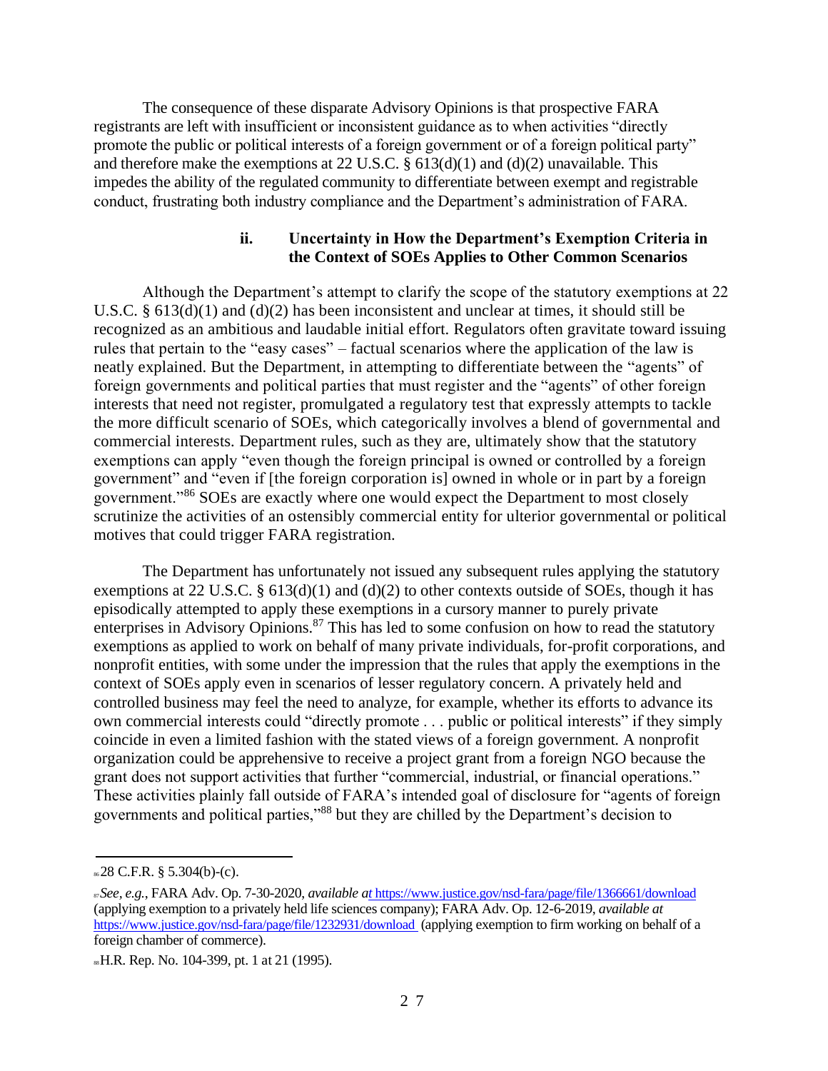The consequence of these disparate Advisory Opinions is that prospective FARA registrants are left with insufficient or inconsistent guidance as to when activities "directly promote the public or political interests of a foreign government or of a foreign political party" and therefore make the exemptions at 22 U.S.C. § 613(d)(1) and (d)(2) unavailable. This impedes the ability of the regulated community to differentiate between exempt and registrable conduct, frustrating both industry compliance and the Department's administration of FARA.

#### ii. Uncertainty in How the Department's Exemption Criteria in the Context of SOEs Applies to Other Common Scenarios

Although the Department's attempt to clarify the scope of the statutory exemptions at 22 U.S.C. § 613(d)(1) and (d)(2) has been inconsistent and unclear at times, it should still be recognized as an ambitious and laudable initial effort. Regulators often gravitate toward issuing rules that pertain to the "easy cases" – factual scenarios where the application of the law is neatly explained. But the Department, in attempting to differentiate between the "agents" of foreign governments and political parties that must register and the "agents" of other foreign interests that need not register, promulgated a regulatory test that expressly attempts to tackle the more difficult scenario of SOEs, which categorically involves a blend of governmental and commercial interests. Department rules, such as they are, ultimately show that the statutory exemptions can apply "even though the foreign principal is owned or controlled by a foreign government" and "even if [the foreign corporation is] owned in whole or in part by a foreign government."[86] SOEs are exactly where one would expect the Department to most closely scrutinize the activities of an ostensibly commercial entity for ulterior governmental or political motives that could trigger FARA registration.

The Department has unfortunately not issued any subsequent rules applying the statutory exemptions at 22 U.S.C. § 613(d)(1) and (d)(2) to other contexts outside of SOEs, though it has episodically attempted to apply these exemptions in a cursory manner to purely private enterprises in Advisory Opinions.[87] This has led to some confusion on how to read the statutory exemptions as applied to work on behalf of many private individuals, for-profit corporations, and nonprofit entities, with some under the impression that the rules that apply the exemptions in the context of SOEs apply even in scenarios of lesser regulatory concern. A privately held and controlled business may feel the need to analyze, for example, whether its efforts to advance its own commercial interests could "directly promote . . . public or political interests" if they simply coincide in even a limited fashion with the stated views of a foreign government. A nonprofit organization could be apprehensive to receive a project grant from a foreign NGO because the grant does not support activities that further "commercial, industrial, or financial operations." These activities plainly fall outside of FARA's intended goal of disclosure for "agents of foreign governments and political parties,"[88] but they are chilled by the Department's decision to

---

[86] 28 C.F.R. § 5.304(b)-(c).

[87] *See, e.g.*, FARA Adv. Op. 7-30-2020, *available at* https://www.justice.gov/nsd-fara/page/file/1366661/download (applying exemption to a privately held life sciences company); FARA Adv. Op. 12-6-2019, *available at* https://www.justice.gov/nsd-fara/page/file/1232931/download (applying exemption to firm working on behalf of a foreign chamber of commerce).

[88] H.R. Rep. No. 104-399, pt. 1 at 21 (1995).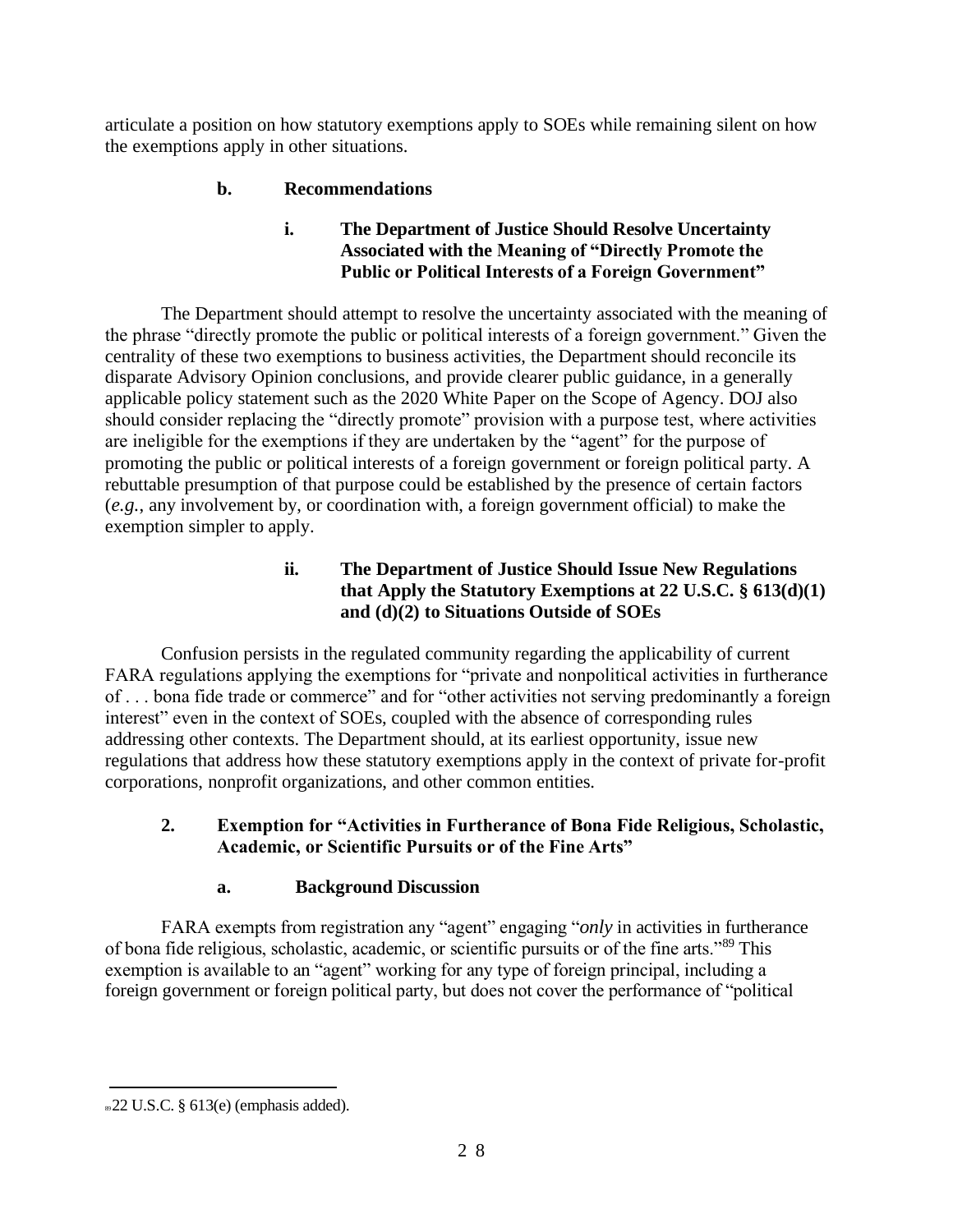articulate a position on how statutory exemptions apply to SOEs while remaining silent on how the exemptions apply in other situations.

### b. Recommendations

#### i. The Department of Justice Should Resolve Uncertainty Associated with the Meaning of "Directly Promote the Public or Political Interests of a Foreign Government"

The Department should attempt to resolve the uncertainty associated with the meaning of the phrase "directly promote the public or political interests of a foreign government." Given the centrality of these two exemptions to business activities, the Department should reconcile its disparate Advisory Opinion conclusions, and provide clearer public guidance, in a generally applicable policy statement such as the 2020 White Paper on the Scope of Agency. DOJ also should consider replacing the "directly promote" provision with a purpose test, where activities are ineligible for the exemptions if they are undertaken by the "agent" for the purpose of promoting the public or political interests of a foreign government or foreign political party. A rebuttable presumption of that purpose could be established by the presence of certain factors (*e.g.*, any involvement by, or coordination with, a foreign government official) to make the exemption simpler to apply.

#### ii. The Department of Justice Should Issue New Regulations that Apply the Statutory Exemptions at 22 U.S.C. § 613(d)(1) and (d)(2) to Situations Outside of SOEs

Confusion persists in the regulated community regarding the applicability of current FARA regulations applying the exemptions for "private and nonpolitical activities in furtherance of . . . bona fide trade or commerce" and for "other activities not serving predominantly a foreign interest" even in the context of SOEs, coupled with the absence of corresponding rules addressing other contexts. The Department should, at its earliest opportunity, issue new regulations that address how these statutory exemptions apply in the context of private for-profit corporations, nonprofit organizations, and other common entities.

## 2. Exemption for "Activities in Furtherance of Bona Fide Religious, Scholastic, Academic, or Scientific Pursuits or of the Fine Arts"

### a. Background Discussion

FARA exempts from registration any "agent" engaging "*only* in activities in furtherance of bona fide religious, scholastic, academic, or scientific pursuits or of the fine arts."[89] This exemption is available to an "agent" working for any type of foreign principal, including a foreign government or foreign political party, but does not cover the performance of "political

---

[89] 22 U.S.C. § 613(e) (emphasis added).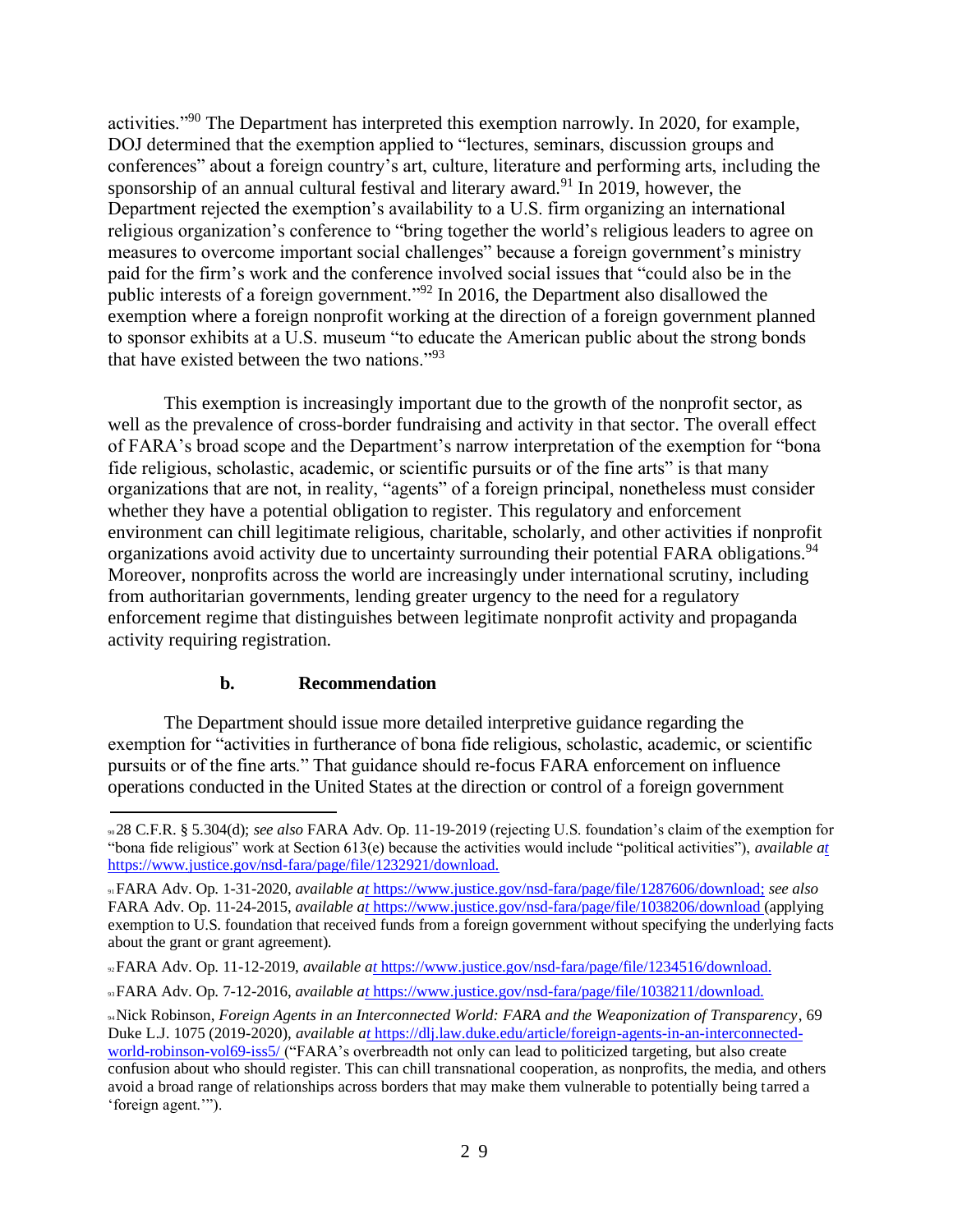activities."[90] The Department has interpreted this exemption narrowly. In 2020, for example, DOJ determined that the exemption applied to "lectures, seminars, discussion groups and conferences" about a foreign country's art, culture, literature and performing arts, including the sponsorship of an annual cultural festival and literary award.[91] In 2019, however, the Department rejected the exemption's availability to a U.S. firm organizing an international religious organization's conference to "bring together the world's religious leaders to agree on measures to overcome important social challenges" because a foreign government's ministry paid for the firm's work and the conference involved social issues that "could also be in the public interests of a foreign government."[92] In 2016, the Department also disallowed the exemption where a foreign nonprofit working at the direction of a foreign government planned to sponsor exhibits at a U.S. museum "to educate the American public about the strong bonds that have existed between the two nations."[93]

This exemption is increasingly important due to the growth of the nonprofit sector, as well as the prevalence of cross-border fundraising and activity in that sector. The overall effect of FARA's broad scope and the Department's narrow interpretation of the exemption for "bona fide religious, scholastic, academic, or scientific pursuits or of the fine arts" is that many organizations that are not, in reality, "agents" of a foreign principal, nonetheless must consider whether they have a potential obligation to register. This regulatory and enforcement environment can chill legitimate religious, charitable, scholarly, and other activities if nonprofit organizations avoid activity due to uncertainty surrounding their potential FARA obligations.[94] Moreover, nonprofits across the world are increasingly under international scrutiny, including from authoritarian governments, lending greater urgency to the need for a regulatory enforcement regime that distinguishes between legitimate nonprofit activity and propaganda activity requiring registration.

#### b. Recommendation

The Department should issue more detailed interpretive guidance regarding the exemption for "activities in furtherance of bona fide religious, scholastic, academic, or scientific pursuits or of the fine arts." That guidance should re-focus FARA enforcement on influence operations conducted in the United States at the direction or control of a foreign government

---

[90] 28 C.F.R. § 5.304(d); *see also* FARA Adv. Op. 11-19-2019 (rejecting U.S. foundation's claim of the exemption for "bona fide religious" work at Section 613(e) because the activities would include "political activities"), *available at* https://www.justice.gov/nsd-fara/page/file/1232921/download.

[91] FARA Adv. Op. 1-31-2020, *available at* https://www.justice.gov/nsd-fara/page/file/1287606/download; *see also* FARA Adv. Op. 11-24-2015, *available at* https://www.justice.gov/nsd-fara/page/file/1038206/download (applying exemption to U.S. foundation that received funds from a foreign government without specifying the underlying facts about the grant or grant agreement).

[92] FARA Adv. Op. 11-12-2019, *available at* https://www.justice.gov/nsd-fara/page/file/1234516/download.

[93] FARA Adv. Op. 7-12-2016, *available at* https://www.justice.gov/nsd-fara/page/file/1038211/download.

[94] Nick Robinson, *Foreign Agents in an Interconnected World: FARA and the Weaponization of Transparency*, 69 Duke L.J. 1075 (2019-2020), *available at* https://dlj.law.duke.edu/article/foreign-agents-in-an-interconnected-world-robinson-vol69-iss5/ ("FARA's overbreadth not only can lead to politicized targeting, but also create confusion about who should register. This can chill transnational cooperation, as nonprofits, the media, and others avoid a broad range of relationships across borders that may make them vulnerable to potentially being tarred a 'foreign agent.'").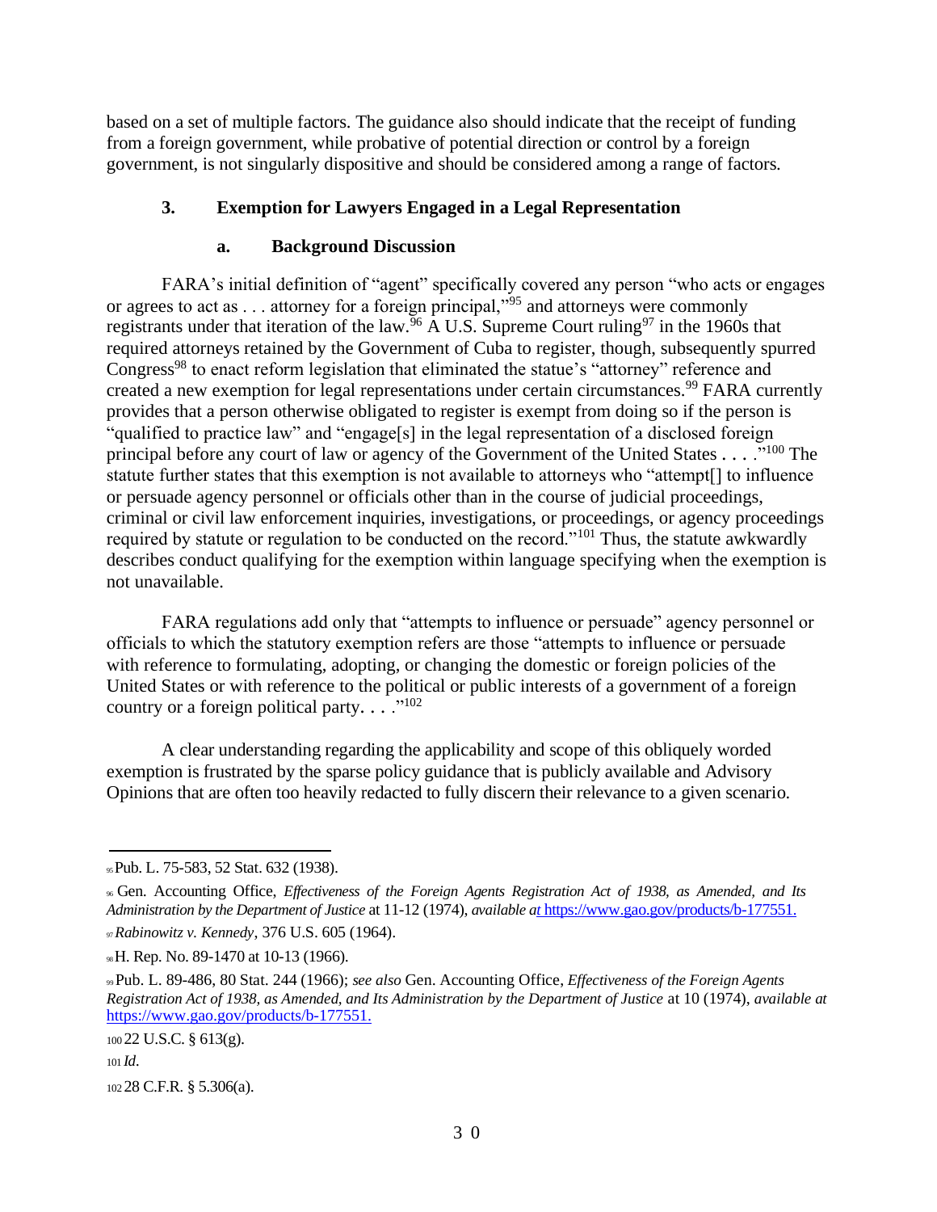based on a set of multiple factors. The guidance also should indicate that the receipt of funding from a foreign government, while probative of potential direction or control by a foreign government, is not singularly dispositive and should be considered among a range of factors.

### 3. Exemption for Lawyers Engaged in a Legal Representation

#### a. Background Discussion

FARA's initial definition of "agent" specifically covered any person "who acts or engages or agrees to act as . . . attorney for a foreign principal,"[95] and attorneys were commonly registrants under that iteration of the law.[96] A U.S. Supreme Court ruling[97] in the 1960s that required attorneys retained by the Government of Cuba to register, though, subsequently spurred Congress[98] to enact reform legislation that eliminated the statue's "attorney" reference and created a new exemption for legal representations under certain circumstances.[99] FARA currently provides that a person otherwise obligated to register is exempt from doing so if the person is "qualified to practice law" and "engage[s] in the legal representation of a disclosed foreign principal before any court of law or agency of the Government of the United States . . . ."[100] The statute further states that this exemption is not available to attorneys who "attempt[] to influence or persuade agency personnel or officials other than in the course of judicial proceedings, criminal or civil law enforcement inquiries, investigations, or proceedings, or agency proceedings required by statute or regulation to be conducted on the record."[101] Thus, the statute awkwardly describes conduct qualifying for the exemption within language specifying when the exemption is not unavailable.

FARA regulations add only that "attempts to influence or persuade" agency personnel or officials to which the statutory exemption refers are those "attempts to influence or persuade with reference to formulating, adopting, or changing the domestic or foreign policies of the United States or with reference to the political or public interests of a government of a foreign country or a foreign political party. . . ."[102]

A clear understanding regarding the applicability and scope of this obliquely worded exemption is frustrated by the sparse policy guidance that is publicly available and Advisory Opinions that are often too heavily redacted to fully discern their relevance to a given scenario.

---

[95] Pub. L. 75-583, 52 Stat. 632 (1938).

[96] Gen. Accounting Office, *Effectiveness of the Foreign Agents Registration Act of 1938, as Amended, and Its Administration by the Department of Justice* at 11-12 (1974), *available at* https://www.gao.gov/products/b-177551.

[97] *Rabinowitz v. Kennedy*, 376 U.S. 605 (1964).

[98] H. Rep. No. 89-1470 at 10-13 (1966).

[99] Pub. L. 89-486, 80 Stat. 244 (1966); *see also* Gen. Accounting Office, *Effectiveness of the Foreign Agents Registration Act of 1938, as Amended, and Its Administration by the Department of Justice* at 10 (1974), *available at* https://www.gao.gov/products/b-177551.

[100] 22 U.S.C. § 613(g).

[101] *Id*.

[102] 28 C.F.R. § 5.306(a).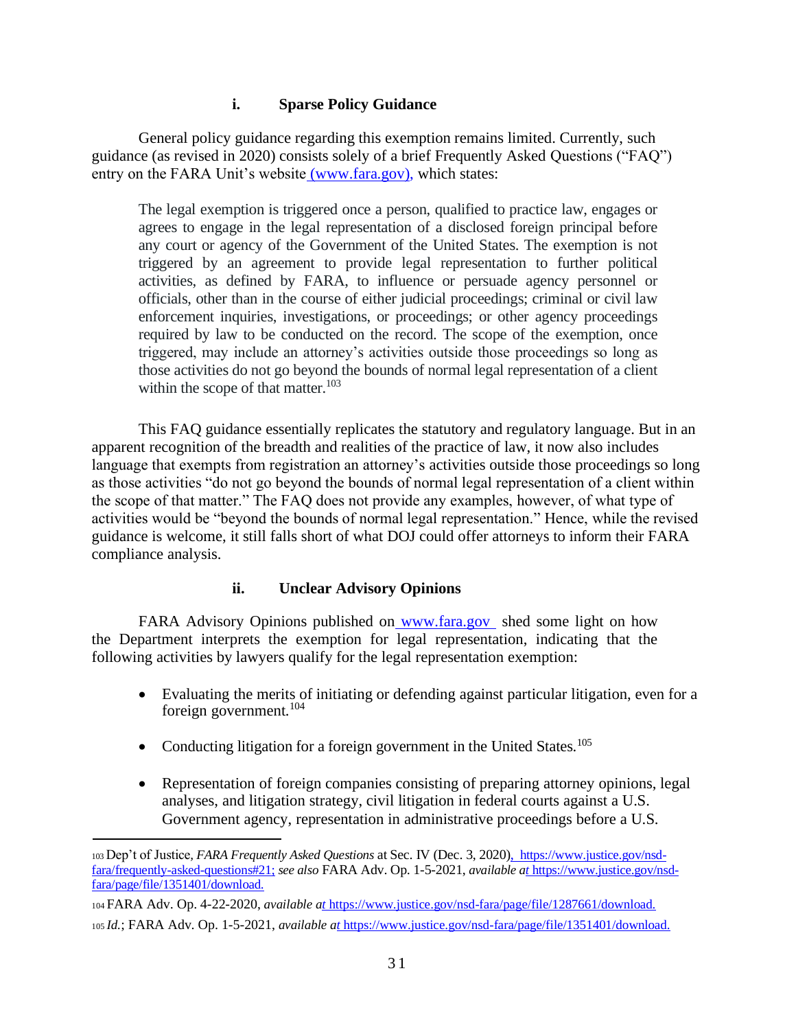#### i. Sparse Policy Guidance

General policy guidance regarding this exemption remains limited. Currently, such guidance (as revised in 2020) consists solely of a brief Frequently Asked Questions ("FAQ") entry on the FARA Unit's website (www.fara.gov), which states:

> The legal exemption is triggered once a person, qualified to practice law, engages or agrees to engage in the legal representation of a disclosed foreign principal before any court or agency of the Government of the United States. The exemption is not triggered by an agreement to provide legal representation to further political activities, as defined by FARA, to influence or persuade agency personnel or officials, other than in the course of either judicial proceedings; criminal or civil law enforcement inquiries, investigations, or proceedings; or other agency proceedings required by law to be conducted on the record. The scope of the exemption, once triggered, may include an attorney's activities outside those proceedings so long as those activities do not go beyond the bounds of normal legal representation of a client within the scope of that matter.[103]

This FAQ guidance essentially replicates the statutory and regulatory language. But in an apparent recognition of the breadth and realities of the practice of law, it now also includes language that exempts from registration an attorney's activities outside those proceedings so long as those activities "do not go beyond the bounds of normal legal representation of a client within the scope of that matter." The FAQ does not provide any examples, however, of what type of activities would be "beyond the bounds of normal legal representation." Hence, while the revised guidance is welcome, it still falls short of what DOJ could offer attorneys to inform their FARA compliance analysis.

#### ii. Unclear Advisory Opinions

FARA Advisory Opinions published on www.fara.gov shed some light on how the Department interprets the exemption for legal representation, indicating that the following activities by lawyers qualify for the legal representation exemption:

- Evaluating the merits of initiating or defending against particular litigation, even for a foreign government.[104]
- Conducting litigation for a foreign government in the United States.[105]
- Representation of foreign companies consisting of preparing attorney opinions, legal analyses, and litigation strategy, civil litigation in federal courts against a U.S. Government agency, representation in administrative proceedings before a U.S.

---

103 Dep't of Justice, *FARA Frequently Asked Questions* at Sec. IV (Dec. 3, 2020), https://www.justice.gov/nsd-fara/frequently-asked-questions#21; *see also* FARA Adv. Op. 1-5-2021, *available at* https://www.justice.gov/nsd-fara/page/file/1351401/download.

104 FARA Adv. Op. 4-22-2020, *available at* https://www.justice.gov/nsd-fara/page/file/1287661/download.

105 *Id.*; FARA Adv. Op. 1-5-2021, *available at* https://www.justice.gov/nsd-fara/page/file/1351401/download.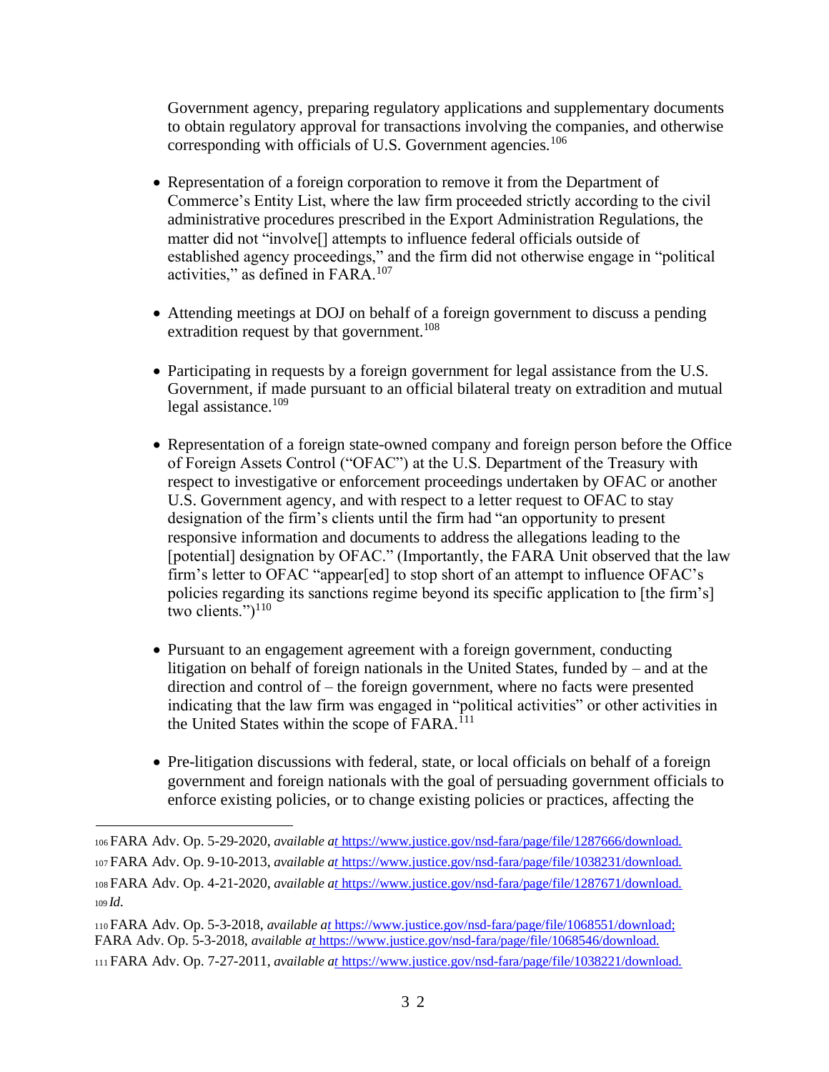Government agency, preparing regulatory applications and supplementary documents to obtain regulatory approval for transactions involving the companies, and otherwise corresponding with officials of U.S. Government agencies.[106]

- Representation of a foreign corporation to remove it from the Department of Commerce's Entity List, where the law firm proceeded strictly according to the civil administrative procedures prescribed in the Export Administration Regulations, the matter did not "involve[] attempts to influence federal officials outside of established agency proceedings," and the firm did not otherwise engage in "political activities," as defined in FARA.[107]

- Attending meetings at DOJ on behalf of a foreign government to discuss a pending extradition request by that government.[108]

- Participating in requests by a foreign government for legal assistance from the U.S. Government, if made pursuant to an official bilateral treaty on extradition and mutual legal assistance.[109]

- Representation of a foreign state-owned company and foreign person before the Office of Foreign Assets Control ("OFAC") at the U.S. Department of the Treasury with respect to investigative or enforcement proceedings undertaken by OFAC or another U.S. Government agency, and with respect to a letter request to OFAC to stay designation of the firm's clients until the firm had "an opportunity to present responsive information and documents to address the allegations leading to the [potential] designation by OFAC." (Importantly, the FARA Unit observed that the law firm's letter to OFAC "appear[ed] to stop short of an attempt to influence OFAC's policies regarding its sanctions regime beyond its specific application to [the firm's] two clients.")[110]

- Pursuant to an engagement agreement with a foreign government, conducting litigation on behalf of foreign nationals in the United States, funded by – and at the direction and control of – the foreign government, where no facts were presented indicating that the law firm was engaged in "political activities" or other activities in the United States within the scope of FARA.[111]

- Pre-litigation discussions with federal, state, or local officials on behalf of a foreign government and foreign nationals with the goal of persuading government officials to enforce existing policies, or to change existing policies or practices, affecting the

---

106 FARA Adv. Op. 5-29-2020, *available at* https://www.justice.gov/nsd-fara/page/file/1287666/download.

107 FARA Adv. Op. 9-10-2013, *available at* https://www.justice.gov/nsd-fara/page/file/1038231/download.

108 FARA Adv. Op. 4-21-2020, *available at* https://www.justice.gov/nsd-fara/page/file/1287671/download.

109 *Id.*

110 FARA Adv. Op. 5-3-2018, *available at* https://www.justice.gov/nsd-fara/page/file/1068551/download; FARA Adv. Op. 5-3-2018, *available at* https://www.justice.gov/nsd-fara/page/file/1068546/download.

111 FARA Adv. Op. 7-27-2011, *available at* https://www.justice.gov/nsd-fara/page/file/1038221/download.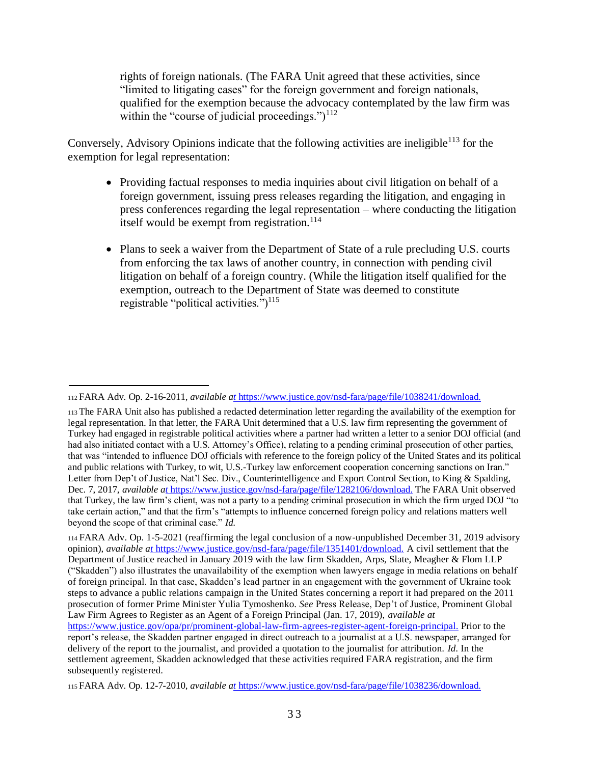rights of foreign nationals. (The FARA Unit agreed that these activities, since "limited to litigating cases" for the foreign government and foreign nationals, qualified for the exemption because the advocacy contemplated by the law firm was within the "course of judicial proceedings.")[112]

Conversely, Advisory Opinions indicate that the following activities are ineligible[113] for the exemption for legal representation:

- Providing factual responses to media inquiries about civil litigation on behalf of a foreign government, issuing press releases regarding the litigation, and engaging in press conferences regarding the legal representation – where conducting the litigation itself would be exempt from registration.[114]

- Plans to seek a waiver from the Department of State of a rule precluding U.S. courts from enforcing the tax laws of another country, in connection with pending civil litigation on behalf of a foreign country. (While the litigation itself qualified for the exemption, outreach to the Department of State was deemed to constitute registrable "political activities.")[115]

---

[112] FARA Adv. Op. 2-16-2011, *available at* https://www.justice.gov/nsd-fara/page/file/1038241/download.

[113] The FARA Unit also has published a redacted determination letter regarding the availability of the exemption for legal representation. In that letter, the FARA Unit determined that a U.S. law firm representing the government of Turkey had engaged in registrable political activities where a partner had written a letter to a senior DOJ official (and had also initiated contact with a U.S. Attorney's Office), relating to a pending criminal prosecution of other parties, that was "intended to influence DOJ officials with reference to the foreign policy of the United States and its political and public relations with Turkey, to wit, U.S.-Turkey law enforcement cooperation concerning sanctions on Iran." Letter from Dep't of Justice, Nat'l Sec. Div., Counterintelligence and Export Control Section, to King & Spalding, Dec. 7, 2017, *available at* https://www.justice.gov/nsd-fara/page/file/1282106/download. The FARA Unit observed that Turkey, the law firm's client, was not a party to a pending criminal prosecution in which the firm urged DOJ "to take certain action," and that the firm's "attempts to influence concerned foreign policy and relations matters well beyond the scope of that criminal case." *Id.*

[114] FARA Adv. Op. 1-5-2021 (reaffirming the legal conclusion of a now-unpublished December 31, 2019 advisory opinion), *available at* https://www.justice.gov/nsd-fara/page/file/1351401/download. A civil settlement that the Department of Justice reached in January 2019 with the law firm Skadden, Arps, Slate, Meagher & Flom LLP ("Skadden") also illustrates the unavailability of the exemption when lawyers engage in media relations on behalf of foreign principal. In that case, Skadden's lead partner in an engagement with the government of Ukraine took steps to advance a public relations campaign in the United States concerning a report it had prepared on the 2011 prosecution of former Prime Minister Yulia Tymoshenko. *See* Press Release, Dep't of Justice, Prominent Global Law Firm Agrees to Register as an Agent of a Foreign Principal (Jan. 17, 2019), *available at* https://www.justice.gov/opa/pr/prominent-global-law-firm-agrees-register-agent-foreign-principal. Prior to the report's release, the Skadden partner engaged in direct outreach to a journalist at a U.S. newspaper, arranged for delivery of the report to the journalist, and provided a quotation to the journalist for attribution. *Id.* In the settlement agreement, Skadden acknowledged that these activities required FARA registration, and the firm subsequently registered.

[115] FARA Adv. Op. 12-7-2010, *available at* https://www.justice.gov/nsd-fara/page/file/1038236/download.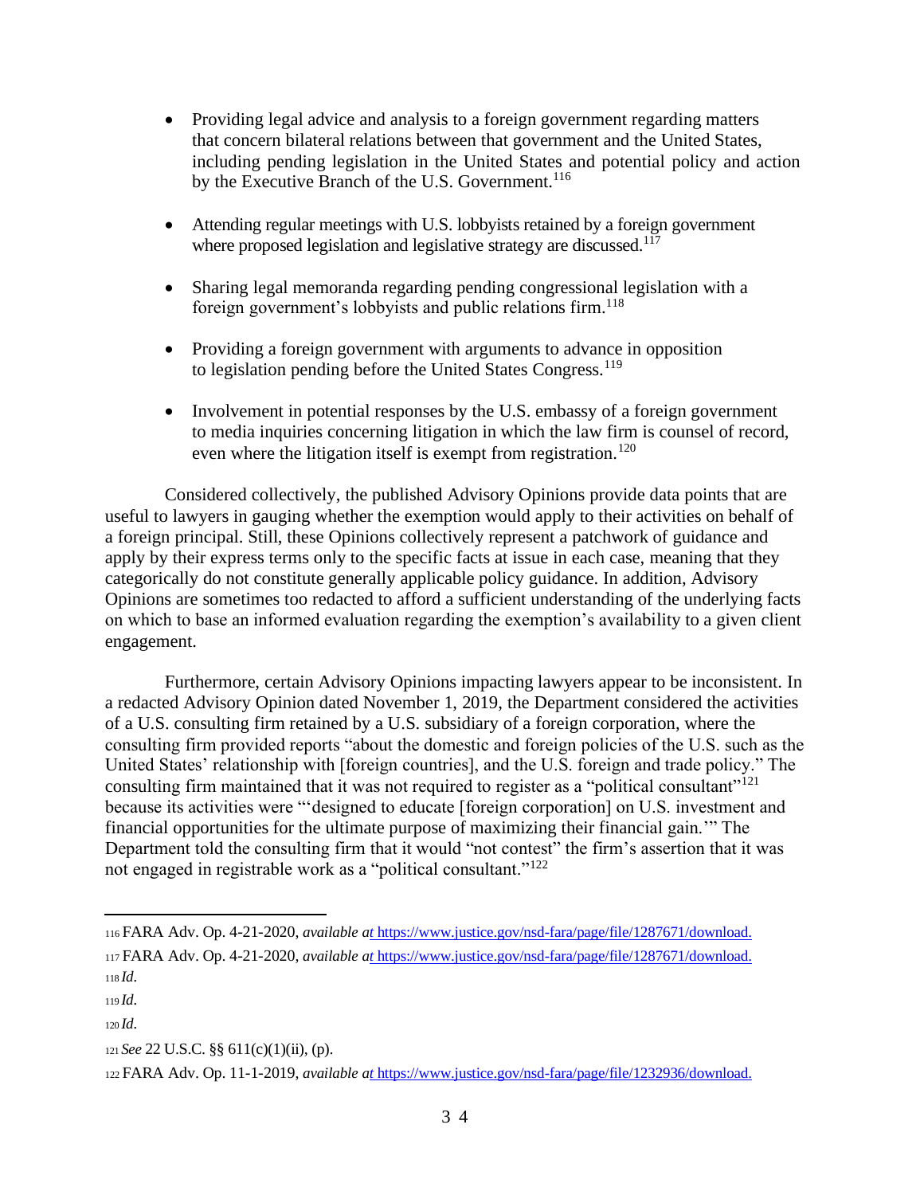- Providing legal advice and analysis to a foreign government regarding matters that concern bilateral relations between that government and the United States, including pending legislation in the United States and potential policy and action by the Executive Branch of the U.S. Government.[116]

- Attending regular meetings with U.S. lobbyists retained by a foreign government where proposed legislation and legislative strategy are discussed.[117]

- Sharing legal memoranda regarding pending congressional legislation with a foreign government's lobbyists and public relations firm.[118]

- Providing a foreign government with arguments to advance in opposition to legislation pending before the United States Congress.[119]

- Involvement in potential responses by the U.S. embassy of a foreign government to media inquiries concerning litigation in which the law firm is counsel of record, even where the litigation itself is exempt from registration.[120]

Considered collectively, the published Advisory Opinions provide data points that are useful to lawyers in gauging whether the exemption would apply to their activities on behalf of a foreign principal. Still, these Opinions collectively represent a patchwork of guidance and apply by their express terms only to the specific facts at issue in each case, meaning that they categorically do not constitute generally applicable policy guidance. In addition, Advisory Opinions are sometimes too redacted to afford a sufficient understanding of the underlying facts on which to base an informed evaluation regarding the exemption's availability to a given client engagement.

Furthermore, certain Advisory Opinions impacting lawyers appear to be inconsistent. In a redacted Advisory Opinion dated November 1, 2019, the Department considered the activities of a U.S. consulting firm retained by a U.S. subsidiary of a foreign corporation, where the consulting firm provided reports "about the domestic and foreign policies of the U.S. such as the United States' relationship with [foreign countries], and the U.S. foreign and trade policy." The consulting firm maintained that it was not required to register as a "political consultant"[121] because its activities were "'designed to educate [foreign corporation] on U.S. investment and financial opportunities for the ultimate purpose of maximizing their financial gain.'" The Department told the consulting firm that it would "not contest" the firm's assertion that it was not engaged in registrable work as a "political consultant."[122]

---

116 FARA Adv. Op. 4-21-2020, *available at* https://www.justice.gov/nsd-fara/page/file/1287671/download.

117 FARA Adv. Op. 4-21-2020, *available at* https://www.justice.gov/nsd-fara/page/file/1287671/download.

118 *Id.*

119 *Id.*

120 *Id.*

121 *See* 22 U.S.C. §§ 611(c)(1)(ii), (p).

122 FARA Adv. Op. 11-1-2019, *available at* https://www.justice.gov/nsd-fara/page/file/1232936/download.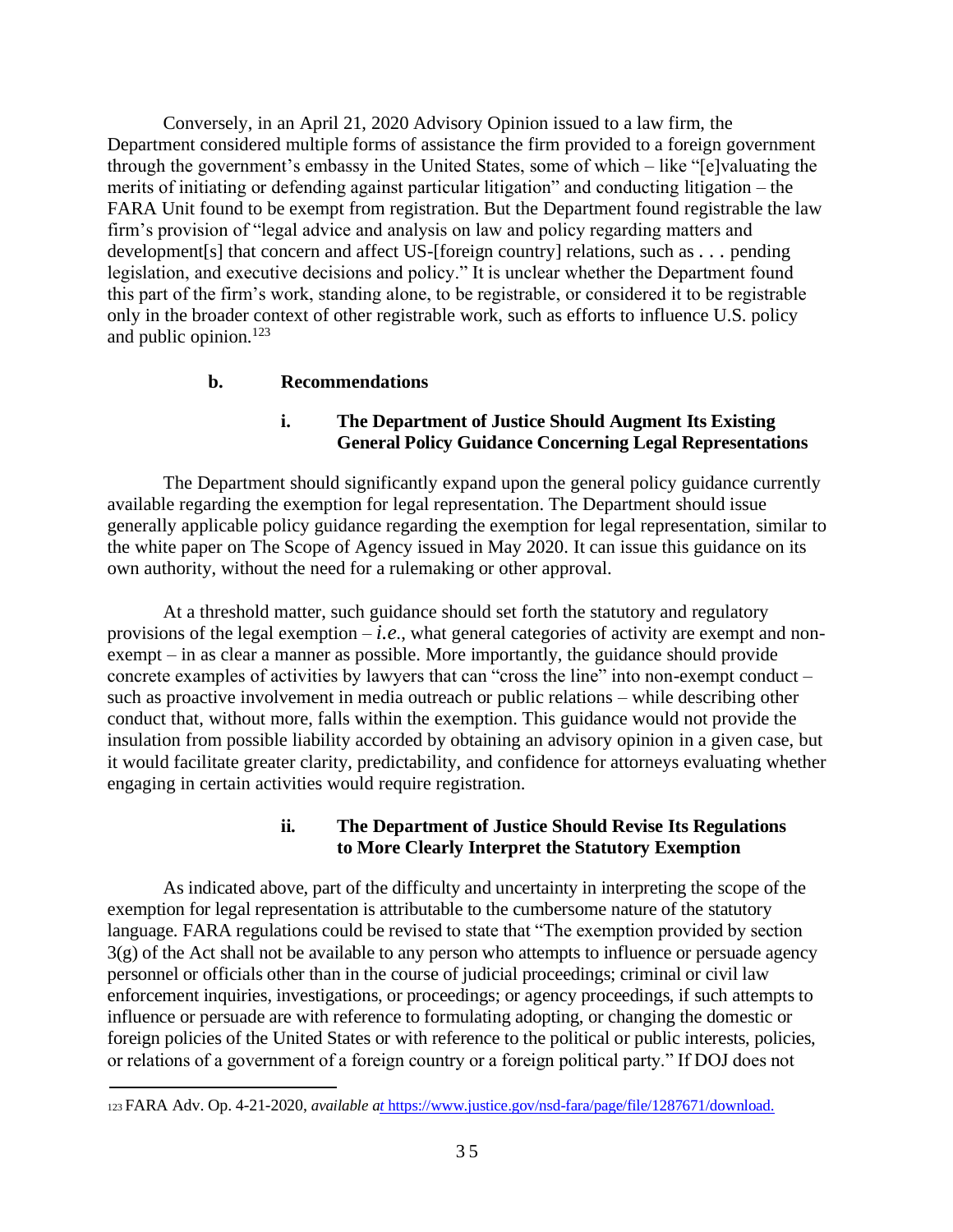Conversely, in an April 21, 2020 Advisory Opinion issued to a law firm, the Department considered multiple forms of assistance the firm provided to a foreign government through the government's embassy in the United States, some of which – like "[e]valuating the merits of initiating or defending against particular litigation" and conducting litigation – the FARA Unit found to be exempt from registration. But the Department found registrable the law firm's provision of "legal advice and analysis on law and policy regarding matters and development[s] that concern and affect US-[foreign country] relations, such as . . . pending legislation, and executive decisions and policy." It is unclear whether the Department found this part of the firm's work, standing alone, to be registrable, or considered it to be registrable only in the broader context of other registrable work, such as efforts to influence U.S. policy and public opinion.[123]

#### b. Recommendations

##### i. The Department of Justice Should Augment Its Existing General Policy Guidance Concerning Legal Representations

The Department should significantly expand upon the general policy guidance currently available regarding the exemption for legal representation. The Department should issue generally applicable policy guidance regarding the exemption for legal representation, similar to the white paper on The Scope of Agency issued in May 2020. It can issue this guidance on its own authority, without the need for a rulemaking or other approval.

At a threshold matter, such guidance should set forth the statutory and regulatory provisions of the legal exemption – *i.e.*, what general categories of activity are exempt and non-exempt – in as clear a manner as possible. More importantly, the guidance should provide concrete examples of activities by lawyers that can "cross the line" into non-exempt conduct – such as proactive involvement in media outreach or public relations – while describing other conduct that, without more, falls within the exemption. This guidance would not provide the insulation from possible liability accorded by obtaining an advisory opinion in a given case, but it would facilitate greater clarity, predictability, and confidence for attorneys evaluating whether engaging in certain activities would require registration.

##### ii. The Department of Justice Should Revise Its Regulations to More Clearly Interpret the Statutory Exemption

As indicated above, part of the difficulty and uncertainty in interpreting the scope of the exemption for legal representation is attributable to the cumbersome nature of the statutory language. FARA regulations could be revised to state that "The exemption provided by section 3(g) of the Act shall not be available to any person who attempts to influence or persuade agency personnel or officials other than in the course of judicial proceedings; criminal or civil law enforcement inquiries, investigations, or proceedings; or agency proceedings, if such attempts to influence or persuade are with reference to formulating adopting, or changing the domestic or foreign policies of the United States or with reference to the political or public interests, policies, or relations of a government of a foreign country or a foreign political party." If DOJ does not

---

[123] FARA Adv. Op. 4-21-2020, *available at* https://www.justice.gov/nsd-fara/page/file/1287671/download.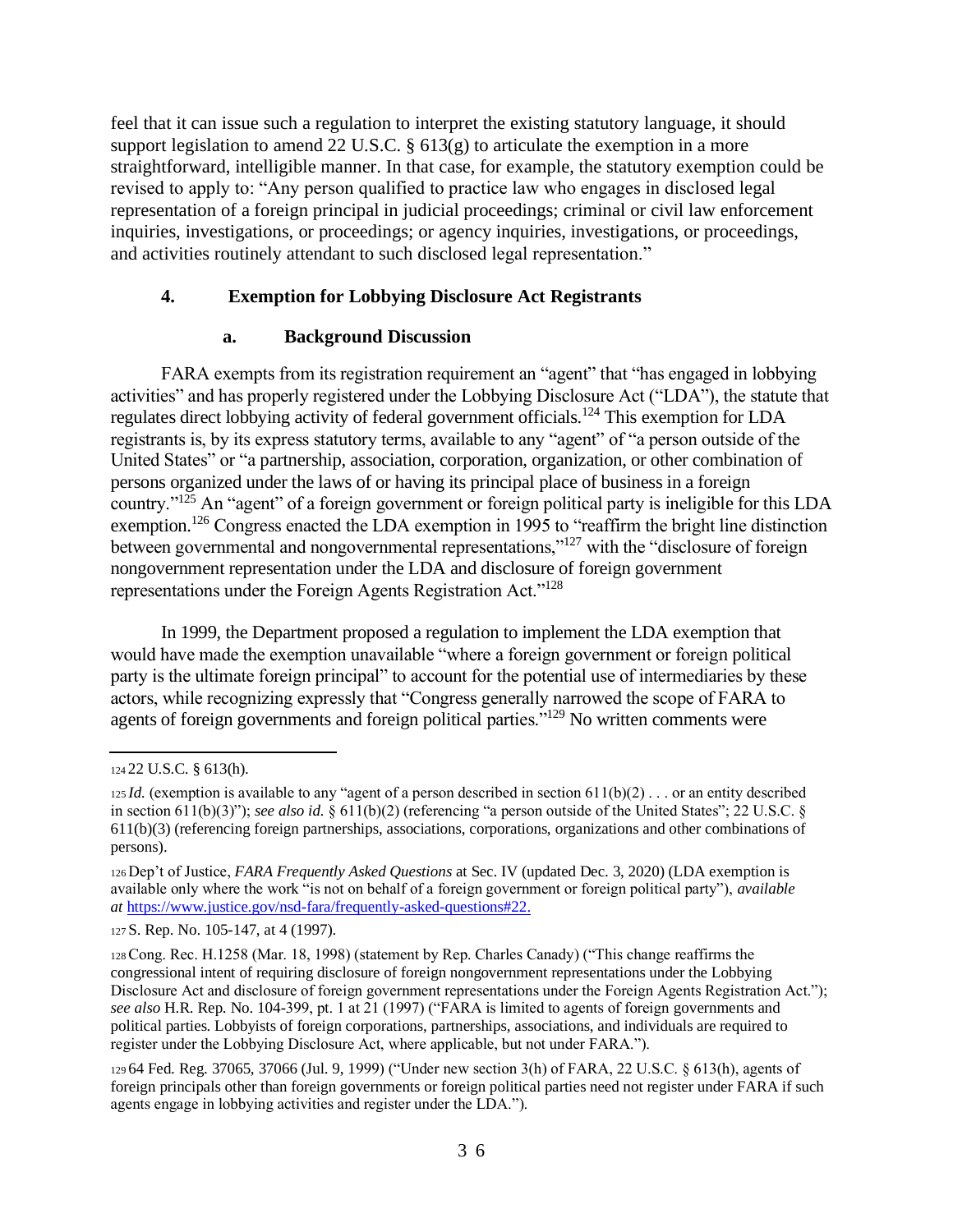feel that it can issue such a regulation to interpret the existing statutory language, it should support legislation to amend 22 U.S.C. § 613(g) to articulate the exemption in a more straightforward, intelligible manner. In that case, for example, the statutory exemption could be revised to apply to: "Any person qualified to practice law who engages in disclosed legal representation of a foreign principal in judicial proceedings; criminal or civil law enforcement inquiries, investigations, or proceedings; or agency inquiries, investigations, or proceedings, and activities routinely attendant to such disclosed legal representation."

### 4. Exemption for Lobbying Disclosure Act Registrants

#### a. Background Discussion

FARA exempts from its registration requirement an "agent" that "has engaged in lobbying activities" and has properly registered under the Lobbying Disclosure Act ("LDA"), the statute that regulates direct lobbying activity of federal government officials.[124] This exemption for LDA registrants is, by its express statutory terms, available to any "agent" of "a person outside of the United States" or "a partnership, association, corporation, organization, or other combination of persons organized under the laws of or having its principal place of business in a foreign country."[125] An "agent" of a foreign government or foreign political party is ineligible for this LDA exemption.[126] Congress enacted the LDA exemption in 1995 to "reaffirm the bright line distinction between governmental and nongovernmental representations,"[127] with the "disclosure of foreign nongovernment representation under the LDA and disclosure of foreign government representations under the Foreign Agents Registration Act."[128]

In 1999, the Department proposed a regulation to implement the LDA exemption that would have made the exemption unavailable "where a foreign government or foreign political party is the ultimate foreign principal" to account for the potential use of intermediaries by these actors, while recognizing expressly that "Congress generally narrowed the scope of FARA to agents of foreign governments and foreign political parties."[129] No written comments were

---

124 22 U.S.C. § 613(h).

125 *Id.* (exemption is available to any "agent of a person described in section 611(b)(2) . . . or an entity described in section 611(b)(3)"); *see also id.* § 611(b)(2) (referencing "a person outside of the United States"; 22 U.S.C. § 611(b)(3) (referencing foreign partnerships, associations, corporations, organizations and other combinations of persons).

126 Dep't of Justice, *FARA Frequently Asked Questions* at Sec. IV (updated Dec. 3, 2020) (LDA exemption is available only where the work "is not on behalf of a foreign government or foreign political party"), *available at* https://www.justice.gov/nsd-fara/frequently-asked-questions#22.

127 S. Rep. No. 105-147, at 4 (1997).

128 Cong. Rec. H.1258 (Mar. 18, 1998) (statement by Rep. Charles Canady) ("This change reaffirms the congressional intent of requiring disclosure of foreign nongovernment representations under the Lobbying Disclosure Act and disclosure of foreign government representations under the Foreign Agents Registration Act."); *see also* H.R. Rep. No. 104-399, pt. 1 at 21 (1997) ("FARA is limited to agents of foreign governments and political parties. Lobbyists of foreign corporations, partnerships, associations, and individuals are required to register under the Lobbying Disclosure Act, where applicable, but not under FARA.").

129 64 Fed. Reg. 37065, 37066 (Jul. 9, 1999) ("Under new section 3(h) of FARA, 22 U.S.C. § 613(h), agents of foreign principals other than foreign governments or foreign political parties need not register under FARA if such agents engage in lobbying activities and register under the LDA.").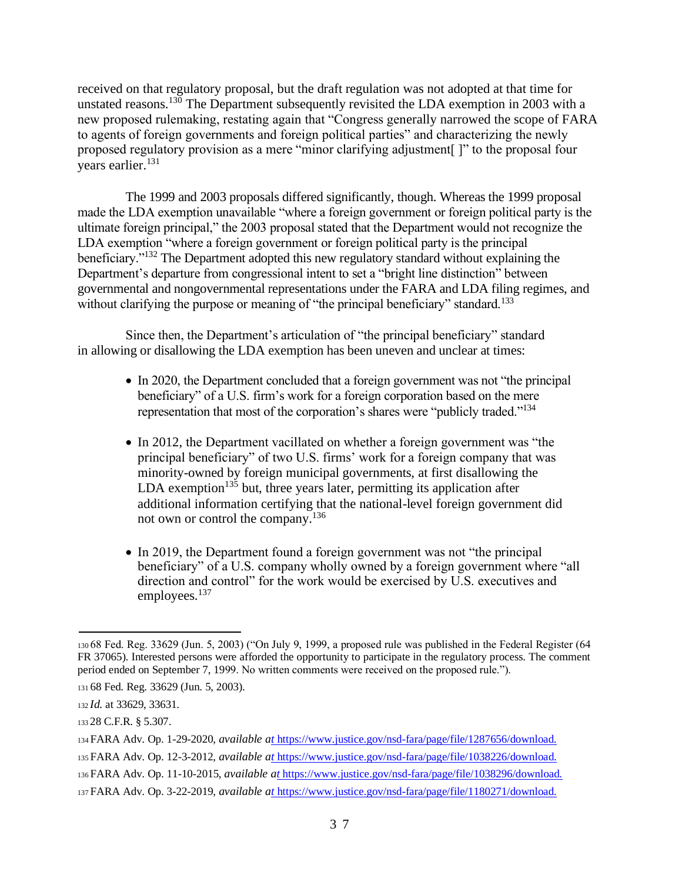received on that regulatory proposal, but the draft regulation was not adopted at that time for unstated reasons.[130] The Department subsequently revisited the LDA exemption in 2003 with a new proposed rulemaking, restating again that "Congress generally narrowed the scope of FARA to agents of foreign governments and foreign political parties" and characterizing the newly proposed regulatory provision as a mere "minor clarifying adjustment[ ]" to the proposal four years earlier.[131]

The 1999 and 2003 proposals differed significantly, though. Whereas the 1999 proposal made the LDA exemption unavailable "where a foreign government or foreign political party is the ultimate foreign principal," the 2003 proposal stated that the Department would not recognize the LDA exemption "where a foreign government or foreign political party is the principal beneficiary."[132] The Department adopted this new regulatory standard without explaining the Department's departure from congressional intent to set a "bright line distinction" between governmental and nongovernmental representations under the FARA and LDA filing regimes, and without clarifying the purpose or meaning of "the principal beneficiary" standard.[133]

Since then, the Department's articulation of "the principal beneficiary" standard in allowing or disallowing the LDA exemption has been uneven and unclear at times:

- In 2020, the Department concluded that a foreign government was not "the principal beneficiary" of a U.S. firm's work for a foreign corporation based on the mere representation that most of the corporation's shares were "publicly traded."[134]

- In 2012, the Department vacillated on whether a foreign government was "the principal beneficiary" of two U.S. firms' work for a foreign company that was minority-owned by foreign municipal governments, at first disallowing the LDA exemption[135] but, three years later, permitting its application after additional information certifying that the national-level foreign government did not own or control the company.[136]

- In 2019, the Department found a foreign government was not "the principal beneficiary" of a U.S. company wholly owned by a foreign government where "all direction and control" for the work would be exercised by U.S. executives and employees.[137]

---

130 68 Fed. Reg. 33629 (Jun. 5, 2003) ("On July 9, 1999, a proposed rule was published in the Federal Register (64 FR 37065). Interested persons were afforded the opportunity to participate in the regulatory process. The comment period ended on September 7, 1999. No written comments were received on the proposed rule.").

131 68 Fed. Reg. 33629 (Jun. 5, 2003).

132 *Id.* at 33629, 33631.

133 28 C.F.R. § 5.307.

134 FARA Adv. Op. 1-29-2020, *available at* https://www.justice.gov/nsd-fara/page/file/1287656/download.

135 FARA Adv. Op. 12-3-2012, *available at* https://www.justice.gov/nsd-fara/page/file/1038226/download.

136 FARA Adv. Op. 11-10-2015, *available at* https://www.justice.gov/nsd-fara/page/file/1038296/download.

137 FARA Adv. Op. 3-22-2019, *available at* https://www.justice.gov/nsd-fara/page/file/1180271/download.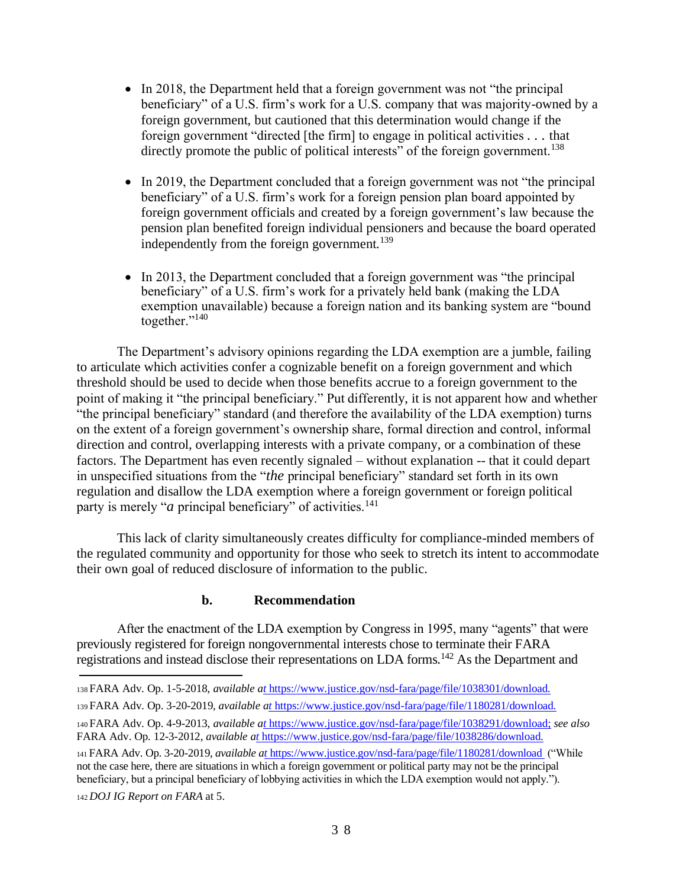- In 2018, the Department held that a foreign government was not "the principal beneficiary" of a U.S. firm's work for a U.S. company that was majority-owned by a foreign government, but cautioned that this determination would change if the foreign government "directed [the firm] to engage in political activities . . . that directly promote the public of political interests" of the foreign government.[138]

- In 2019, the Department concluded that a foreign government was not "the principal beneficiary" of a U.S. firm's work for a foreign pension plan board appointed by foreign government officials and created by a foreign government's law because the pension plan benefited foreign individual pensioners and because the board operated independently from the foreign government.[139]

- In 2013, the Department concluded that a foreign government was "the principal beneficiary" of a U.S. firm's work for a privately held bank (making the LDA exemption unavailable) because a foreign nation and its banking system are "bound together."[140]

The Department's advisory opinions regarding the LDA exemption are a jumble, failing to articulate which activities confer a cognizable benefit on a foreign government and which threshold should be used to decide when those benefits accrue to a foreign government to the point of making it "the principal beneficiary." Put differently, it is not apparent how and whether "the principal beneficiary" standard (and therefore the availability of the LDA exemption) turns on the extent of a foreign government's ownership share, formal direction and control, informal direction and control, overlapping interests with a private company, or a combination of these factors. The Department has even recently signaled – without explanation -- that it could depart in unspecified situations from the "*the* principal beneficiary" standard set forth in its own regulation and disallow the LDA exemption where a foreign government or foreign political party is merely "*a* principal beneficiary" of activities.[141]

This lack of clarity simultaneously creates difficulty for compliance-minded members of the regulated community and opportunity for those who seek to stretch its intent to accommodate their own goal of reduced disclosure of information to the public.

**b. Recommendation**

After the enactment of the LDA exemption by Congress in 1995, many "agents" that were previously registered for foreign nongovernmental interests chose to terminate their FARA registrations and instead disclose their representations on LDA forms.[142] As the Department and

---

[138] FARA Adv. Op. 1-5-2018, *available at* https://www.justice.gov/nsd-fara/page/file/1038301/download.

[139] FARA Adv. Op. 3-20-2019, *available at* https://www.justice.gov/nsd-fara/page/file/1180281/download.

[140] FARA Adv. Op. 4-9-2013, *available at* https://www.justice.gov/nsd-fara/page/file/1038291/download; *see also* FARA Adv. Op. 12-3-2012, *available at* https://www.justice.gov/nsd-fara/page/file/1038286/download.

[141] FARA Adv. Op. 3-20-2019, *available at* https://www.justice.gov/nsd-fara/page/file/1180281/download ("While not the case here, there are situations in which a foreign government or political party may not be the principal beneficiary, but a principal beneficiary of lobbying activities in which the LDA exemption would not apply.").

[142] *DOJ IG Report on FARA* at 5.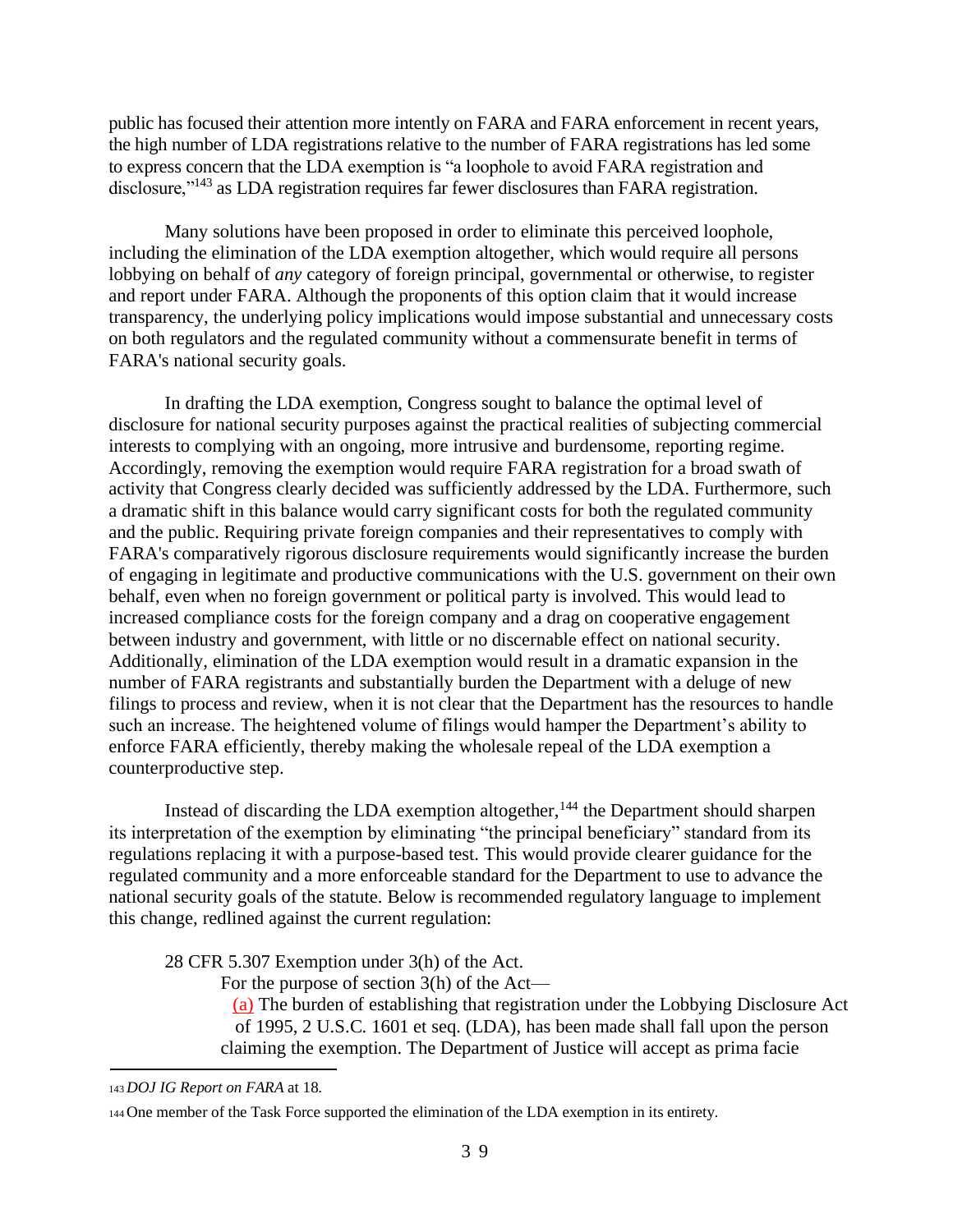public has focused their attention more intently on FARA and FARA enforcement in recent years, the high number of LDA registrations relative to the number of FARA registrations has led some to express concern that the LDA exemption is "a loophole to avoid FARA registration and disclosure,"[143] as LDA registration requires far fewer disclosures than FARA registration.

Many solutions have been proposed in order to eliminate this perceived loophole, including the elimination of the LDA exemption altogether, which would require all persons lobbying on behalf of *any* category of foreign principal, governmental or otherwise, to register and report under FARA. Although the proponents of this option claim that it would increase transparency, the underlying policy implications would impose substantial and unnecessary costs on both regulators and the regulated community without a commensurate benefit in terms of FARA's national security goals.

In drafting the LDA exemption, Congress sought to balance the optimal level of disclosure for national security purposes against the practical realities of subjecting commercial interests to complying with an ongoing, more intrusive and burdensome, reporting regime. Accordingly, removing the exemption would require FARA registration for a broad swath of activity that Congress clearly decided was sufficiently addressed by the LDA. Furthermore, such a dramatic shift in this balance would carry significant costs for both the regulated community and the public. Requiring private foreign companies and their representatives to comply with FARA's comparatively rigorous disclosure requirements would significantly increase the burden of engaging in legitimate and productive communications with the U.S. government on their own behalf, even when no foreign government or political party is involved. This would lead to increased compliance costs for the foreign company and a drag on cooperative engagement between industry and government, with little or no discernable effect on national security. Additionally, elimination of the LDA exemption would result in a dramatic expansion in the number of FARA registrants and substantially burden the Department with a deluge of new filings to process and review, when it is not clear that the Department has the resources to handle such an increase. The heightened volume of filings would hamper the Department's ability to enforce FARA efficiently, thereby making the wholesale repeal of the LDA exemption a counterproductive step.

Instead of discarding the LDA exemption altogether,[144] the Department should sharpen its interpretation of the exemption by eliminating "the principal beneficiary" standard from its regulations replacing it with a purpose-based test. This would provide clearer guidance for the regulated community and a more enforceable standard for the Department to use to advance the national security goals of the statute. Below is recommended regulatory language to implement this change, redlined against the current regulation:

> 28 CFR 5.307 Exemption under 3(h) of the Act.
>
> For the purpose of section 3(h) of the Act—
>
> (a) The burden of establishing that registration under the Lobbying Disclosure Act of 1995, 2 U.S.C. 1601 et seq. (LDA), has been made shall fall upon the person claiming the exemption. The Department of Justice will accept as prima facie

[143] *DOJ IG Report on FARA* at 18.

[144] One member of the Task Force supported the elimination of the LDA exemption in its entirety.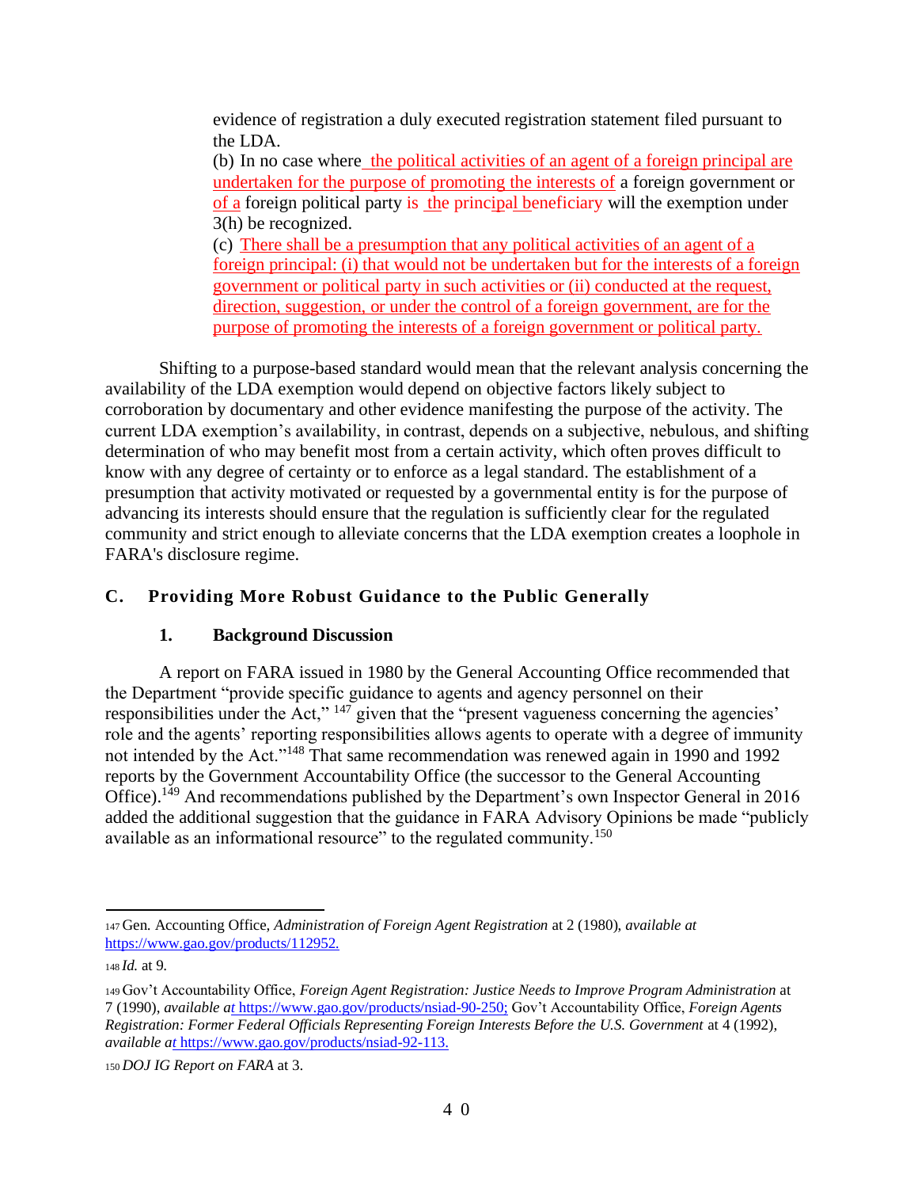evidence of registration a duly executed registration statement filed pursuant to the LDA.

(b) In no case where the political activities of an agent of a foreign principal are undertaken for the purpose of promoting the interests of a foreign government or of a foreign political party is the principal beneficiary will the exemption under 3(h) be recognized.

(c) There shall be a presumption that any political activities of an agent of a foreign principal: (i) that would not be undertaken but for the interests of a foreign government or political party in such activities or (ii) conducted at the request, direction, suggestion, or under the control of a foreign government, are for the purpose of promoting the interests of a foreign government or political party.

Shifting to a purpose-based standard would mean that the relevant analysis concerning the availability of the LDA exemption would depend on objective factors likely subject to corroboration by documentary and other evidence manifesting the purpose of the activity. The current LDA exemption's availability, in contrast, depends on a subjective, nebulous, and shifting determination of who may benefit most from a certain activity, which often proves difficult to know with any degree of certainty or to enforce as a legal standard. The establishment of a presumption that activity motivated or requested by a governmental entity is for the purpose of advancing its interests should ensure that the regulation is sufficiently clear for the regulated community and strict enough to alleviate concerns that the LDA exemption creates a loophole in FARA's disclosure regime.

## C. Providing More Robust Guidance to the Public Generally

### 1. Background Discussion

A report on FARA issued in 1980 by the General Accounting Office recommended that the Department "provide specific guidance to agents and agency personnel on their responsibilities under the Act," [147] given that the "present vagueness concerning the agencies' role and the agents' reporting responsibilities allows agents to operate with a degree of immunity not intended by the Act."[148] That same recommendation was renewed again in 1990 and 1992 reports by the Government Accountability Office (the successor to the General Accounting Office).[149] And recommendations published by the Department's own Inspector General in 2016 added the additional suggestion that the guidance in FARA Advisory Opinions be made "publicly available as an informational resource" to the regulated community.[150]

---

[147] Gen. Accounting Office, *Administration of Foreign Agent Registration* at 2 (1980), *available at* https://www.gao.gov/products/112952.

[148] *Id.* at 9.

[149] Gov't Accountability Office, *Foreign Agent Registration: Justice Needs to Improve Program Administration* at 7 (1990), *available at* https://www.gao.gov/products/nsiad-90-250; Gov't Accountability Office, *Foreign Agents Registration: Former Federal Officials Representing Foreign Interests Before the U.S. Government* at 4 (1992), *available at* https://www.gao.gov/products/nsiad-92-113.

[150] *DOJ IG Report on FARA* at 3.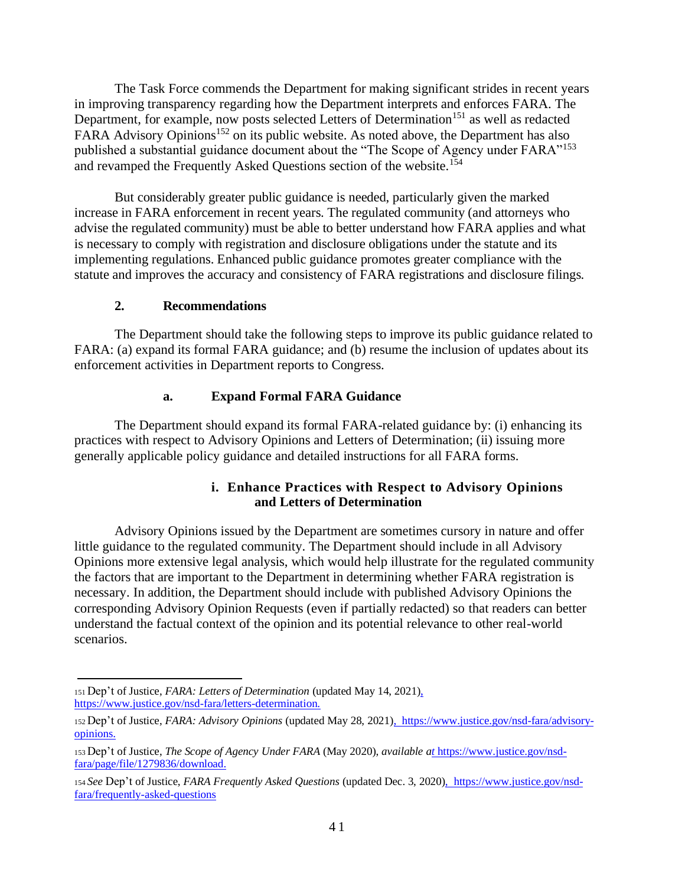The Task Force commends the Department for making significant strides in recent years in improving transparency regarding how the Department interprets and enforces FARA. The Department, for example, now posts selected Letters of Determination[151] as well as redacted FARA Advisory Opinions[152] on its public website. As noted above, the Department has also published a substantial guidance document about the "The Scope of Agency under FARA"[153] and revamped the Frequently Asked Questions section of the website.[154]

But considerably greater public guidance is needed, particularly given the marked increase in FARA enforcement in recent years. The regulated community (and attorneys who advise the regulated community) must be able to better understand how FARA applies and what is necessary to comply with registration and disclosure obligations under the statute and its implementing regulations. Enhanced public guidance promotes greater compliance with the statute and improves the accuracy and consistency of FARA registrations and disclosure filings.

### 2. Recommendations

The Department should take the following steps to improve its public guidance related to FARA: (a) expand its formal FARA guidance; and (b) resume the inclusion of updates about its enforcement activities in Department reports to Congress.

#### a. Expand Formal FARA Guidance

The Department should expand its formal FARA-related guidance by: (i) enhancing its practices with respect to Advisory Opinions and Letters of Determination; (ii) issuing more generally applicable policy guidance and detailed instructions for all FARA forms.

##### i. Enhance Practices with Respect to Advisory Opinions and Letters of Determination

Advisory Opinions issued by the Department are sometimes cursory in nature and offer little guidance to the regulated community. The Department should include in all Advisory Opinions more extensive legal analysis, which would help illustrate for the regulated community the factors that are important to the Department in determining whether FARA registration is necessary. In addition, the Department should include with published Advisory Opinions the corresponding Advisory Opinion Requests (even if partially redacted) so that readers can better understand the factual context of the opinion and its potential relevance to other real-world scenarios.

---

[151] Dep't of Justice, *FARA: Letters of Determination* (updated May 14, 2021), https://www.justice.gov/nsd-fara/letters-determination.

[152] Dep't of Justice, *FARA: Advisory Opinions* (updated May 28, 2021), https://www.justice.gov/nsd-fara/advisory-opinions.

[153] Dep't of Justice, *The Scope of Agency Under FARA* (May 2020), *available at* https://www.justice.gov/nsd-fara/page/file/1279836/download.

[154] *See* Dep't of Justice, *FARA Frequently Asked Questions* (updated Dec. 3, 2020), https://www.justice.gov/nsd-fara/frequently-asked-questions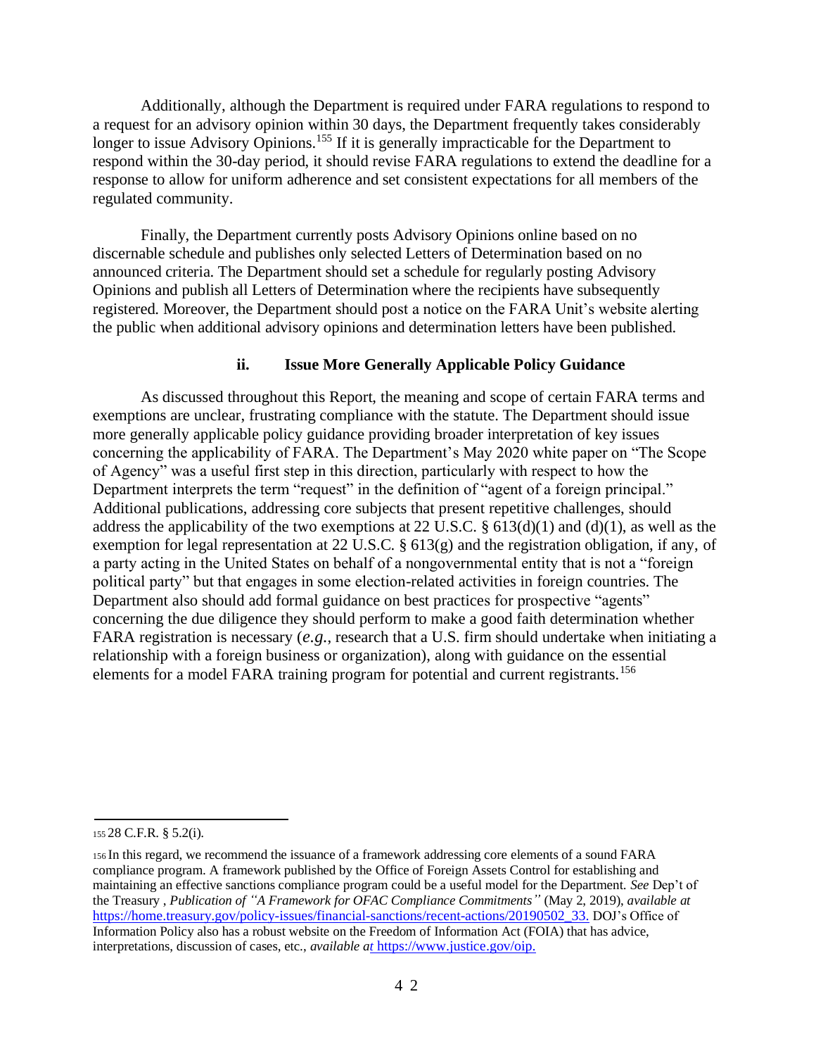Additionally, although the Department is required under FARA regulations to respond to a request for an advisory opinion within 30 days, the Department frequently takes considerably longer to issue Advisory Opinions.[155] If it is generally impracticable for the Department to respond within the 30-day period, it should revise FARA regulations to extend the deadline for a response to allow for uniform adherence and set consistent expectations for all members of the regulated community.

Finally, the Department currently posts Advisory Opinions online based on no discernable schedule and publishes only selected Letters of Determination based on no announced criteria. The Department should set a schedule for regularly posting Advisory Opinions and publish all Letters of Determination where the recipients have subsequently registered. Moreover, the Department should post a notice on the FARA Unit's website alerting the public when additional advisory opinions and determination letters have been published.

#### ii. Issue More Generally Applicable Policy Guidance

As discussed throughout this Report, the meaning and scope of certain FARA terms and exemptions are unclear, frustrating compliance with the statute. The Department should issue more generally applicable policy guidance providing broader interpretation of key issues concerning the applicability of FARA. The Department's May 2020 white paper on "The Scope of Agency" was a useful first step in this direction, particularly with respect to how the Department interprets the term "request" in the definition of "agent of a foreign principal." Additional publications, addressing core subjects that present repetitive challenges, should address the applicability of the two exemptions at 22 U.S.C. § 613(d)(1) and (d)(1), as well as the exemption for legal representation at 22 U.S.C. § 613(g) and the registration obligation, if any, of a party acting in the United States on behalf of a nongovernmental entity that is not a "foreign political party" but that engages in some election-related activities in foreign countries. The Department also should add formal guidance on best practices for prospective "agents" concerning the due diligence they should perform to make a good faith determination whether FARA registration is necessary (*e.g.*, research that a U.S. firm should undertake when initiating a relationship with a foreign business or organization), along with guidance on the essential elements for a model FARA training program for potential and current registrants.[156]

---

155 28 C.F.R. § 5.2(i).

156 In this regard, we recommend the issuance of a framework addressing core elements of a sound FARA compliance program. A framework published by the Office of Foreign Assets Control for establishing and maintaining an effective sanctions compliance program could be a useful model for the Department. *See* Dep't of the Treasury , *Publication of "A Framework for OFAC Compliance Commitments"* (May 2, 2019), *available at* https://home.treasury.gov/policy-issues/financial-sanctions/recent-actions/20190502_33. DOJ's Office of Information Policy also has a robust website on the Freedom of Information Act (FOIA) that has advice, interpretations, discussion of cases, etc., *available at* https://www.justice.gov/oip.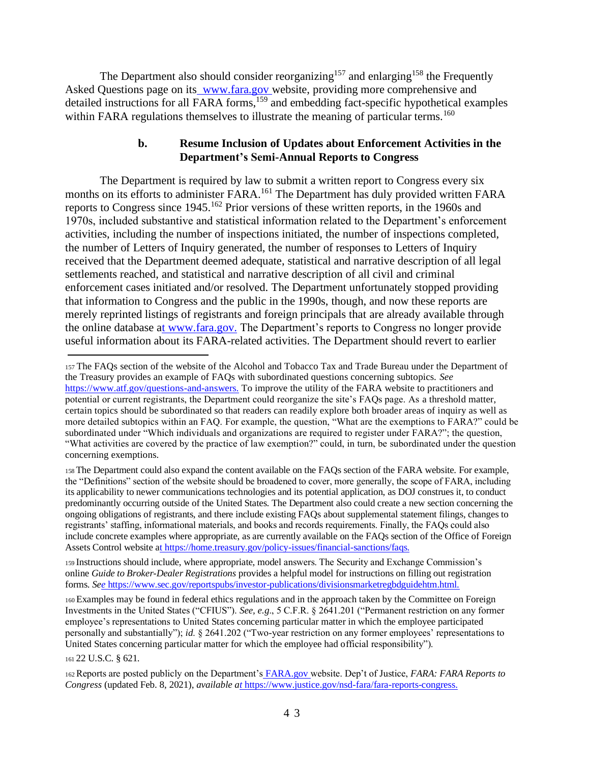The Department also should consider reorganizing[157] and enlarging[158] the Frequently Asked Questions page on its www.fara.gov website, providing more comprehensive and detailed instructions for all FARA forms,[159] and embedding fact-specific hypothetical examples within FARA regulations themselves to illustrate the meaning of particular terms.[160]

### b. Resume Inclusion of Updates about Enforcement Activities in the Department's Semi-Annual Reports to Congress

The Department is required by law to submit a written report to Congress every six months on its efforts to administer FARA.[161] The Department has duly provided written FARA reports to Congress since 1945.[162] Prior versions of these written reports, in the 1960s and 1970s, included substantive and statistical information related to the Department's enforcement activities, including the number of inspections initiated, the number of inspections completed, the number of Letters of Inquiry generated, the number of responses to Letters of Inquiry received that the Department deemed adequate, statistical and narrative description of all legal settlements reached, and statistical and narrative description of all civil and criminal enforcement cases initiated and/or resolved. The Department unfortunately stopped providing that information to Congress and the public in the 1990s, though, and now these reports are merely reprinted listings of registrants and foreign principals that are already available through the online database at www.fara.gov. The Department's reports to Congress no longer provide useful information about its FARA-related activities. The Department should revert to earlier

---

157 The FAQs section of the website of the Alcohol and Tobacco Tax and Trade Bureau under the Department of the Treasury provides an example of FAQs with subordinated questions concerning subtopics. *See* https://www.atf.gov/questions-and-answers. To improve the utility of the FARA website to practitioners and potential or current registrants, the Department could reorganize the site's FAQs page. As a threshold matter, certain topics should be subordinated so that readers can readily explore both broader areas of inquiry as well as more detailed subtopics within an FAQ. For example, the question, "What are the exemptions to FARA?" could be subordinated under "Which individuals and organizations are required to register under FARA?"; the question, "What activities are covered by the practice of law exemption?" could, in turn, be subordinated under the question concerning exemptions.

158 The Department could also expand the content available on the FAQs section of the FARA website. For example, the "Definitions" section of the website should be broadened to cover, more generally, the scope of FARA, including its applicability to newer communications technologies and its potential application, as DOJ construes it, to conduct predominantly occurring outside of the United States. The Department also could create a new section concerning the ongoing obligations of registrants, and there include existing FAQs about supplemental statement filings, changes to registrants' staffing, informational materials, and books and records requirements. Finally, the FAQs could also include concrete examples where appropriate, as are currently available on the FAQs section of the Office of Foreign Assets Control website at https://home.treasury.gov/policy-issues/financial-sanctions/faqs.

159 Instructions should include, where appropriate, model answers. The Security and Exchange Commission's online *Guide to Broker-Dealer Registrations* provides a helpful model for instructions on filling out registration forms. *See* https://www.sec.gov/reportspubs/investor-publications/divisionsmarketregbdguidehtm.html.

160 Examples may be found in federal ethics regulations and in the approach taken by the Committee on Foreign Investments in the United States ("CFIUS"). *See, e.g.*, 5 C.F.R. § 2641.201 ("Permanent restriction on any former employee's representations to United States concerning particular matter in which the employee participated personally and substantially"); *id.* § 2641.202 ("Two-year restriction on any former employees' representations to United States concerning particular matter for which the employee had official responsibility").

161 22 U.S.C. § 621.

162 Reports are posted publicly on the Department's FARA.gov website. Dep't of Justice, *FARA: FARA Reports to Congress* (updated Feb. 8, 2021), *available at* https://www.justice.gov/nsd-fara/fara-reports-congress.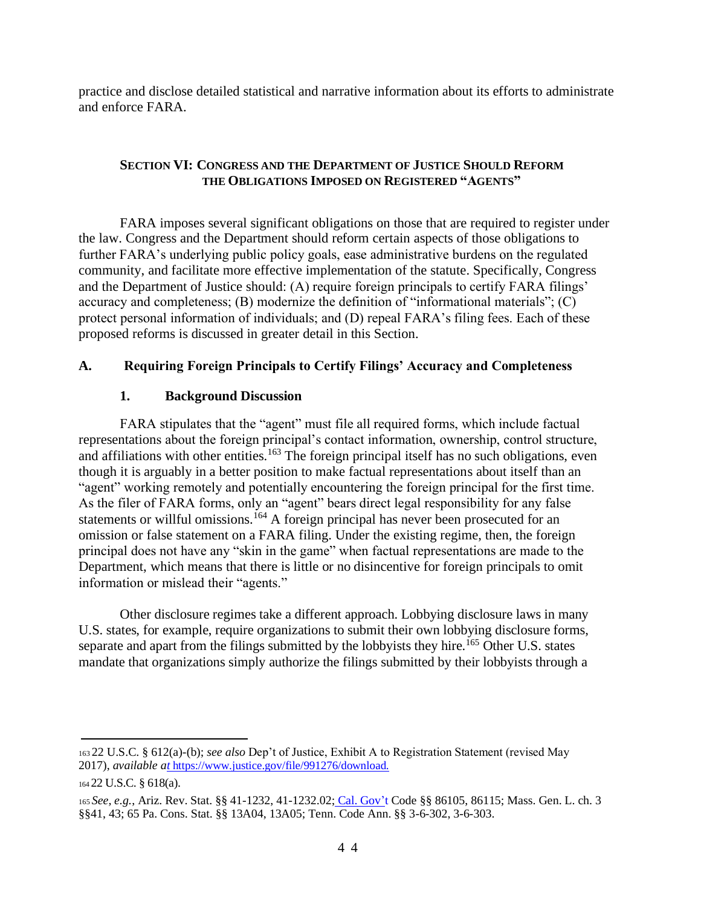practice and disclose detailed statistical and narrative information about its efforts to administrate and enforce FARA.

## SECTION VI: CONGRESS AND THE DEPARTMENT OF JUSTICE SHOULD REFORM THE OBLIGATIONS IMPOSED ON REGISTERED "AGENTS"

FARA imposes several significant obligations on those that are required to register under the law. Congress and the Department should reform certain aspects of those obligations to further FARA's underlying public policy goals, ease administrative burdens on the regulated community, and facilitate more effective implementation of the statute. Specifically, Congress and the Department of Justice should: (A) require foreign principals to certify FARA filings' accuracy and completeness; (B) modernize the definition of "informational materials"; (C) protect personal information of individuals; and (D) repeal FARA's filing fees. Each of these proposed reforms is discussed in greater detail in this Section.

### A. Requiring Foreign Principals to Certify Filings' Accuracy and Completeness

#### 1. Background Discussion

FARA stipulates that the "agent" must file all required forms, which include factual representations about the foreign principal's contact information, ownership, control structure, and affiliations with other entities.[163] The foreign principal itself has no such obligations, even though it is arguably in a better position to make factual representations about itself than an "agent" working remotely and potentially encountering the foreign principal for the first time. As the filer of FARA forms, only an "agent" bears direct legal responsibility for any false statements or willful omissions.[164] A foreign principal has never been prosecuted for an omission or false statement on a FARA filing. Under the existing regime, then, the foreign principal does not have any "skin in the game" when factual representations are made to the Department, which means that there is little or no disincentive for foreign principals to omit information or mislead their "agents."

Other disclosure regimes take a different approach. Lobbying disclosure laws in many U.S. states, for example, require organizations to submit their own lobbying disclosure forms, separate and apart from the filings submitted by the lobbyists they hire.[165] Other U.S. states mandate that organizations simply authorize the filings submitted by their lobbyists through a

---

[163] 22 U.S.C. § 612(a)-(b); *see also* Dep't of Justice, Exhibit A to Registration Statement (revised May 2017), *available at* https://www.justice.gov/file/991276/download.

[164] 22 U.S.C. § 618(a).

[165] *See*, *e.g.*, Ariz. Rev. Stat. §§ 41-1232, 41-1232.02; Cal. Gov't Code §§ 86105, 86115; Mass. Gen. L. ch. 3 §§41, 43; 65 Pa. Cons. Stat. §§ 13A04, 13A05; Tenn. Code Ann. §§ 3-6-302, 3-6-303.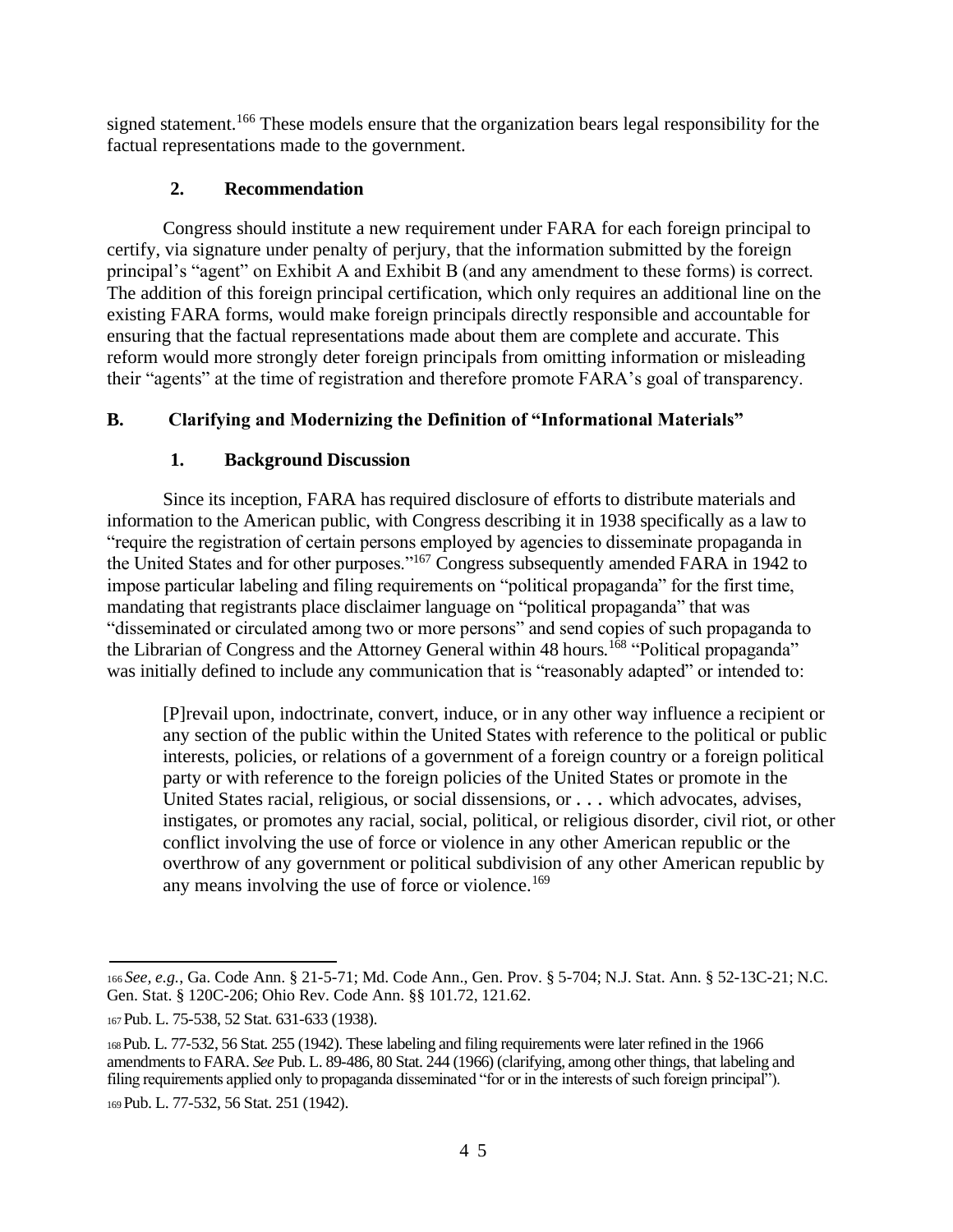signed statement.[166] These models ensure that the organization bears legal responsibility for the factual representations made to the government.

### 2. Recommendation

Congress should institute a new requirement under FARA for each foreign principal to certify, via signature under penalty of perjury, that the information submitted by the foreign principal's "agent" on Exhibit A and Exhibit B (and any amendment to these forms) is correct. The addition of this foreign principal certification, which only requires an additional line on the existing FARA forms, would make foreign principals directly responsible and accountable for ensuring that the factual representations made about them are complete and accurate. This reform would more strongly deter foreign principals from omitting information or misleading their "agents" at the time of registration and therefore promote FARA's goal of transparency.

## B. Clarifying and Modernizing the Definition of "Informational Materials"

### 1. Background Discussion

Since its inception, FARA has required disclosure of efforts to distribute materials and information to the American public, with Congress describing it in 1938 specifically as a law to "require the registration of certain persons employed by agencies to disseminate propaganda in the United States and for other purposes."[167] Congress subsequently amended FARA in 1942 to impose particular labeling and filing requirements on "political propaganda" for the first time, mandating that registrants place disclaimer language on "political propaganda" that was "disseminated or circulated among two or more persons" and send copies of such propaganda to the Librarian of Congress and the Attorney General within 48 hours.[168] "Political propaganda" was initially defined to include any communication that is "reasonably adapted" or intended to:

> [P]revail upon, indoctrinate, convert, induce, or in any other way influence a recipient or any section of the public within the United States with reference to the political or public interests, policies, or relations of a government of a foreign country or a foreign political party or with reference to the foreign policies of the United States or promote in the United States racial, religious, or social dissensions, or . . . which advocates, advises, instigates, or promotes any racial, social, political, or religious disorder, civil riot, or other conflict involving the use of force or violence in any other American republic or the overthrow of any government or political subdivision of any other American republic by any means involving the use of force or violence.[169]

---

[166] *See, e.g.*, Ga. Code Ann. § 21-5-71; Md. Code Ann., Gen. Prov. § 5-704; N.J. Stat. Ann. § 52-13C-21; N.C. Gen. Stat. § 120C-206; Ohio Rev. Code Ann. §§ 101.72, 121.62.

[167] Pub. L. 75-538, 52 Stat. 631-633 (1938).

[168] Pub. L. 77-532, 56 Stat. 255 (1942). These labeling and filing requirements were later refined in the 1966 amendments to FARA. *See* Pub. L. 89-486, 80 Stat. 244 (1966) (clarifying, among other things, that labeling and filing requirements applied only to propaganda disseminated "for or in the interests of such foreign principal").

[169] Pub. L. 77-532, 56 Stat. 251 (1942).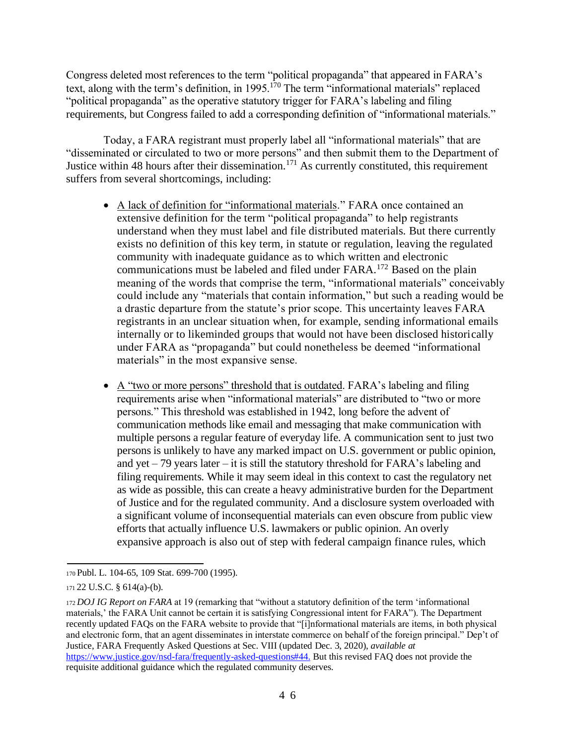Congress deleted most references to the term "political propaganda" that appeared in FARA's text, along with the term's definition, in 1995.[170] The term "informational materials" replaced "political propaganda" as the operative statutory trigger for FARA's labeling and filing requirements, but Congress failed to add a corresponding definition of "informational materials."

Today, a FARA registrant must properly label all "informational materials" that are "disseminated or circulated to two or more persons" and then submit them to the Department of Justice within 48 hours after their dissemination.[171] As currently constituted, this requirement suffers from several shortcomings, including:

- A lack of definition for "informational materials." FARA once contained an extensive definition for the term "political propaganda" to help registrants understand when they must label and file distributed materials. But there currently exists no definition of this key term, in statute or regulation, leaving the regulated community with inadequate guidance as to which written and electronic communications must be labeled and filed under FARA.[172] Based on the plain meaning of the words that comprise the term, "informational materials" conceivably could include any "materials that contain information," but such a reading would be a drastic departure from the statute's prior scope. This uncertainty leaves FARA registrants in an unclear situation when, for example, sending informational emails internally or to likeminded groups that would not have been disclosed historically under FARA as "propaganda" but could nonetheless be deemed "informational materials" in the most expansive sense.

- A "two or more persons" threshold that is outdated. FARA's labeling and filing requirements arise when "informational materials" are distributed to "two or more persons." This threshold was established in 1942, long before the advent of communication methods like email and messaging that make communication with multiple persons a regular feature of everyday life. A communication sent to just two persons is unlikely to have any marked impact on U.S. government or public opinion, and yet – 79 years later – it is still the statutory threshold for FARA's labeling and filing requirements. While it may seem ideal in this context to cast the regulatory net as wide as possible, this can create a heavy administrative burden for the Department of Justice and for the regulated community. And a disclosure system overloaded with a significant volume of inconsequential materials can even obscure from public view efforts that actually influence U.S. lawmakers or public opinion. An overly expansive approach is also out of step with federal campaign finance rules, which

---

[170] Publ. L. 104-65, 109 Stat. 699-700 (1995).

[171] 22 U.S.C. § 614(a)-(b).

[172] *DOJ IG Report on FARA* at 19 (remarking that "without a statutory definition of the term 'informational materials,' the FARA Unit cannot be certain it is satisfying Congressional intent for FARA"). The Department recently updated FAQs on the FARA website to provide that "[i]nformational materials are items, in both physical and electronic form, that an agent disseminates in interstate commerce on behalf of the foreign principal." Dep't of Justice, FARA Frequently Asked Questions at Sec. VIII (updated Dec. 3, 2020), *available at* https://www.justice.gov/nsd-fara/frequently-asked-questions#44. But this revised FAQ does not provide the requisite additional guidance which the regulated community deserves.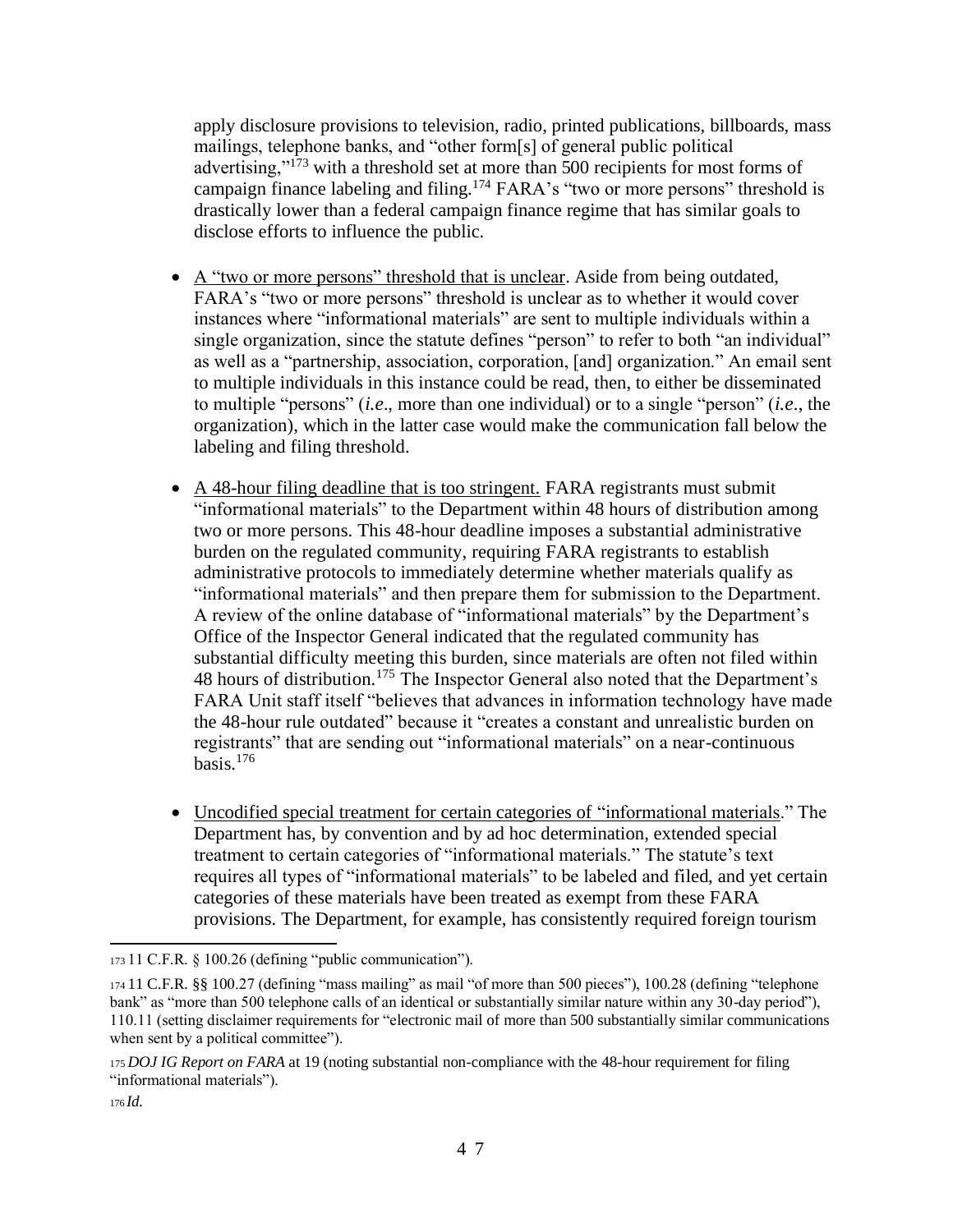apply disclosure provisions to television, radio, printed publications, billboards, mass mailings, telephone banks, and "other form[s] of general public political advertising,"[173] with a threshold set at more than 500 recipients for most forms of campaign finance labeling and filing.[174] FARA's "two or more persons" threshold is drastically lower than a federal campaign finance regime that has similar goals to disclose efforts to influence the public.

- <u>A "two or more persons" threshold that is unclear</u>. Aside from being outdated, FARA's "two or more persons" threshold is unclear as to whether it would cover instances where "informational materials" are sent to multiple individuals within a single organization, since the statute defines "person" to refer to both "an individual" as well as a "partnership, association, corporation, [and] organization." An email sent to multiple individuals in this instance could be read, then, to either be disseminated to multiple "persons" (*i.e*., more than one individual) or to a single "person" (*i.e*., the organization), which in the latter case would make the communication fall below the labeling and filing threshold.

- <u>A 48-hour filing deadline that is too stringent.</u> FARA registrants must submit "informational materials" to the Department within 48 hours of distribution among two or more persons. This 48-hour deadline imposes a substantial administrative burden on the regulated community, requiring FARA registrants to establish administrative protocols to immediately determine whether materials qualify as "informational materials" and then prepare them for submission to the Department. A review of the online database of "informational materials" by the Department's Office of the Inspector General indicated that the regulated community has substantial difficulty meeting this burden, since materials are often not filed within 48 hours of distribution.[175] The Inspector General also noted that the Department's FARA Unit staff itself "believes that advances in information technology have made the 48-hour rule outdated" because it "creates a constant and unrealistic burden on registrants" that are sending out "informational materials" on a near-continuous basis.[176]

- <u>Uncodified special treatment for certain categories of "informational materials</u>." The Department has, by convention and by ad hoc determination, extended special treatment to certain categories of "informational materials." The statute's text requires all types of "informational materials" to be labeled and filed, and yet certain categories of these materials have been treated as exempt from these FARA provisions. The Department, for example, has consistently required foreign tourism

---

173 11 C.F.R. § 100.26 (defining "public communication").

174 11 C.F.R. §§ 100.27 (defining "mass mailing" as mail "of more than 500 pieces"), 100.28 (defining "telephone bank" as "more than 500 telephone calls of an identical or substantially similar nature within any 30-day period"), 110.11 (setting disclaimer requirements for "electronic mail of more than 500 substantially similar communications when sent by a political committee").

175 *DOJ IG Report on FARA* at 19 (noting substantial non-compliance with the 48-hour requirement for filing "informational materials").

176 *Id.*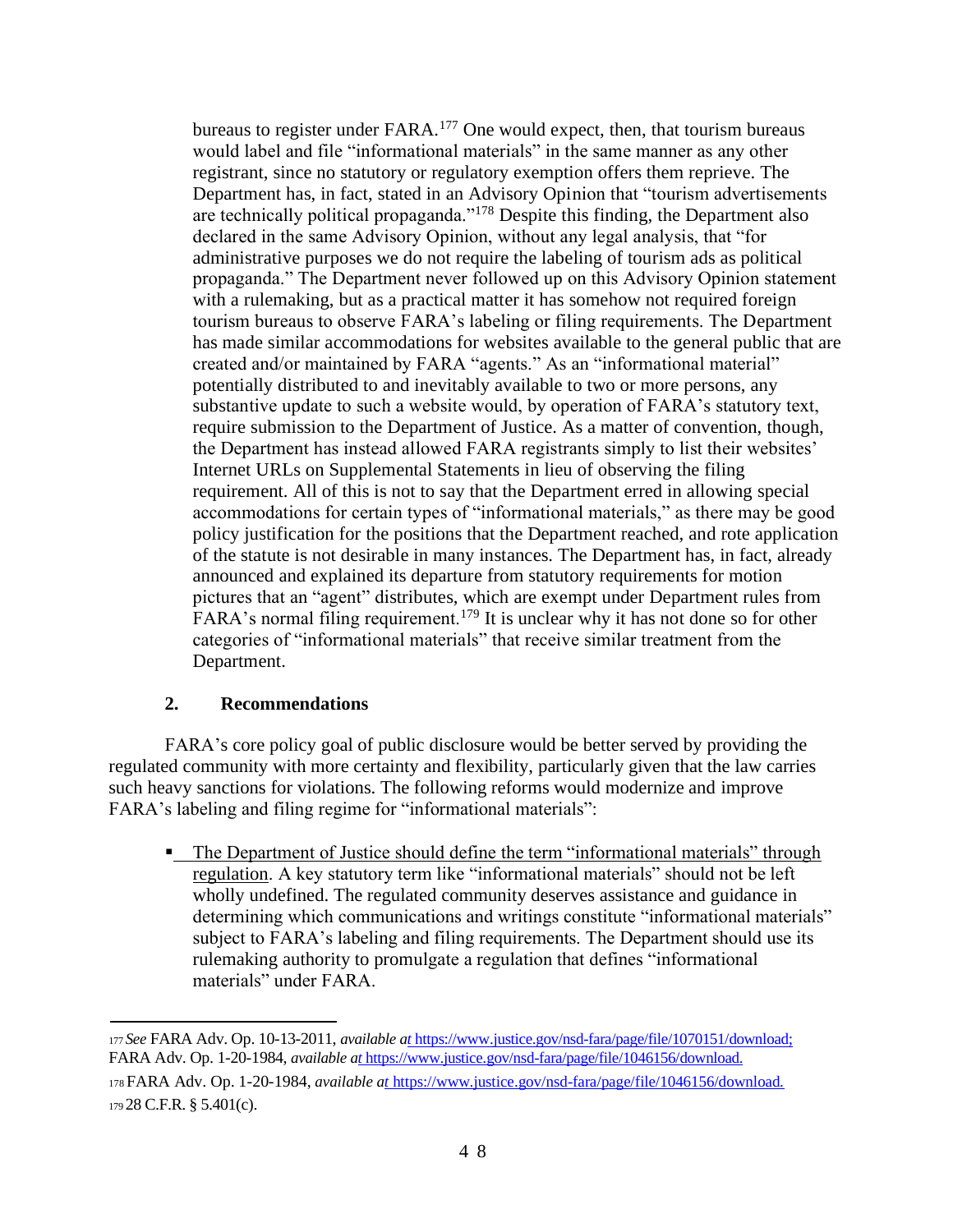bureaus to register under FARA.[177] One would expect, then, that tourism bureaus would label and file "informational materials" in the same manner as any other registrant, since no statutory or regulatory exemption offers them reprieve. The Department has, in fact, stated in an Advisory Opinion that "tourism advertisements are technically political propaganda."[178] Despite this finding, the Department also declared in the same Advisory Opinion, without any legal analysis, that "for administrative purposes we do not require the labeling of tourism ads as political propaganda." The Department never followed up on this Advisory Opinion statement with a rulemaking, but as a practical matter it has somehow not required foreign tourism bureaus to observe FARA's labeling or filing requirements. The Department has made similar accommodations for websites available to the general public that are created and/or maintained by FARA "agents." As an "informational material" potentially distributed to and inevitably available to two or more persons, any substantive update to such a website would, by operation of FARA's statutory text, require submission to the Department of Justice. As a matter of convention, though, the Department has instead allowed FARA registrants simply to list their websites' Internet URLs on Supplemental Statements in lieu of observing the filing requirement. All of this is not to say that the Department erred in allowing special accommodations for certain types of "informational materials," as there may be good policy justification for the positions that the Department reached, and rote application of the statute is not desirable in many instances. The Department has, in fact, already announced and explained its departure from statutory requirements for motion pictures that an "agent" distributes, which are exempt under Department rules from FARA's normal filing requirement.[179] It is unclear why it has not done so for other categories of "informational materials" that receive similar treatment from the Department.

### 2. Recommendations

FARA's core policy goal of public disclosure would be better served by providing the regulated community with more certainty and flexibility, particularly given that the law carries such heavy sanctions for violations. The following reforms would modernize and improve FARA's labeling and filing regime for "informational materials":

- The Department of Justice should define the term "informational materials" through regulation. A key statutory term like "informational materials" should not be left wholly undefined. The regulated community deserves assistance and guidance in determining which communications and writings constitute "informational materials" subject to FARA's labeling and filing requirements. The Department should use its rulemaking authority to promulgate a regulation that defines "informational materials" under FARA.

---

[177] *See* FARA Adv. Op. 10-13-2011, *available at* https://www.justice.gov/nsd-fara/page/file/1070151/download; FARA Adv. Op. 1-20-1984, *available at* https://www.justice.gov/nsd-fara/page/file/1046156/download.

[178] FARA Adv. Op. 1-20-1984, *available at* https://www.justice.gov/nsd-fara/page/file/1046156/download.

[179] 28 C.F.R. § 5.401(c).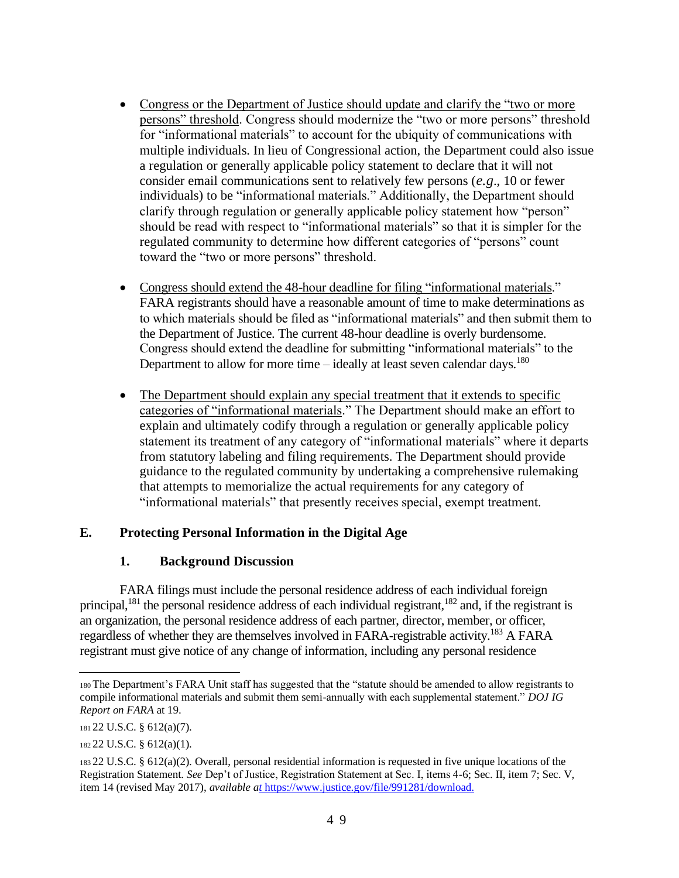- Congress or the Department of Justice should update and clarify the "two or more persons" threshold. Congress should modernize the "two or more persons" threshold for "informational materials" to account for the ubiquity of communications with multiple individuals. In lieu of Congressional action, the Department could also issue a regulation or generally applicable policy statement to declare that it will not consider email communications sent to relatively few persons (*e.g*., 10 or fewer individuals) to be "informational materials." Additionally, the Department should clarify through regulation or generally applicable policy statement how "person" should be read with respect to "informational materials" so that it is simpler for the regulated community to determine how different categories of "persons" count toward the "two or more persons" threshold.

- Congress should extend the 48-hour deadline for filing "informational materials." FARA registrants should have a reasonable amount of time to make determinations as to which materials should be filed as "informational materials" and then submit them to the Department of Justice. The current 48-hour deadline is overly burdensome. Congress should extend the deadline for submitting "informational materials" to the Department to allow for more time – ideally at least seven calendar days.[180]

- The Department should explain any special treatment that it extends to specific categories of "informational materials." The Department should make an effort to explain and ultimately codify through a regulation or generally applicable policy statement its treatment of any category of "informational materials" where it departs from statutory labeling and filing requirements. The Department should provide guidance to the regulated community by undertaking a comprehensive rulemaking that attempts to memorialize the actual requirements for any category of "informational materials" that presently receives special, exempt treatment.

## E. Protecting Personal Information in the Digital Age

### 1. Background Discussion

FARA filings must include the personal residence address of each individual foreign principal,[181] the personal residence address of each individual registrant,[182] and, if the registrant is an organization, the personal residence address of each partner, director, member, or officer, regardless of whether they are themselves involved in FARA-registrable activity.[183] A FARA registrant must give notice of any change of information, including any personal residence

---

[180] The Department's FARA Unit staff has suggested that the "statute should be amended to allow registrants to compile informational materials and submit them semi-annually with each supplemental statement." *DOJ IG Report on FARA* at 19.

[181] 22 U.S.C. § 612(a)(7).

[182] 22 U.S.C. § 612(a)(1).

[183] 22 U.S.C. § 612(a)(2). Overall, personal residential information is requested in five unique locations of the Registration Statement. *See* Dep't of Justice, Registration Statement at Sec. I, items 4-6; Sec. II, item 7; Sec. V, item 14 (revised May 2017), *available at* https://www.justice.gov/file/991281/download.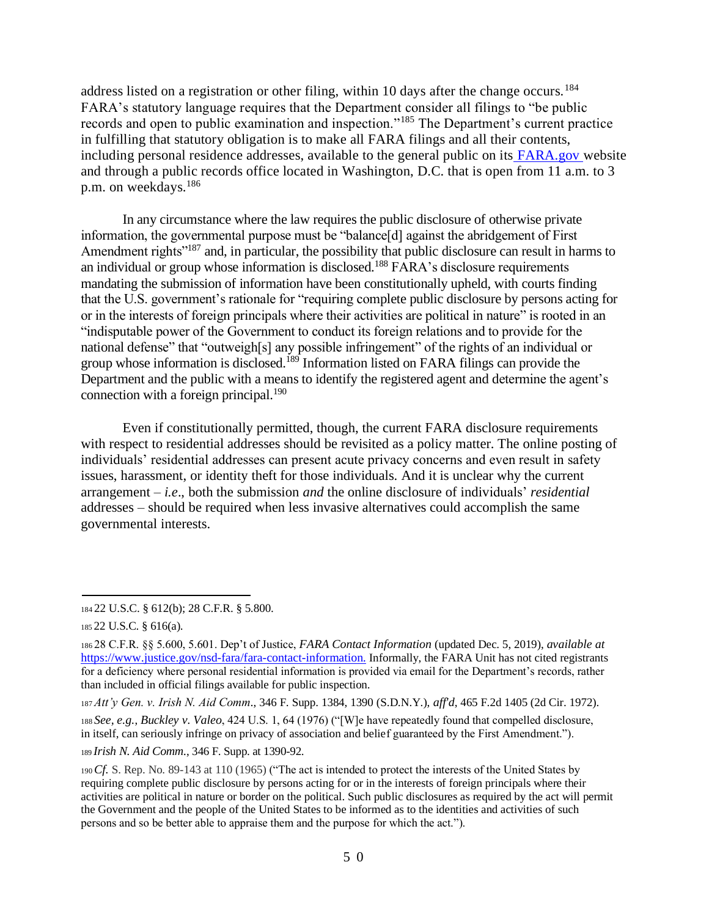address listed on a registration or other filing, within 10 days after the change occurs.[184] FARA's statutory language requires that the Department consider all filings to "be public records and open to public examination and inspection."[185] The Department's current practice in fulfilling that statutory obligation is to make all FARA filings and all their contents, including personal residence addresses, available to the general public on its [FARA.gov](https://FARA.gov) website and through a public records office located in Washington, D.C. that is open from 11 a.m. to 3 p.m. on weekdays.[186]

In any circumstance where the law requires the public disclosure of otherwise private information, the governmental purpose must be "balance[d] against the abridgement of First Amendment rights"[187] and, in particular, the possibility that public disclosure can result in harms to an individual or group whose information is disclosed.[188] FARA's disclosure requirements mandating the submission of information have been constitutionally upheld, with courts finding that the U.S. government's rationale for "requiring complete public disclosure by persons acting for or in the interests of foreign principals where their activities are political in nature" is rooted in an "indisputable power of the Government to conduct its foreign relations and to provide for the national defense" that "outweigh[s] any possible infringement" of the rights of an individual or group whose information is disclosed.[189] Information listed on FARA filings can provide the Department and the public with a means to identify the registered agent and determine the agent's connection with a foreign principal.[190]

Even if constitutionally permitted, though, the current FARA disclosure requirements with respect to residential addresses should be revisited as a policy matter. The online posting of individuals' residential addresses can present acute privacy concerns and even result in safety issues, harassment, or identity theft for those individuals. And it is unclear why the current arrangement – *i.e*., both the submission *and* the online disclosure of individuals' *residential* addresses – should be required when less invasive alternatives could accomplish the same governmental interests.

---

[184] 22 U.S.C. § 612(b); 28 C.F.R. § 5.800.

[185] 22 U.S.C. § 616(a).

[186] 28 C.F.R. §§ 5.600, 5.601. Dep't of Justice, *FARA Contact Information* (updated Dec. 5, 2019), *available at* https://www.justice.gov/nsd-fara/fara-contact-information. Informally, the FARA Unit has not cited registrants for a deficiency where personal residential information is provided via email for the Department's records, rather than included in official filings available for public inspection.

[187] *Att'y Gen. v. Irish N. Aid Comm*., 346 F. Supp. 1384, 1390 (S.D.N.Y.), *aff'd*, 465 F.2d 1405 (2d Cir. 1972).

[188] *See, e.g.*, *Buckley v. Valeo*, 424 U.S. 1, 64 (1976) ("[W]e have repeatedly found that compelled disclosure, in itself, can seriously infringe on privacy of association and belief guaranteed by the First Amendment.").

[189] *Irish N. Aid Comm.*, 346 F. Supp. at 1390-92.

[190] *Cf.* S. Rep. No. 89-143 at 110 (1965) ("The act is intended to protect the interests of the United States by requiring complete public disclosure by persons acting for or in the interests of foreign principals where their activities are political in nature or border on the political. Such public disclosures as required by the act will permit the Government and the people of the United States to be informed as to the identities and activities of such persons and so be better able to appraise them and the purpose for which the act.").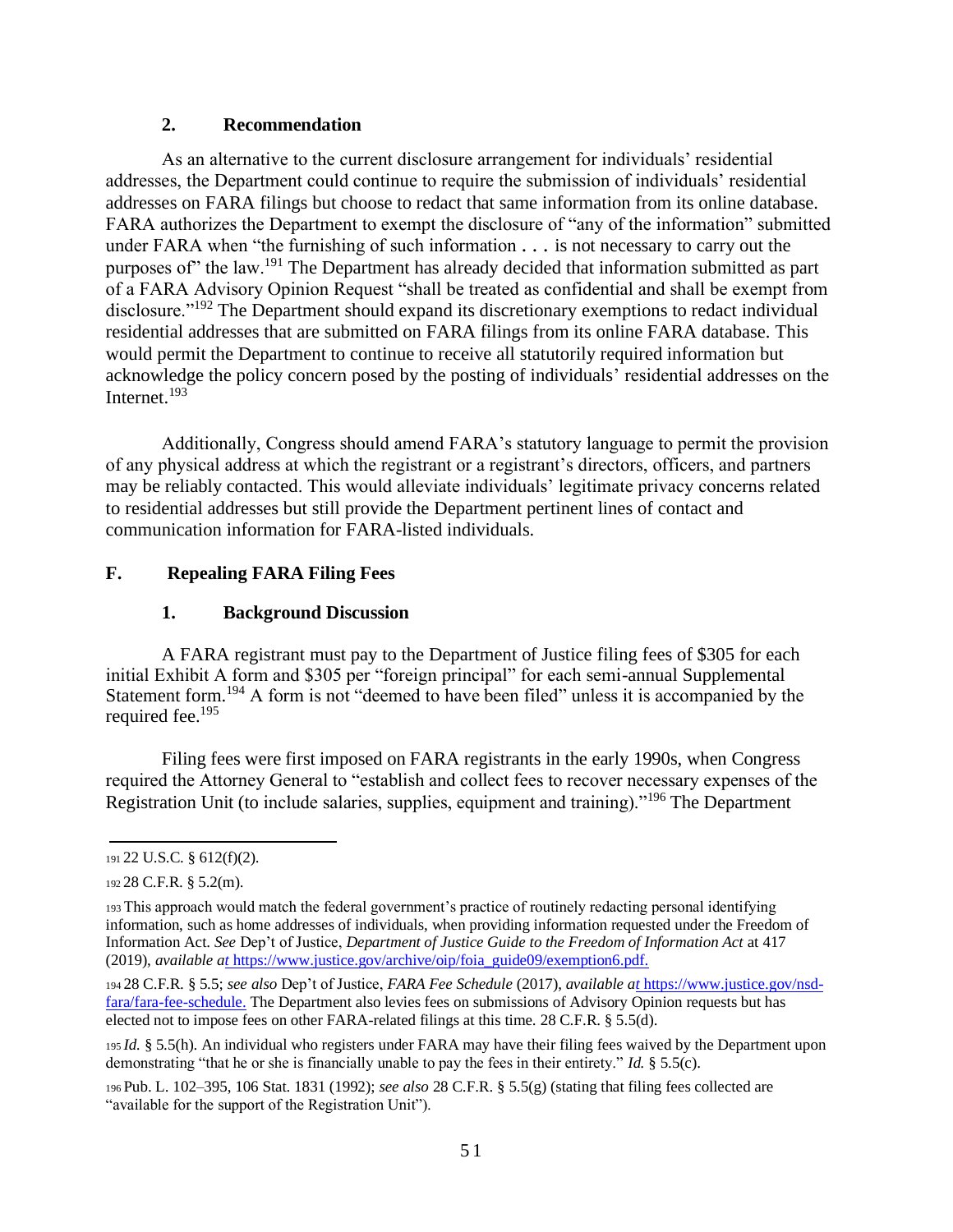### 2. Recommendation

As an alternative to the current disclosure arrangement for individuals' residential addresses, the Department could continue to require the submission of individuals' residential addresses on FARA filings but choose to redact that same information from its online database. FARA authorizes the Department to exempt the disclosure of "any of the information" submitted under FARA when "the furnishing of such information . . . is not necessary to carry out the purposes of" the law.[191] The Department has already decided that information submitted as part of a FARA Advisory Opinion Request "shall be treated as confidential and shall be exempt from disclosure."[192] The Department should expand its discretionary exemptions to redact individual residential addresses that are submitted on FARA filings from its online FARA database. This would permit the Department to continue to receive all statutorily required information but acknowledge the policy concern posed by the posting of individuals' residential addresses on the Internet.[193]

Additionally, Congress should amend FARA's statutory language to permit the provision of any physical address at which the registrant or a registrant's directors, officers, and partners may be reliably contacted. This would alleviate individuals' legitimate privacy concerns related to residential addresses but still provide the Department pertinent lines of contact and communication information for FARA-listed individuals.

## F. Repealing FARA Filing Fees

### 1. Background Discussion

A FARA registrant must pay to the Department of Justice filing fees of $305 for each initial Exhibit A form and $305 per "foreign principal" for each semi-annual Supplemental Statement form.[194] A form is not "deemed to have been filed" unless it is accompanied by the required fee.[195]

Filing fees were first imposed on FARA registrants in the early 1990s, when Congress required the Attorney General to "establish and collect fees to recover necessary expenses of the Registration Unit (to include salaries, supplies, equipment and training)."[196] The Department

---

[191] 22 U.S.C. § 612(f)(2).

[192] 28 C.F.R. § 5.2(m).

[193] This approach would match the federal government's practice of routinely redacting personal identifying information, such as home addresses of individuals, when providing information requested under the Freedom of Information Act. *See* Dep't of Justice, *Department of Justice Guide to the Freedom of Information Act* at 417 (2019), *available at* https://www.justice.gov/archive/oip/foia_guide09/exemption6.pdf.

[194] 28 C.F.R. § 5.5; *see also* Dep't of Justice, *FARA Fee Schedule* (2017), *available at* https://www.justice.gov/nsd-fara/fara-fee-schedule. The Department also levies fees on submissions of Advisory Opinion requests but has elected not to impose fees on other FARA-related filings at this time. 28 C.F.R. § 5.5(d).

[195] *Id.* § 5.5(h). An individual who registers under FARA may have their filing fees waived by the Department upon demonstrating "that he or she is financially unable to pay the fees in their entirety." *Id.* § 5.5(c).

[196] Pub. L. 102–395, 106 Stat. 1831 (1992); *see also* 28 C.F.R. § 5.5(g) (stating that filing fees collected are "available for the support of the Registration Unit").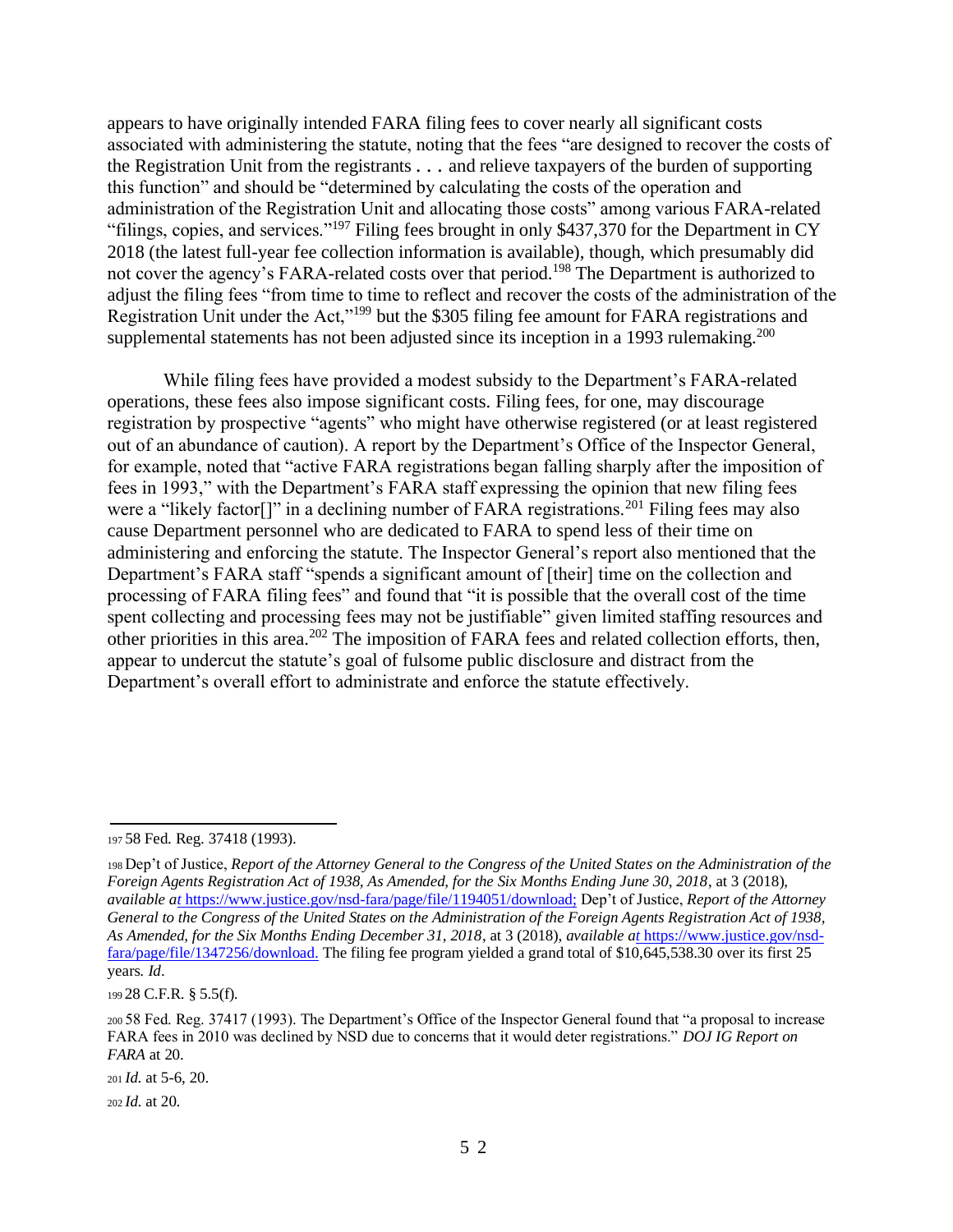appears to have originally intended FARA filing fees to cover nearly all significant costs associated with administering the statute, noting that the fees "are designed to recover the costs of the Registration Unit from the registrants . . . and relieve taxpayers of the burden of supporting this function" and should be "determined by calculating the costs of the operation and administration of the Registration Unit and allocating those costs" among various FARA-related "filings, copies, and services."[197] Filing fees brought in only $437,370 for the Department in CY 2018 (the latest full-year fee collection information is available), though, which presumably did not cover the agency's FARA-related costs over that period.[198] The Department is authorized to adjust the filing fees "from time to time to reflect and recover the costs of the administration of the Registration Unit under the Act,"[199] but the $305 filing fee amount for FARA registrations and supplemental statements has not been adjusted since its inception in a 1993 rulemaking.[200]

While filing fees have provided a modest subsidy to the Department's FARA-related operations, these fees also impose significant costs. Filing fees, for one, may discourage registration by prospective "agents" who might have otherwise registered (or at least registered out of an abundance of caution). A report by the Department's Office of the Inspector General, for example, noted that "active FARA registrations began falling sharply after the imposition of fees in 1993," with the Department's FARA staff expressing the opinion that new filing fees were a "likely factor[]" in a declining number of FARA registrations.[201] Filing fees may also cause Department personnel who are dedicated to FARA to spend less of their time on administering and enforcing the statute. The Inspector General's report also mentioned that the Department's FARA staff "spends a significant amount of [their] time on the collection and processing of FARA filing fees" and found that "it is possible that the overall cost of the time spent collecting and processing fees may not be justifiable" given limited staffing resources and other priorities in this area.[202] The imposition of FARA fees and related collection efforts, then, appear to undercut the statute's goal of fulsome public disclosure and distract from the Department's overall effort to administrate and enforce the statute effectively.

---

[197] 58 Fed. Reg. 37418 (1993).

[198] Dep't of Justice, *Report of the Attorney General to the Congress of the United States on the Administration of the Foreign Agents Registration Act of 1938, As Amended, for the Six Months Ending June 30, 2018*, at 3 (2018), *available at* https://www.justice.gov/nsd-fara/page/file/1194051/download; Dep't of Justice, *Report of the Attorney General to the Congress of the United States on the Administration of the Foreign Agents Registration Act of 1938, As Amended, for the Six Months Ending December 31, 2018*, at 3 (2018), *available at* https://www.justice.gov/nsd-fara/page/file/1347256/download. The filing fee program yielded a grand total of $10,645,538.30 over its first 25 years. *Id*.

[199] 28 C.F.R. § 5.5(f).

[200] 58 Fed. Reg. 37417 (1993). The Department's Office of the Inspector General found that "a proposal to increase FARA fees in 2010 was declined by NSD due to concerns that it would deter registrations." *DOJ IG Report on FARA* at 20.

[201] *Id.* at 5-6, 20.

[202] *Id.* at 20.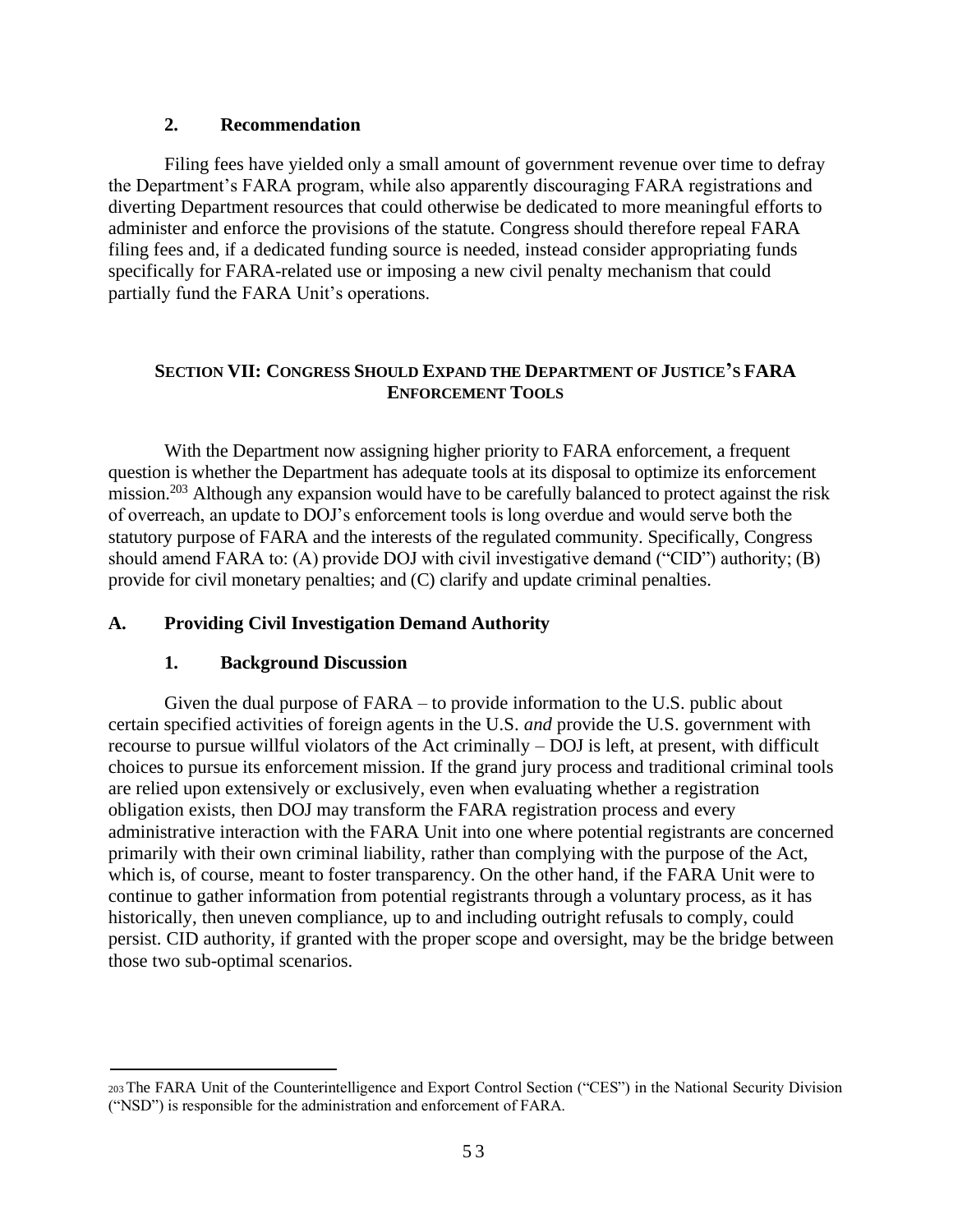### 2. Recommendation

Filing fees have yielded only a small amount of government revenue over time to defray the Department's FARA program, while also apparently discouraging FARA registrations and diverting Department resources that could otherwise be dedicated to more meaningful efforts to administer and enforce the provisions of the statute. Congress should therefore repeal FARA filing fees and, if a dedicated funding source is needed, instead consider appropriating funds specifically for FARA-related use or imposing a new civil penalty mechanism that could partially fund the FARA Unit's operations.

## SECTION VII: CONGRESS SHOULD EXPAND THE DEPARTMENT OF JUSTICE'S FARA ENFORCEMENT TOOLS

With the Department now assigning higher priority to FARA enforcement, a frequent question is whether the Department has adequate tools at its disposal to optimize its enforcement mission.[203] Although any expansion would have to be carefully balanced to protect against the risk of overreach, an update to DOJ's enforcement tools is long overdue and would serve both the statutory purpose of FARA and the interests of the regulated community. Specifically, Congress should amend FARA to: (A) provide DOJ with civil investigative demand ("CID") authority; (B) provide for civil monetary penalties; and (C) clarify and update criminal penalties.

### A. Providing Civil Investigation Demand Authority

#### 1. Background Discussion

Given the dual purpose of FARA – to provide information to the U.S. public about certain specified activities of foreign agents in the U.S. *and* provide the U.S. government with recourse to pursue willful violators of the Act criminally – DOJ is left, at present, with difficult choices to pursue its enforcement mission. If the grand jury process and traditional criminal tools are relied upon extensively or exclusively, even when evaluating whether a registration obligation exists, then DOJ may transform the FARA registration process and every administrative interaction with the FARA Unit into one where potential registrants are concerned primarily with their own criminal liability, rather than complying with the purpose of the Act, which is, of course, meant to foster transparency. On the other hand, if the FARA Unit were to continue to gather information from potential registrants through a voluntary process, as it has historically, then uneven compliance, up to and including outright refusals to comply, could persist. CID authority, if granted with the proper scope and oversight, may be the bridge between those two sub-optimal scenarios.

[203] The FARA Unit of the Counterintelligence and Export Control Section ("CES") in the National Security Division ("NSD") is responsible for the administration and enforcement of FARA.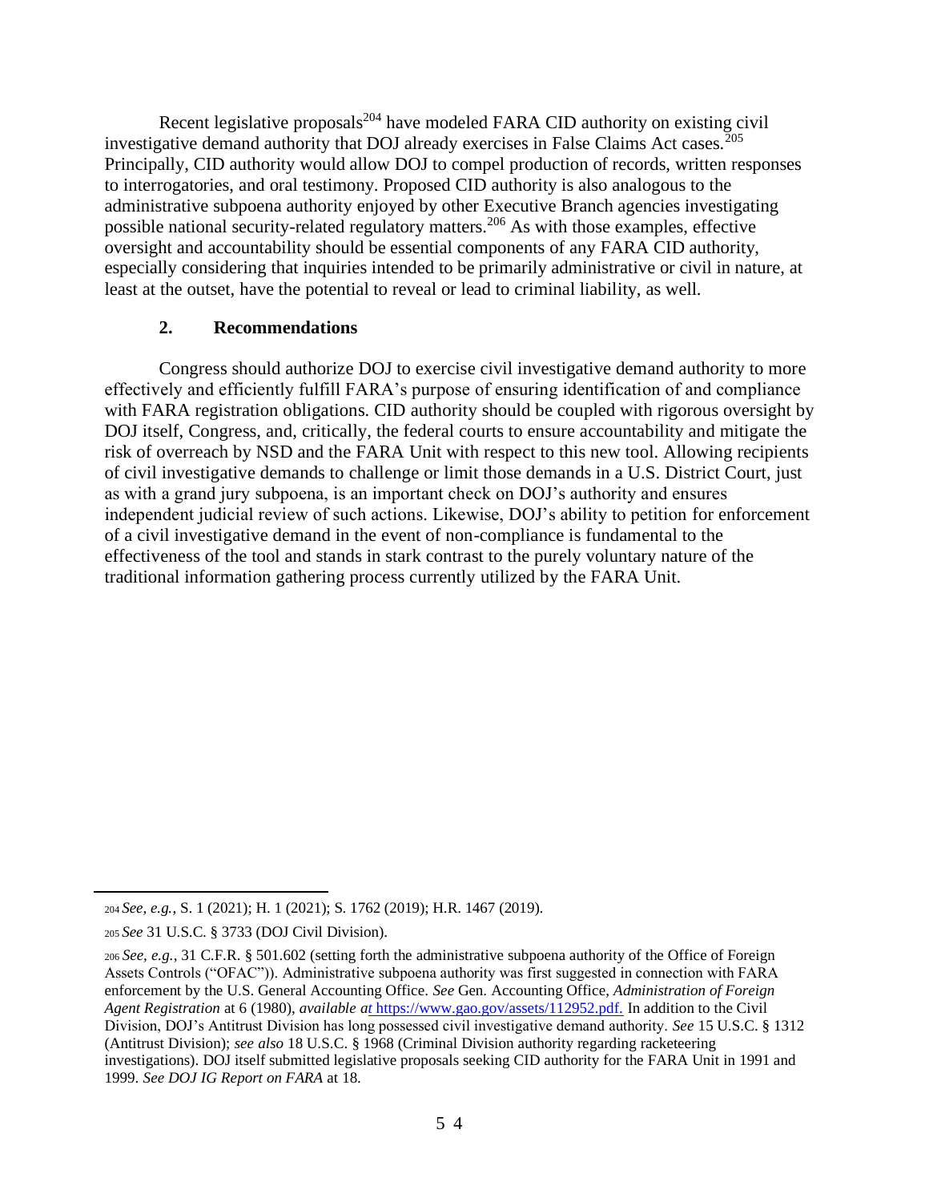Recent legislative proposals[204] have modeled FARA CID authority on existing civil investigative demand authority that DOJ already exercises in False Claims Act cases.[205] Principally, CID authority would allow DOJ to compel production of records, written responses to interrogatories, and oral testimony. Proposed CID authority is also analogous to the administrative subpoena authority enjoyed by other Executive Branch agencies investigating possible national security-related regulatory matters.[206] As with those examples, effective oversight and accountability should be essential components of any FARA CID authority, especially considering that inquiries intended to be primarily administrative or civil in nature, at least at the outset, have the potential to reveal or lead to criminal liability, as well.

#### 2. Recommendations

Congress should authorize DOJ to exercise civil investigative demand authority to more effectively and efficiently fulfill FARA's purpose of ensuring identification of and compliance with FARA registration obligations. CID authority should be coupled with rigorous oversight by DOJ itself, Congress, and, critically, the federal courts to ensure accountability and mitigate the risk of overreach by NSD and the FARA Unit with respect to this new tool. Allowing recipients of civil investigative demands to challenge or limit those demands in a U.S. District Court, just as with a grand jury subpoena, is an important check on DOJ's authority and ensures independent judicial review of such actions. Likewise, DOJ's ability to petition for enforcement of a civil investigative demand in the event of non-compliance is fundamental to the effectiveness of the tool and stands in stark contrast to the purely voluntary nature of the traditional information gathering process currently utilized by the FARA Unit.

---

[204] *See, e.g.*, S. 1 (2021); H. 1 (2021); S. 1762 (2019); H.R. 1467 (2019).

[205] *See* 31 U.S.C. § 3733 (DOJ Civil Division).

[206] *See, e.g.*, 31 C.F.R. § 501.602 (setting forth the administrative subpoena authority of the Office of Foreign Assets Controls ("OFAC")). Administrative subpoena authority was first suggested in connection with FARA enforcement by the U.S. General Accounting Office. *See* Gen. Accounting Office, *Administration of Foreign Agent Registration* at 6 (1980), *available at* https://www.gao.gov/assets/112952.pdf. In addition to the Civil Division, DOJ's Antitrust Division has long possessed civil investigative demand authority. *See* 15 U.S.C. § 1312 (Antitrust Division); *see also* 18 U.S.C. § 1968 (Criminal Division authority regarding racketeering investigations). DOJ itself submitted legislative proposals seeking CID authority for the FARA Unit in 1991 and 1999. *See DOJ IG Report on FARA* at 18.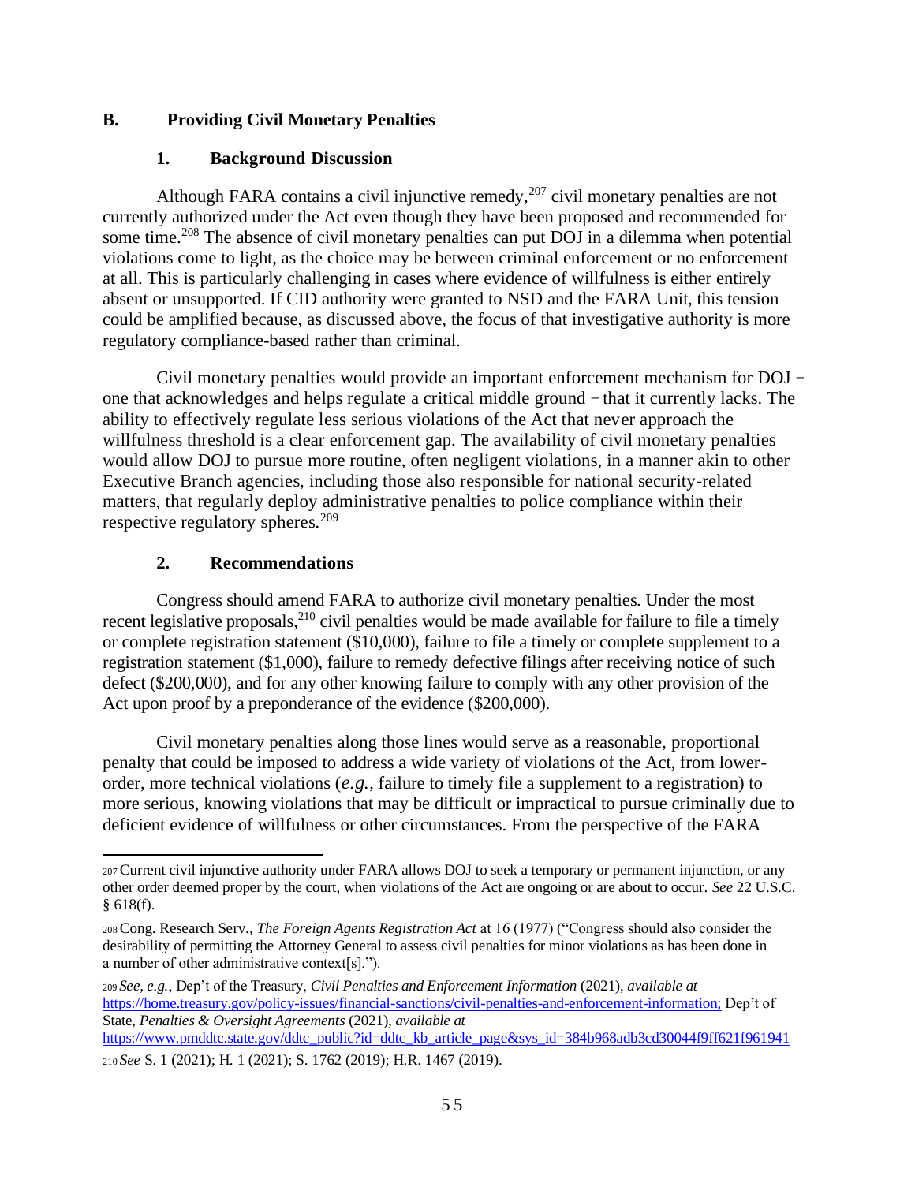## B. Providing Civil Monetary Penalties

### 1. Background Discussion

Although FARA contains a civil injunctive remedy,[207] civil monetary penalties are not currently authorized under the Act even though they have been proposed and recommended for some time.[208] The absence of civil monetary penalties can put DOJ in a dilemma when potential violations come to light, as the choice may be between criminal enforcement or no enforcement at all. This is particularly challenging in cases where evidence of willfulness is either entirely absent or unsupported. If CID authority were granted to NSD and the FARA Unit, this tension could be amplified because, as discussed above, the focus of that investigative authority is more regulatory compliance-based rather than criminal.

Civil monetary penalties would provide an important enforcement mechanism for DOJ – one that acknowledges and helps regulate a critical middle ground – that it currently lacks. The ability to effectively regulate less serious violations of the Act that never approach the willfulness threshold is a clear enforcement gap. The availability of civil monetary penalties would allow DOJ to pursue more routine, often negligent violations, in a manner akin to other Executive Branch agencies, including those also responsible for national security-related matters, that regularly deploy administrative penalties to police compliance within their respective regulatory spheres.[209]

### 2. Recommendations

Congress should amend FARA to authorize civil monetary penalties. Under the most recent legislative proposals,[210] civil penalties would be made available for failure to file a timely or complete registration statement ($10,000), failure to file a timely or complete supplement to a registration statement ($1,000), failure to remedy defective filings after receiving notice of such defect ($200,000), and for any other knowing failure to comply with any other provision of the Act upon proof by a preponderance of the evidence ($200,000).

Civil monetary penalties along those lines would serve as a reasonable, proportional penalty that could be imposed to address a wide variety of violations of the Act, from lower-order, more technical violations (*e.g.*, failure to timely file a supplement to a registration) to more serious, knowing violations that may be difficult or impractical to pursue criminally due to deficient evidence of willfulness or other circumstances. From the perspective of the FARA

---

[207] Current civil injunctive authority under FARA allows DOJ to seek a temporary or permanent injunction, or any other order deemed proper by the court, when violations of the Act are ongoing or are about to occur. *See* 22 U.S.C. § 618(f).

[208] Cong. Research Serv., *The Foreign Agents Registration Act* at 16 (1977) ("Congress should also consider the desirability of permitting the Attorney General to assess civil penalties for minor violations as has been done in a number of other administrative context[s].").

[209] *See, e.g.*, Dep't of the Treasury, *Civil Penalties and Enforcement Information* (2021), *available at* https://home.treasury.gov/policy-issues/financial-sanctions/civil-penalties-and-enforcement-information; Dep't of State, *Penalties & Oversight Agreements* (2021), *available at* https://www.pmddtc.state.gov/ddtc_public?id=ddtc_kb_article_page&sys_id=384b968adb3cd30044f9ff621f961941

[210] *See* S. 1 (2021); H. 1 (2021); S. 1762 (2019); H.R. 1467 (2019).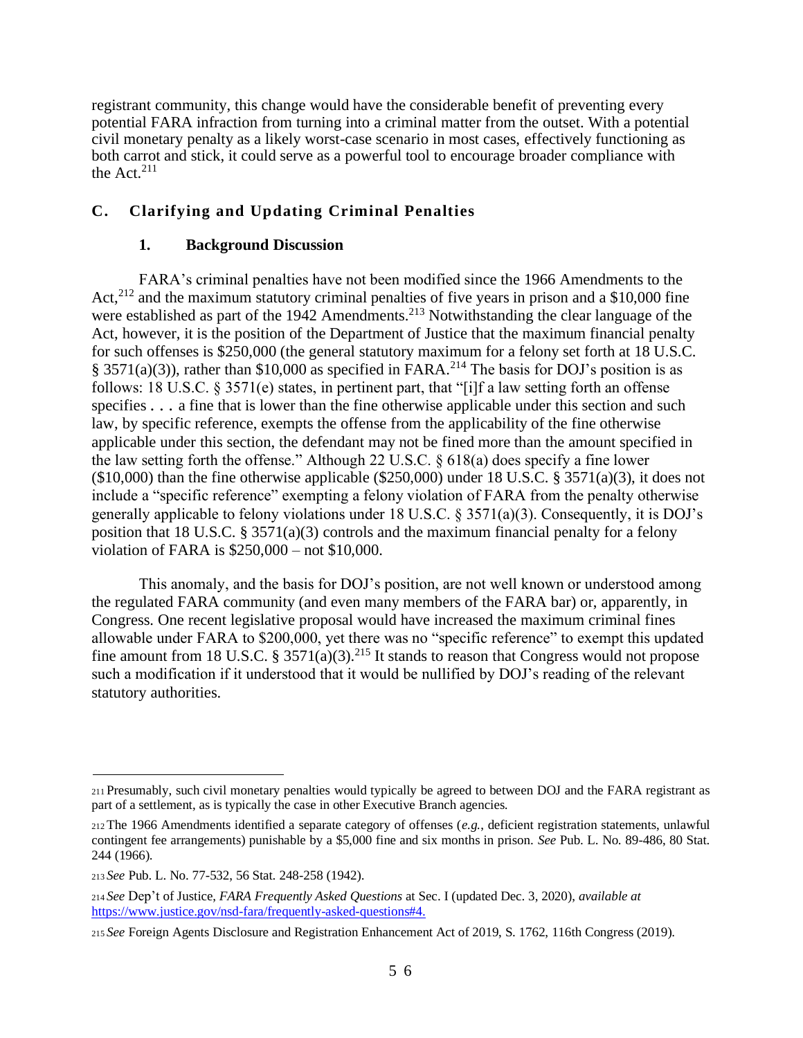registrant community, this change would have the considerable benefit of preventing every potential FARA infraction from turning into a criminal matter from the outset. With a potential civil monetary penalty as a likely worst-case scenario in most cases, effectively functioning as both carrot and stick, it could serve as a powerful tool to encourage broader compliance with the Act.[211]

## C. Clarifying and Updating Criminal Penalties

### 1. Background Discussion

FARA's criminal penalties have not been modified since the 1966 Amendments to the Act,[212] and the maximum statutory criminal penalties of five years in prison and a $10,000 fine were established as part of the 1942 Amendments.[213] Notwithstanding the clear language of the Act, however, it is the position of the Department of Justice that the maximum financial penalty for such offenses is $250,000 (the general statutory maximum for a felony set forth at 18 U.S.C. § 3571(a)(3)), rather than $10,000 as specified in FARA.[214] The basis for DOJ's position is as follows: 18 U.S.C. § 3571(e) states, in pertinent part, that "[i]f a law setting forth an offense specifies . . . a fine that is lower than the fine otherwise applicable under this section and such law, by specific reference, exempts the offense from the applicability of the fine otherwise applicable under this section, the defendant may not be fined more than the amount specified in the law setting forth the offense." Although 22 U.S.C. § 618(a) does specify a fine lower ($10,000) than the fine otherwise applicable ($250,000) under 18 U.S.C. § 3571(a)(3), it does not include a "specific reference" exempting a felony violation of FARA from the penalty otherwise generally applicable to felony violations under 18 U.S.C. § 3571(a)(3). Consequently, it is DOJ's position that 18 U.S.C. § 3571(a)(3) controls and the maximum financial penalty for a felony violation of FARA is $250,000 – not $10,000.

This anomaly, and the basis for DOJ's position, are not well known or understood among the regulated FARA community (and even many members of the FARA bar) or, apparently, in Congress. One recent legislative proposal would have increased the maximum criminal fines allowable under FARA to $200,000, yet there was no "specific reference" to exempt this updated fine amount from 18 U.S.C. § 3571(a)(3).[215] It stands to reason that Congress would not propose such a modification if it understood that it would be nullified by DOJ's reading of the relevant statutory authorities.

---

[211] Presumably, such civil monetary penalties would typically be agreed to between DOJ and the FARA registrant as part of a settlement, as is typically the case in other Executive Branch agencies.

[212] The 1966 Amendments identified a separate category of offenses (*e.g.*, deficient registration statements, unlawful contingent fee arrangements) punishable by a $5,000 fine and six months in prison. *See* Pub. L. No. 89-486, 80 Stat. 244 (1966).

[213] *See* Pub. L. No. 77-532, 56 Stat. 248-258 (1942).

[214] *See* Dep't of Justice, *FARA Frequently Asked Questions* at Sec. I (updated Dec. 3, 2020), *available at* https://www.justice.gov/nsd-fara/frequently-asked-questions#4.

[215] *See* Foreign Agents Disclosure and Registration Enhancement Act of 2019, S. 1762, 116th Congress (2019).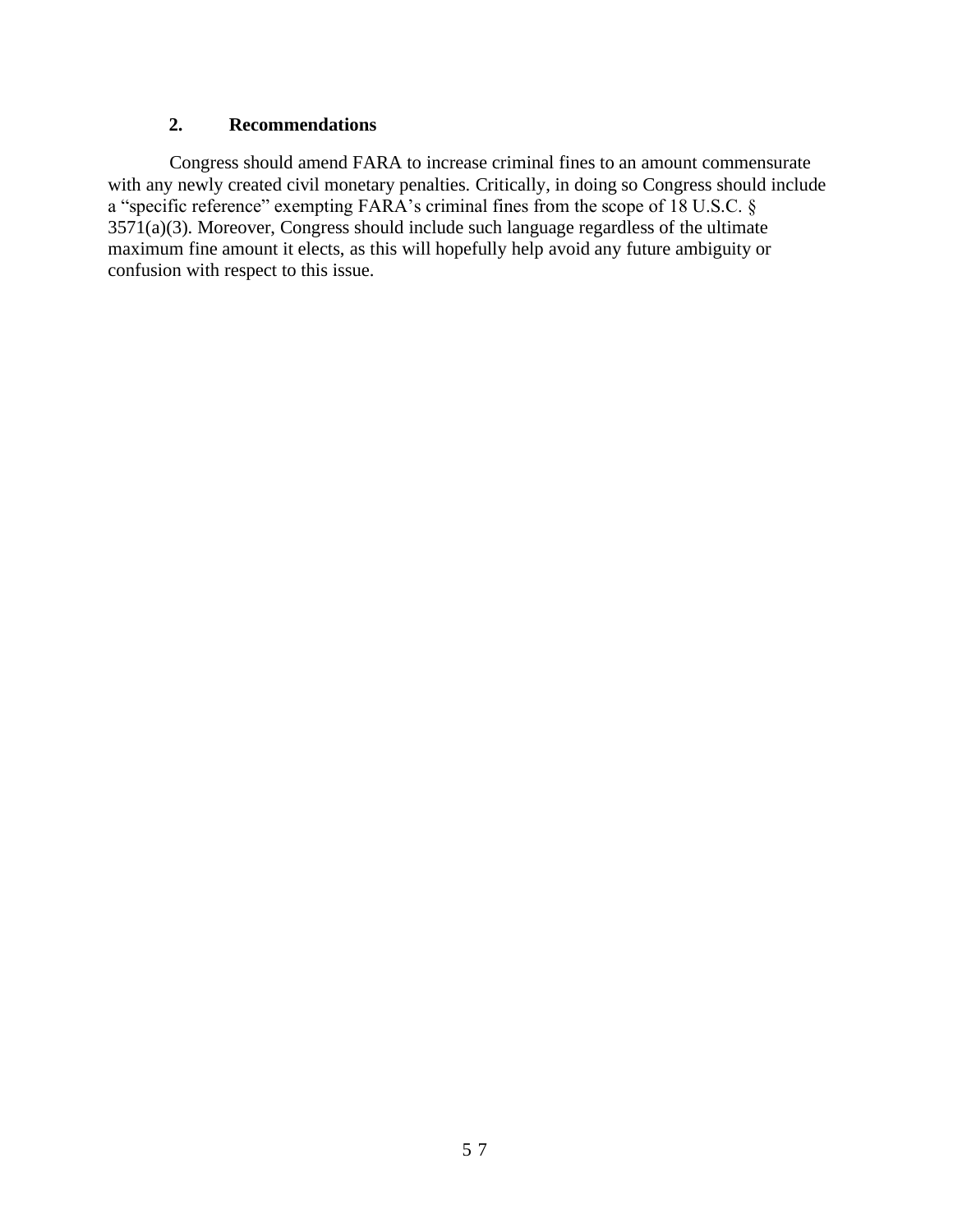### 2. Recommendations

Congress should amend FARA to increase criminal fines to an amount commensurate with any newly created civil monetary penalties. Critically, in doing so Congress should include a "specific reference" exempting FARA's criminal fines from the scope of 18 U.S.C. § 3571(a)(3). Moreover, Congress should include such language regardless of the ultimate maximum fine amount it elects, as this will hopefully help avoid any future ambiguity or confusion with respect to this issue.